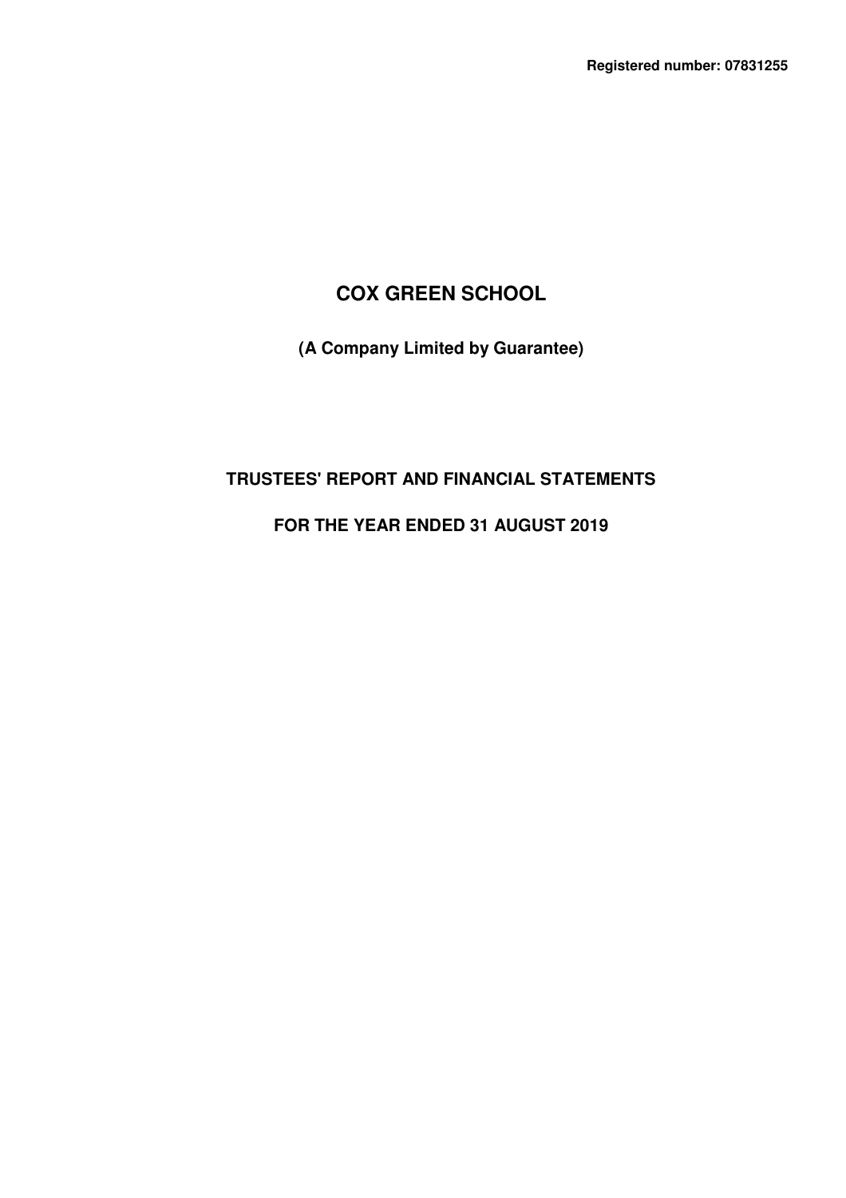**Registered number: 07831255**

# COX GREEN SCHOOL

**(A Company Limited by Guarantee)**

## TRUSTEES' REPORT AND FINANCIAL STATEMENTS

## FOR THE YEAR ENDED 31 AUGUST 2019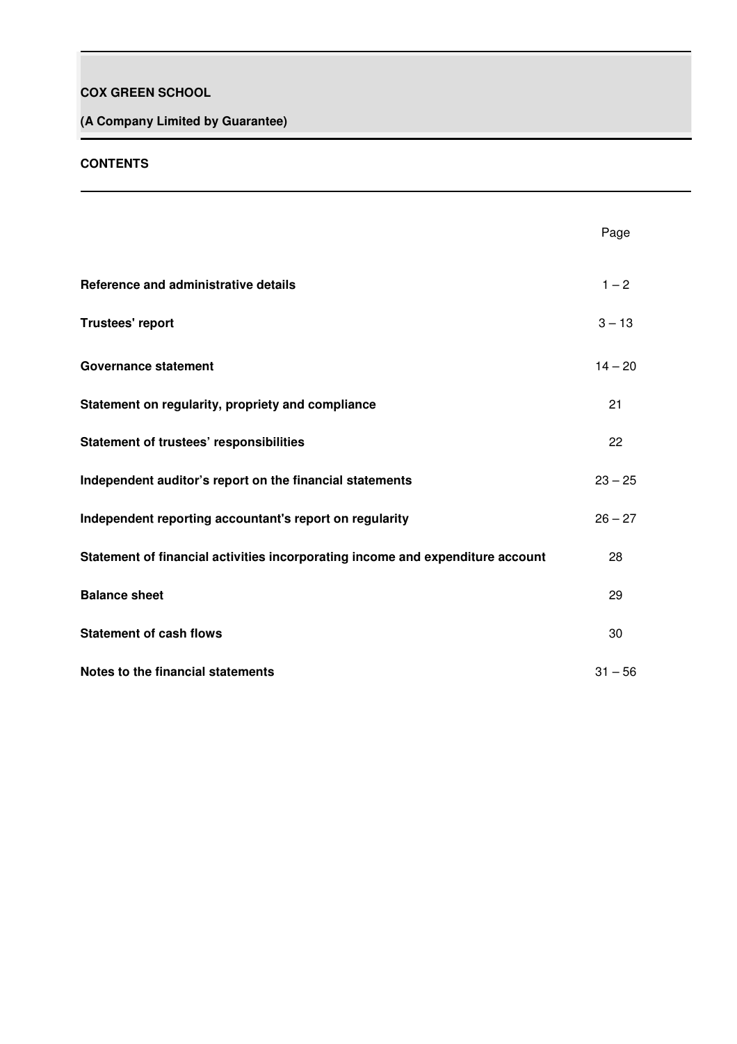**COX GREEN SCHOOL**

**(A Company Limited by Guarantee)**

## CONTENTS

| | Page |
|---|---|
| **Reference and administrative details** | 1 – 2 |
| **Trustees' report** | 3 – 13 |
| **Governance statement** | 14 – 20 |
| **Statement on regularity, propriety and compliance** | 21 |
| **Statement of trustees' responsibilities** | 22 |
| **Independent auditor's report on the financial statements** | 23 – 25 |
| **Independent reporting accountant's report on regularity** | 26 – 27 |
| **Statement of financial activities incorporating income and expenditure account** | 28 |
| **Balance sheet** | 29 |
| **Statement of cash flows** | 30 |
| **Notes to the financial statements** | 31 – 56 |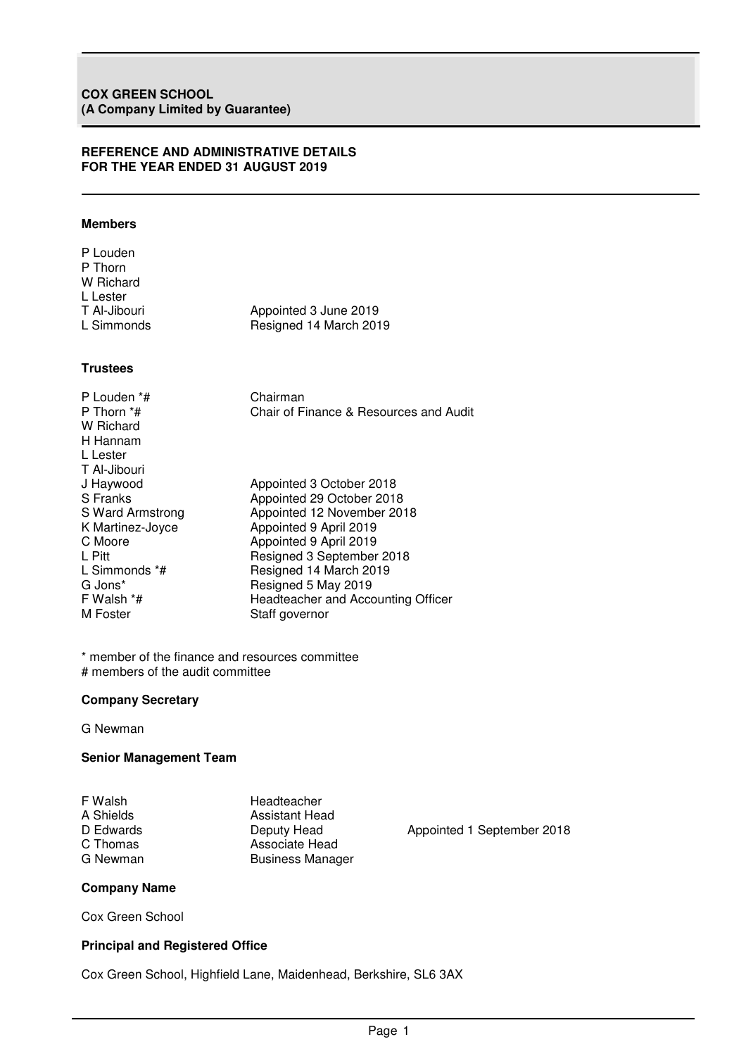**COX GREEN SCHOOL**
**(A Company Limited by Guarantee)**

# REFERENCE AND ADMINISTRATIVE DETAILS FOR THE YEAR ENDED 31 AUGUST 2019

## Members

| | |
|---|---|
| P Louden | |
| P Thorn | |
| W Richard | |
| L Lester | |
| T Al-Jibouri | Appointed 3 June 2019 |
| L Simmonds | Resigned 14 March 2019 |

## Trustees

| | |
|---|---|
| P Louden *# | Chairman |
| P Thorn *# | Chair of Finance & Resources and Audit |
| W Richard | |
| H Hannam | |
| L Lester | |
| T Al-Jibouri | |
| J Haywood | Appointed 3 October 2018 |
| S Franks | Appointed 29 October 2018 |
| S Ward Armstrong | Appointed 12 November 2018 |
| K Martinez-Joyce | Appointed 9 April 2019 |
| C Moore | Appointed 9 April 2019 |
| L Pitt | Resigned 3 September 2018 |
| L Simmonds *# | Resigned 14 March 2019 |
| G Jons* | Resigned 5 May 2019 |
| F Walsh *# | Headteacher and Accounting Officer |
| M Foster | Staff governor |

* member of the finance and resources committee
# members of the audit committee

## Company Secretary

G Newman

## Senior Management Team

| | | |
|---|---|---|
| F Walsh | Headteacher | |
| A Shields | Assistant Head | |
| D Edwards | Deputy Head | Appointed 1 September 2018 |
| C Thomas | Associate Head | |
| G Newman | Business Manager | |

## Company Name

Cox Green School

## Principal and Registered Office

Cox Green School, Highfield Lane, Maidenhead, Berkshire, SL6 3AX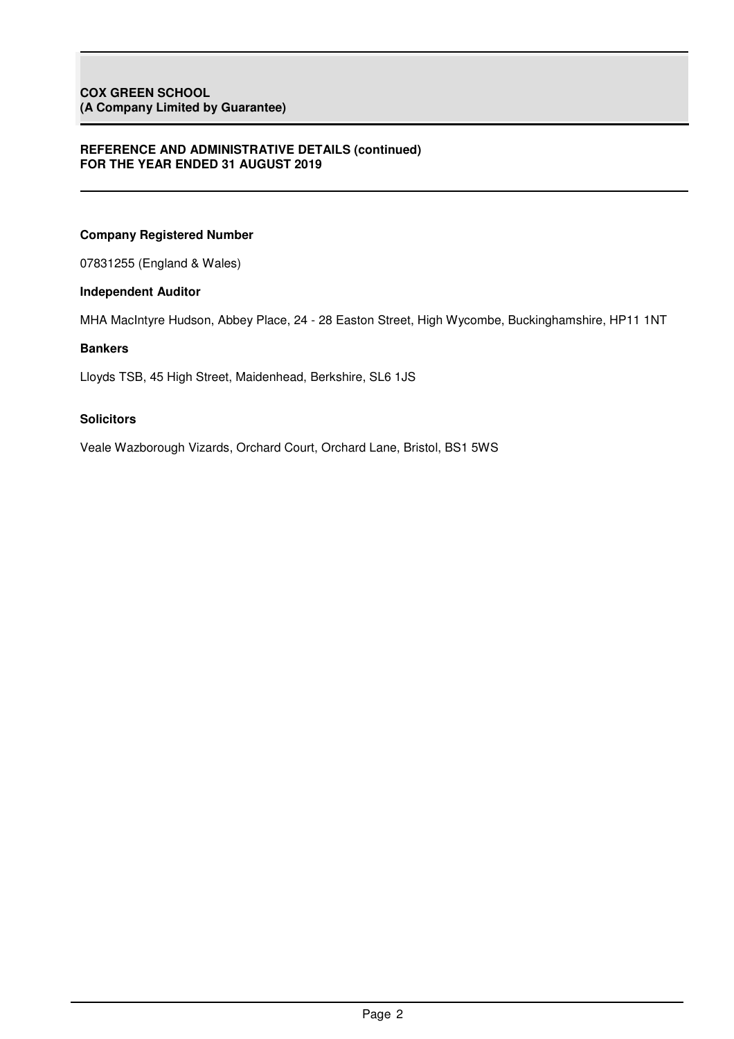**COX GREEN SCHOOL**
**(A Company Limited by Guarantee)**

**REFERENCE AND ADMINISTRATIVE DETAILS (continued)**
**FOR THE YEAR ENDED 31 AUGUST 2019**

**Company Registered Number**

07831255 (England & Wales)

**Independent Auditor**

MHA MacIntyre Hudson, Abbey Place, 24 - 28 Easton Street, High Wycombe, Buckinghamshire, HP11 1NT

**Bankers**

Lloyds TSB, 45 High Street, Maidenhead, Berkshire, SL6 1JS

**Solicitors**

Veale Wazborough Vizards, Orchard Court, Orchard Lane, Bristol, BS1 5WS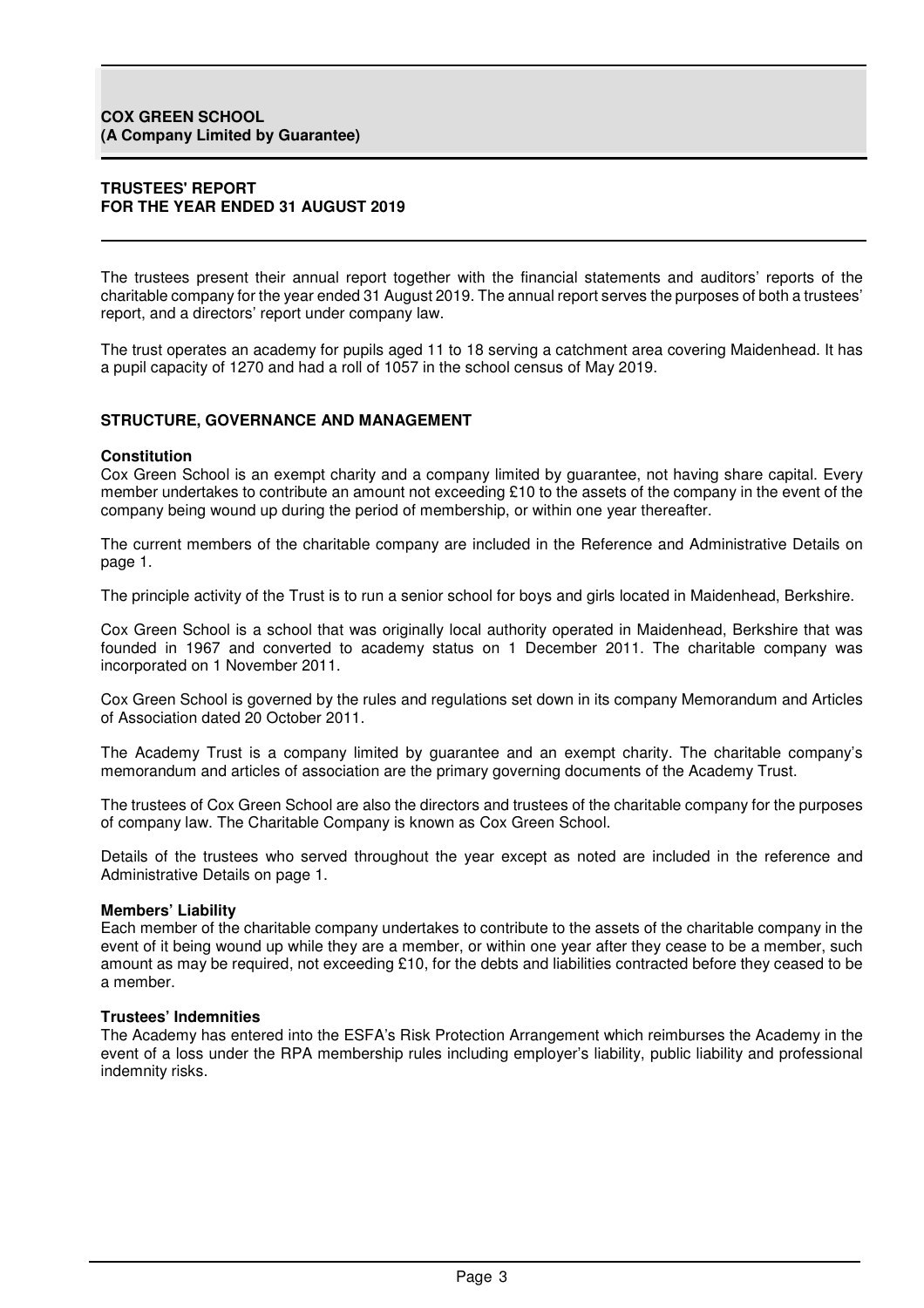**COX GREEN SCHOOL**
**(A Company Limited by Guarantee)**

# TRUSTEES' REPORT
## FOR THE YEAR ENDED 31 AUGUST 2019

The trustees present their annual report together with the financial statements and auditors' reports of the charitable company for the year ended 31 August 2019. The annual report serves the purposes of both a trustees' report, and a directors' report under company law.

The trust operates an academy for pupils aged 11 to 18 serving a catchment area covering Maidenhead. It has a pupil capacity of 1270 and had a roll of 1057 in the school census of May 2019.

## STRUCTURE, GOVERNANCE AND MANAGEMENT

### Constitution

Cox Green School is an exempt charity and a company limited by guarantee, not having share capital. Every member undertakes to contribute an amount not exceeding £10 to the assets of the company in the event of the company being wound up during the period of membership, or within one year thereafter.

The current members of the charitable company are included in the Reference and Administrative Details on page 1.

The principle activity of the Trust is to run a senior school for boys and girls located in Maidenhead, Berkshire.

Cox Green School is a school that was originally local authority operated in Maidenhead, Berkshire that was founded in 1967 and converted to academy status on 1 December 2011. The charitable company was incorporated on 1 November 2011.

Cox Green School is governed by the rules and regulations set down in its company Memorandum and Articles of Association dated 20 October 2011.

The Academy Trust is a company limited by guarantee and an exempt charity. The charitable company's memorandum and articles of association are the primary governing documents of the Academy Trust.

The trustees of Cox Green School are also the directors and trustees of the charitable company for the purposes of company law. The Charitable Company is known as Cox Green School.

Details of the trustees who served throughout the year except as noted are included in the reference and Administrative Details on page 1.

### Members' Liability

Each member of the charitable company undertakes to contribute to the assets of the charitable company in the event of it being wound up while they are a member, or within one year after they cease to be a member, such amount as may be required, not exceeding £10, for the debts and liabilities contracted before they ceased to be a member.

### Trustees' Indemnities

The Academy has entered into the ESFA's Risk Protection Arrangement which reimburses the Academy in the event of a loss under the RPA membership rules including employer's liability, public liability and professional indemnity risks.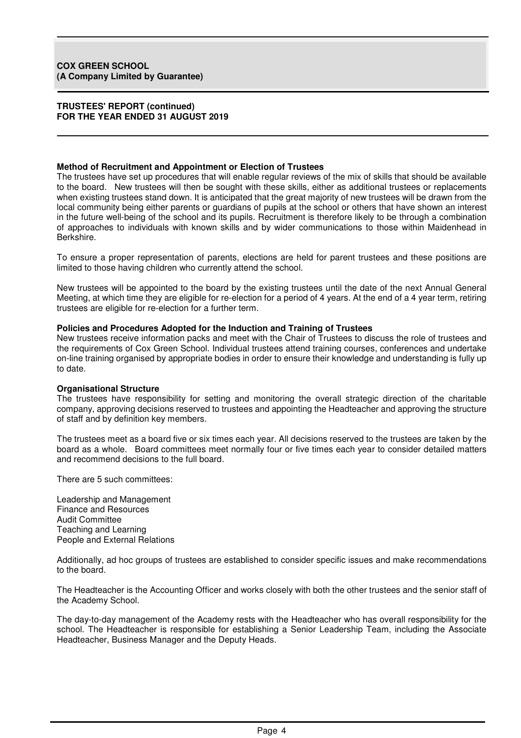**Method of Recruitment and Appointment or Election of Trustees**

The trustees have set up procedures that will enable regular reviews of the mix of skills that should be available to the board. New trustees will then be sought with these skills, either as additional trustees or replacements when existing trustees stand down. It is anticipated that the great majority of new trustees will be drawn from the local community being either parents or guardians of pupils at the school or others that have shown an interest in the future well-being of the school and its pupils. Recruitment is therefore likely to be through a combination of approaches to individuals with known skills and by wider communications to those within Maidenhead in Berkshire.

To ensure a proper representation of parents, elections are held for parent trustees and these positions are limited to those having children who currently attend the school.

New trustees will be appointed to the board by the existing trustees until the date of the next Annual General Meeting, at which time they are eligible for re-election for a period of 4 years. At the end of a 4 year term, retiring trustees are eligible for re-election for a further term.

**Policies and Procedures Adopted for the Induction and Training of Trustees**

New trustees receive information packs and meet with the Chair of Trustees to discuss the role of trustees and the requirements of Cox Green School. Individual trustees attend training courses, conferences and undertake on-line training organised by appropriate bodies in order to ensure their knowledge and understanding is fully up to date.

**Organisational Structure**

The trustees have responsibility for setting and monitoring the overall strategic direction of the charitable company, approving decisions reserved to trustees and appointing the Headteacher and approving the structure of staff and by definition key members.

The trustees meet as a board five or six times each year. All decisions reserved to the trustees are taken by the board as a whole. Board committees meet normally four or five times each year to consider detailed matters and recommend decisions to the full board.

There are 5 such committees:

Leadership and Management
Finance and Resources
Audit Committee
Teaching and Learning
People and External Relations

Additionally, ad hoc groups of trustees are established to consider specific issues and make recommendations to the board.

The Headteacher is the Accounting Officer and works closely with both the other trustees and the senior staff of the Academy School.

The day-to-day management of the Academy rests with the Headteacher who has overall responsibility for the school. The Headteacher is responsible for establishing a Senior Leadership Team, including the Associate Headteacher, Business Manager and the Deputy Heads.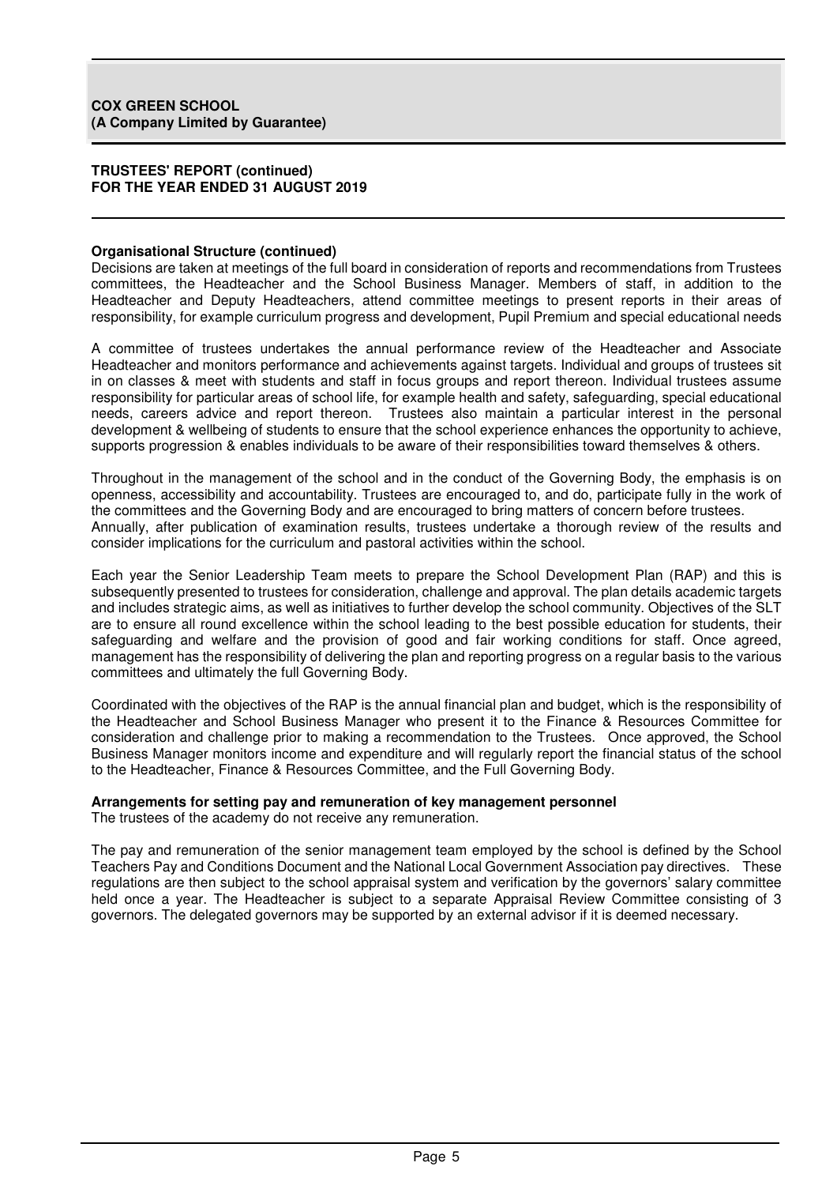**COX GREEN SCHOOL**
**(A Company Limited by Guarantee)**

**TRUSTEES' REPORT (continued)**
**FOR THE YEAR ENDED 31 AUGUST 2019**

**Organisational Structure (continued)**

Decisions are taken at meetings of the full board in consideration of reports and recommendations from Trustees committees, the Headteacher and the School Business Manager. Members of staff, in addition to the Headteacher and Deputy Headteachers, attend committee meetings to present reports in their areas of responsibility, for example curriculum progress and development, Pupil Premium and special educational needs

A committee of trustees undertakes the annual performance review of the Headteacher and Associate Headteacher and monitors performance and achievements against targets. Individual and groups of trustees sit in on classes & meet with students and staff in focus groups and report thereon. Individual trustees assume responsibility for particular areas of school life, for example health and safety, safeguarding, special educational needs, careers advice and report thereon. Trustees also maintain a particular interest in the personal development & wellbeing of students to ensure that the school experience enhances the opportunity to achieve, supports progression & enables individuals to be aware of their responsibilities toward themselves & others.

Throughout in the management of the school and in the conduct of the Governing Body, the emphasis is on openness, accessibility and accountability. Trustees are encouraged to, and do, participate fully in the work of the committees and the Governing Body and are encouraged to bring matters of concern before trustees.
Annually, after publication of examination results, trustees undertake a thorough review of the results and consider implications for the curriculum and pastoral activities within the school.

Each year the Senior Leadership Team meets to prepare the School Development Plan (RAP) and this is subsequently presented to trustees for consideration, challenge and approval. The plan details academic targets and includes strategic aims, as well as initiatives to further develop the school community. Objectives of the SLT are to ensure all round excellence within the school leading to the best possible education for students, their safeguarding and welfare and the provision of good and fair working conditions for staff. Once agreed, management has the responsibility of delivering the plan and reporting progress on a regular basis to the various committees and ultimately the full Governing Body.

Coordinated with the objectives of the RAP is the annual financial plan and budget, which is the responsibility of the Headteacher and School Business Manager who present it to the Finance & Resources Committee for consideration and challenge prior to making a recommendation to the Trustees. Once approved, the School Business Manager monitors income and expenditure and will regularly report the financial status of the school to the Headteacher, Finance & Resources Committee, and the Full Governing Body.

**Arrangements for setting pay and remuneration of key management personnel**

The trustees of the academy do not receive any remuneration.

The pay and remuneration of the senior management team employed by the school is defined by the School Teachers Pay and Conditions Document and the National Local Government Association pay directives. These regulations are then subject to the school appraisal system and verification by the governors' salary committee held once a year. The Headteacher is subject to a separate Appraisal Review Committee consisting of 3 governors. The delegated governors may be supported by an external advisor if it is deemed necessary.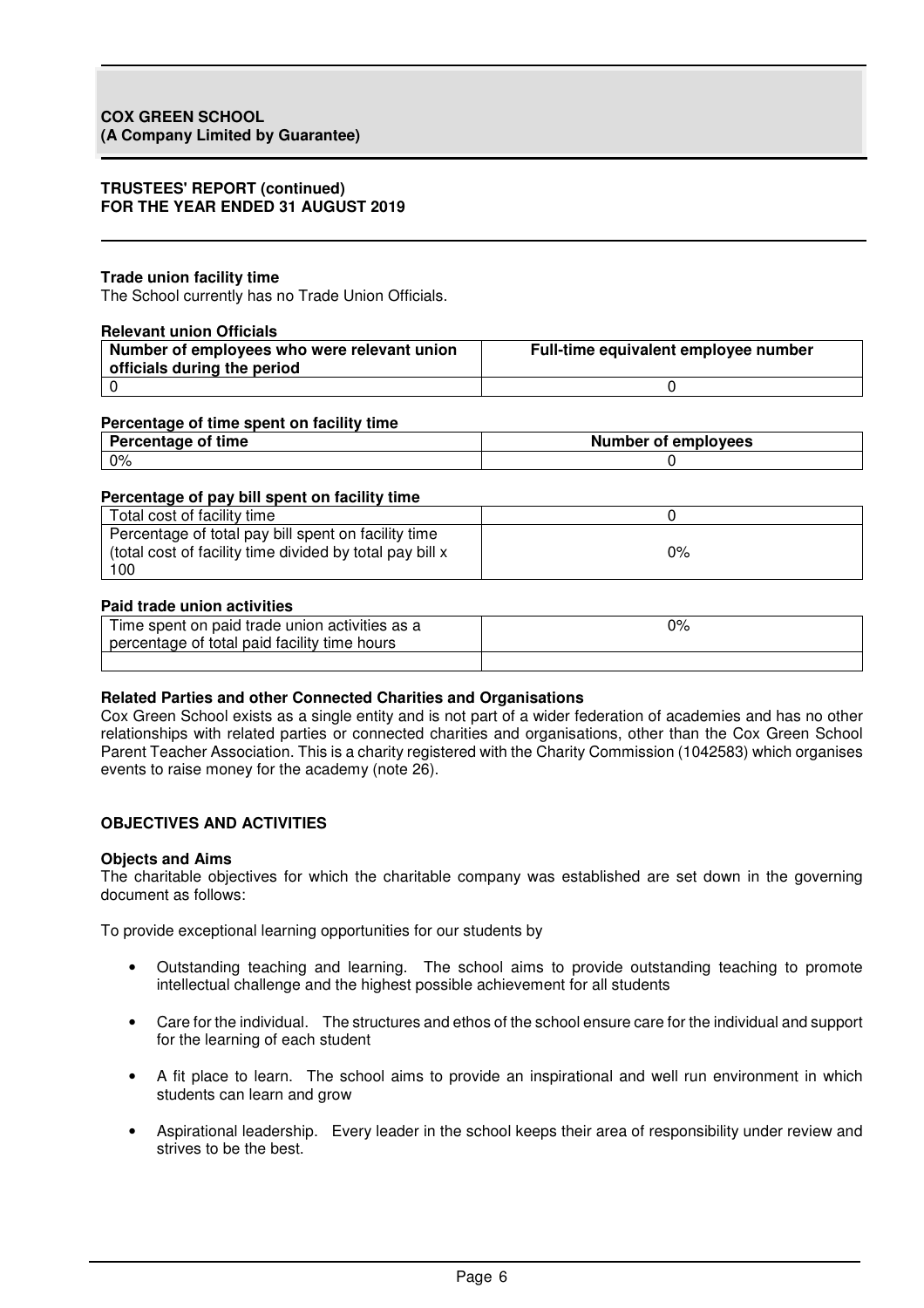**Trade union facility time**

The School currently has no Trade Union Officials.

**Relevant union Officials**

| Number of employees who were relevant union officials during the period | Full-time equivalent employee number |
|---|---|
| 0 | 0 |

**Percentage of time spent on facility time**

| Percentage of time | Number of employees |
|---|---|
| 0% | 0 |

**Percentage of pay bill spent on facility time**

| | |
|---|---|
| Total cost of facility time | 0 |
| Percentage of total pay bill spent on facility time (total cost of facility time divided by total pay bill x 100 | 0% |

**Paid trade union activities**

| | |
|---|---|
| Time spent on paid trade union activities as a percentage of total paid facility time hours | 0% |
| | |

**Related Parties and other Connected Charities and Organisations**

Cox Green School exists as a single entity and is not part of a wider federation of academies and has no other relationships with related parties or connected charities and organisations, other than the Cox Green School Parent Teacher Association. This is a charity registered with the Charity Commission (1042583) which organises events to raise money for the academy (note 26).

## OBJECTIVES AND ACTIVITIES

**Objects and Aims**

The charitable objectives for which the charitable company was established are set down in the governing document as follows:

To provide exceptional learning opportunities for our students by

- Outstanding teaching and learning. The school aims to provide outstanding teaching to promote intellectual challenge and the highest possible achievement for all students
- Care for the individual. The structures and ethos of the school ensure care for the individual and support for the learning of each student
- A fit place to learn. The school aims to provide an inspirational and well run environment in which students can learn and grow
- Aspirational leadership. Every leader in the school keeps their area of responsibility under review and strives to be the best.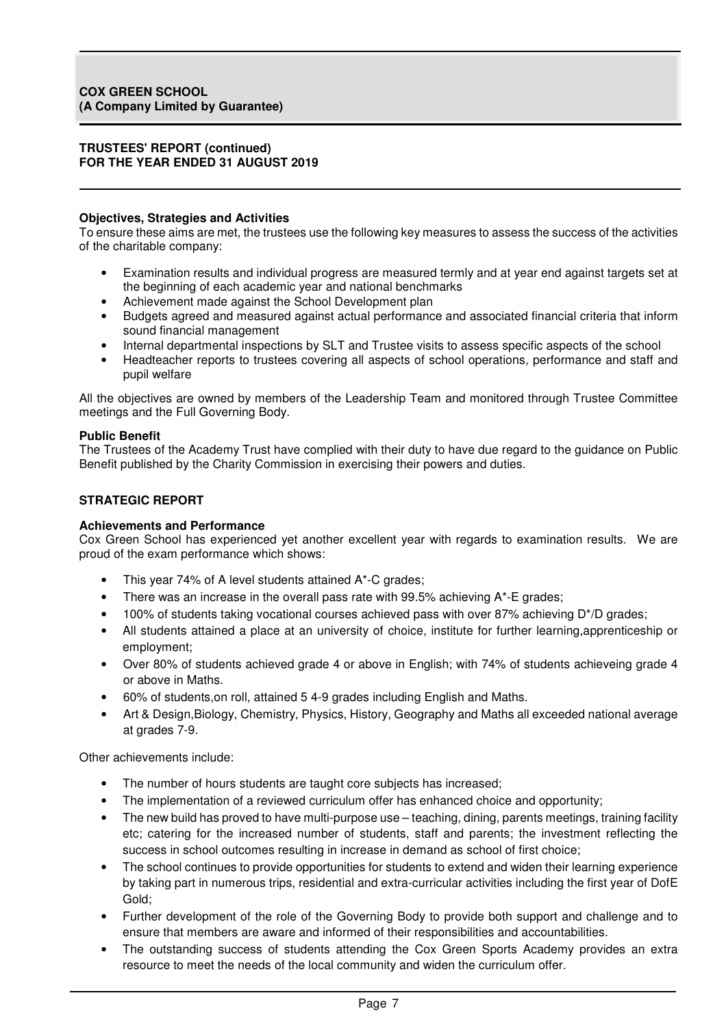**COX GREEN SCHOOL**
**(A Company Limited by Guarantee)**

**TRUSTEES' REPORT (continued)**
**FOR THE YEAR ENDED 31 AUGUST 2019**

**Objectives, Strategies and Activities**

To ensure these aims are met, the trustees use the following key measures to assess the success of the activities of the charitable company:

- Examination results and individual progress are measured termly and at year end against targets set at the beginning of each academic year and national benchmarks
- Achievement made against the School Development plan
- Budgets agreed and measured against actual performance and associated financial criteria that inform sound financial management
- Internal departmental inspections by SLT and Trustee visits to assess specific aspects of the school
- Headteacher reports to trustees covering all aspects of school operations, performance and staff and pupil welfare

All the objectives are owned by members of the Leadership Team and monitored through Trustee Committee meetings and the Full Governing Body.

**Public Benefit**

The Trustees of the Academy Trust have complied with their duty to have due regard to the guidance on Public Benefit published by the Charity Commission in exercising their powers and duties.

## STRATEGIC REPORT

**Achievements and Performance**

Cox Green School has experienced yet another excellent year with regards to examination results. We are proud of the exam performance which shows:

- This year 74% of A level students attained A*-C grades;
- There was an increase in the overall pass rate with 99.5% achieving A*-E grades;
- 100% of students taking vocational courses achieved pass with over 87% achieving D*/D grades;
- All students attained a place at an university of choice, institute for further learning,apprenticeship or employment;
- Over 80% of students achieved grade 4 or above in English; with 74% of students achieveing grade 4 or above in Maths.
- 60% of students,on roll, attained 5 4-9 grades including English and Maths.
- Art & Design,Biology, Chemistry, Physics, History, Geography and Maths all exceeded national average at grades 7-9.

Other achievements include:

- The number of hours students are taught core subjects has increased;
- The implementation of a reviewed curriculum offer has enhanced choice and opportunity;
- The new build has proved to have multi-purpose use – teaching, dining, parents meetings, training facility etc; catering for the increased number of students, staff and parents; the investment reflecting the success in school outcomes resulting in increase in demand as school of first choice;
- The school continues to provide opportunities for students to extend and widen their learning experience by taking part in numerous trips, residential and extra-curricular activities including the first year of DofE Gold;
- Further development of the role of the Governing Body to provide both support and challenge and to ensure that members are aware and informed of their responsibilities and accountabilities.
- The outstanding success of students attending the Cox Green Sports Academy provides an extra resource to meet the needs of the local community and widen the curriculum offer.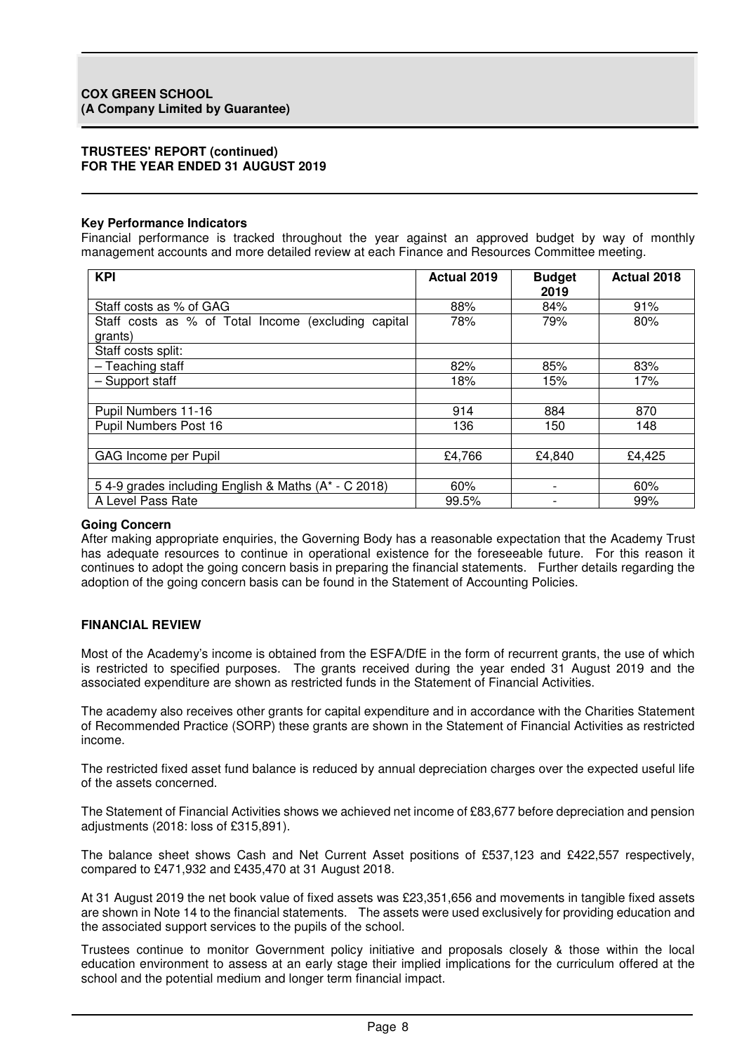## Key Performance Indicators

Financial performance is tracked throughout the year against an approved budget by way of monthly management accounts and more detailed review at each Finance and Resources Committee meeting.

| KPI | Actual 2019 | Budget 2019 | Actual 2018 |
|---|---|---|---|
| Staff costs as % of GAG | 88% | 84% | 91% |
| Staff costs as % of Total Income (excluding capital grants) | 78% | 79% | 80% |
| Staff costs split: | | | |
| – Teaching staff | 82% | 85% | 83% |
| – Support staff | 18% | 15% | 17% |
| | | | |
| Pupil Numbers 11-16 | 914 | 884 | 870 |
| Pupil Numbers Post 16 | 136 | 150 | 148 |
| | | | |
| GAG Income per Pupil | £4,766 | £4,840 | £4,425 |
| | | | |
| 5 4-9 grades including English & Maths (A* - C 2018) | 60% | - | 60% |
| A Level Pass Rate | 99.5% | - | 99% |

## Going Concern

After making appropriate enquiries, the Governing Body has a reasonable expectation that the Academy Trust has adequate resources to continue in operational existence for the foreseeable future. For this reason it continues to adopt the going concern basis in preparing the financial statements. Further details regarding the adoption of the going concern basis can be found in the Statement of Accounting Policies.

## FINANCIAL REVIEW

Most of the Academy's income is obtained from the ESFA/DfE in the form of recurrent grants, the use of which is restricted to specified purposes. The grants received during the year ended 31 August 2019 and the associated expenditure are shown as restricted funds in the Statement of Financial Activities.

The academy also receives other grants for capital expenditure and in accordance with the Charities Statement of Recommended Practice (SORP) these grants are shown in the Statement of Financial Activities as restricted income.

The restricted fixed asset fund balance is reduced by annual depreciation charges over the expected useful life of the assets concerned.

The Statement of Financial Activities shows we achieved net income of £83,677 before depreciation and pension adjustments (2018: loss of £315,891).

The balance sheet shows Cash and Net Current Asset positions of £537,123 and £422,557 respectively, compared to £471,932 and £435,470 at 31 August 2018.

At 31 August 2019 the net book value of fixed assets was £23,351,656 and movements in tangible fixed assets are shown in Note 14 to the financial statements. The assets were used exclusively for providing education and the associated support services to the pupils of the school.

Trustees continue to monitor Government policy initiative and proposals closely & those within the local education environment to assess at an early stage their implied implications for the curriculum offered at the school and the potential medium and longer term financial impact.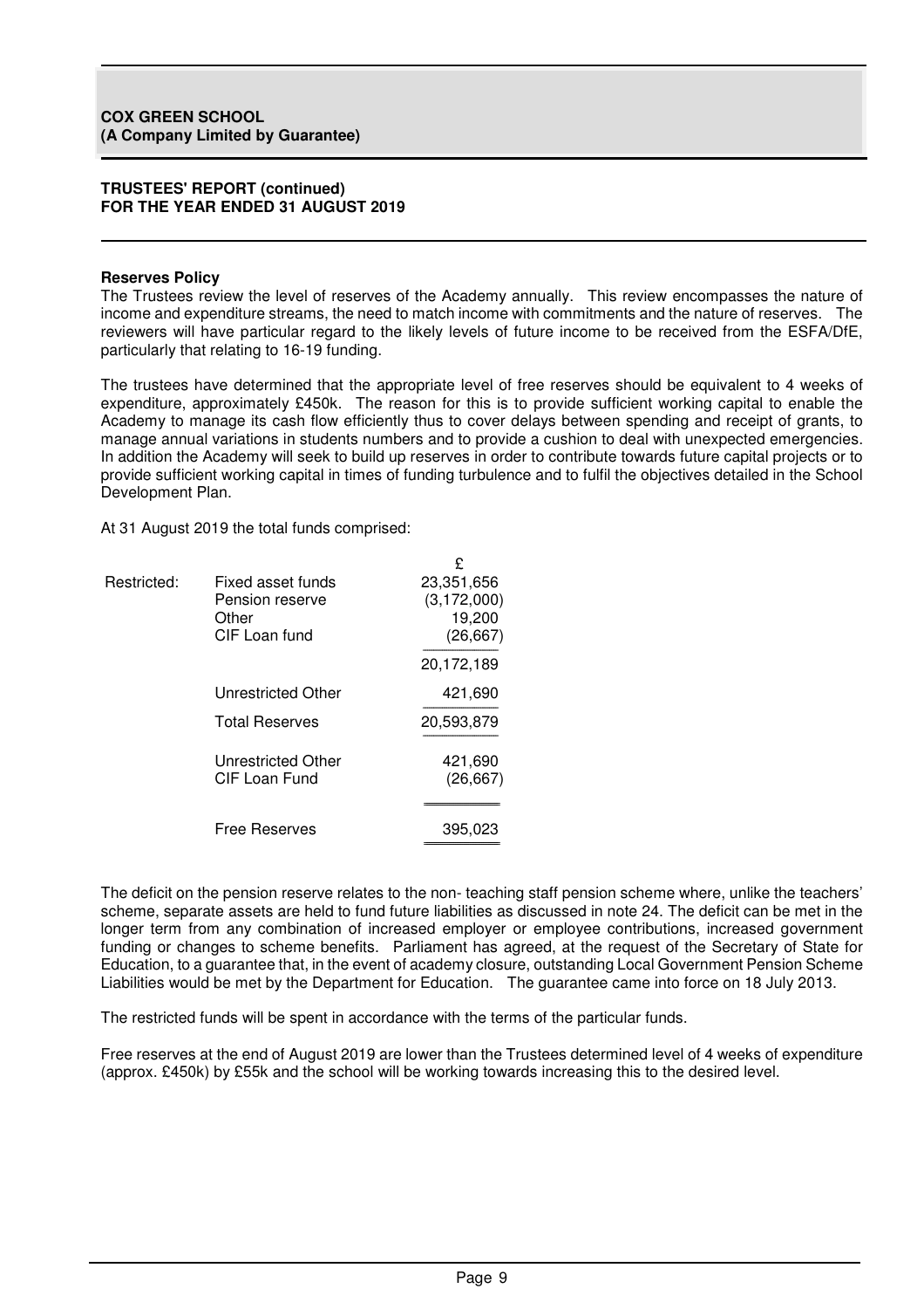**COX GREEN SCHOOL**
**(A Company Limited by Guarantee)**

**TRUSTEES' REPORT (continued)**
**FOR THE YEAR ENDED 31 AUGUST 2019**

**Reserves Policy**

The Trustees review the level of reserves of the Academy annually. This review encompasses the nature of income and expenditure streams, the need to match income with commitments and the nature of reserves. The reviewers will have particular regard to the likely levels of future income to be received from the ESFA/DfE, particularly that relating to 16-19 funding.

The trustees have determined that the appropriate level of free reserves should be equivalent to 4 weeks of expenditure, approximately £450k. The reason for this is to provide sufficient working capital to enable the Academy to manage its cash flow efficiently thus to cover delays between spending and receipt of grants, to manage annual variations in students numbers and to provide a cushion to deal with unexpected emergencies. In addition the Academy will seek to build up reserves in order to contribute towards future capital projects or to provide sufficient working capital in times of funding turbulence and to fulfil the objectives detailed in the School Development Plan.

At 31 August 2019 the total funds comprised:

| | | £ |
|---|---|---|
| Restricted: | Fixed asset funds | 23,351,656 |
| | Pension reserve | (3,172,000) |
| | Other | 19,200 |
| | CIF Loan fund | (26,667) |
| | | 20,172,189 |
| | Unrestricted Other | 421,690 |
| | Total Reserves | 20,593,879 |
| | Unrestricted Other | 421,690 |
| | CIF Loan Fund | (26,667) |
| | Free Reserves | 395,023 |

The deficit on the pension reserve relates to the non- teaching staff pension scheme where, unlike the teachers' scheme, separate assets are held to fund future liabilities as discussed in note 24. The deficit can be met in the longer term from any combination of increased employer or employee contributions, increased government funding or changes to scheme benefits. Parliament has agreed, at the request of the Secretary of State for Education, to a guarantee that, in the event of academy closure, outstanding Local Government Pension Scheme Liabilities would be met by the Department for Education. The guarantee came into force on 18 July 2013.

The restricted funds will be spent in accordance with the terms of the particular funds.

Free reserves at the end of August 2019 are lower than the Trustees determined level of 4 weeks of expenditure (approx. £450k) by £55k and the school will be working towards increasing this to the desired level.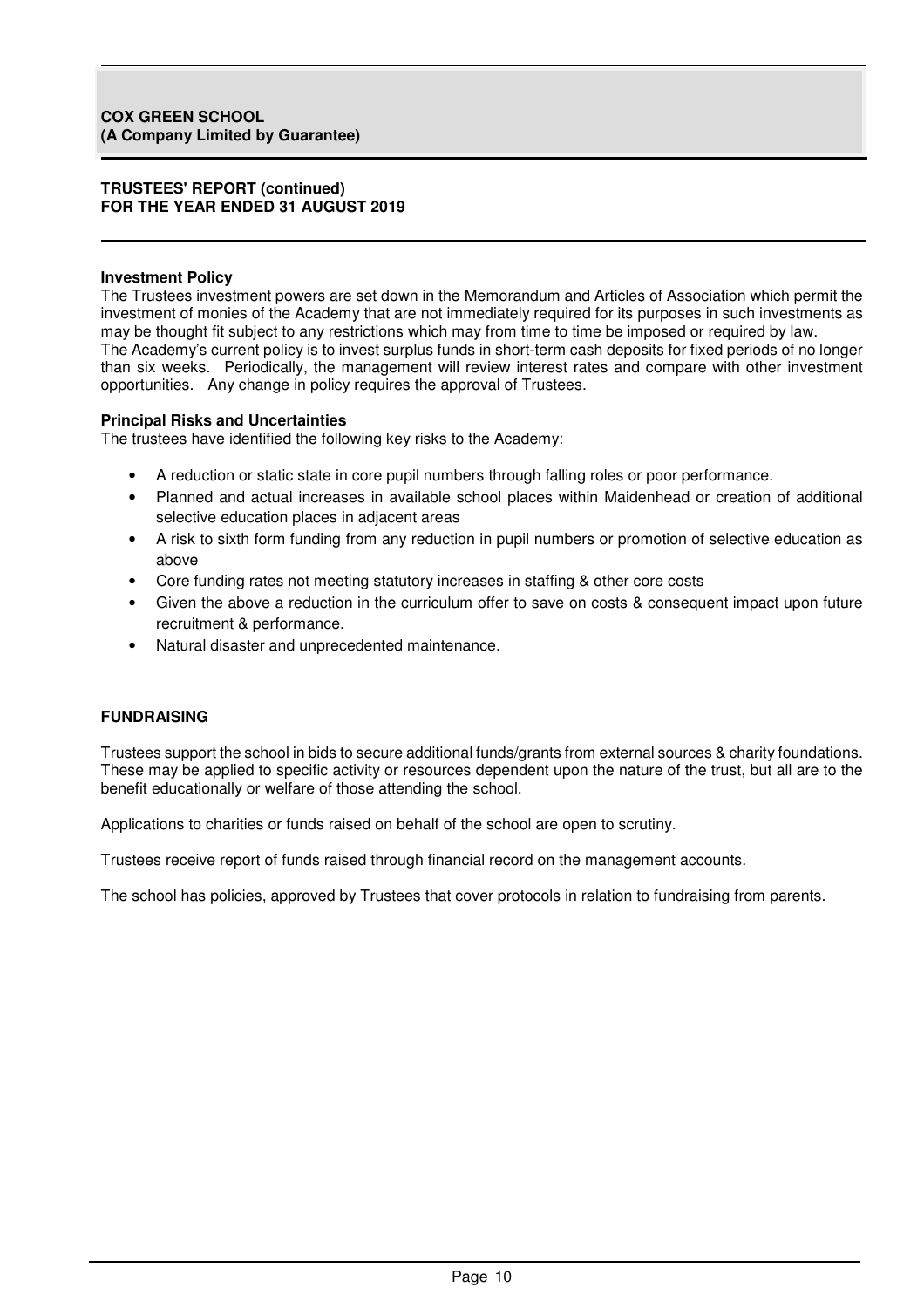**Investment Policy**

The Trustees investment powers are set down in the Memorandum and Articles of Association which permit the investment of monies of the Academy that are not immediately required for its purposes in such investments as may be thought fit subject to any restrictions which may from time to time be imposed or required by law.

The Academy's current policy is to invest surplus funds in short-term cash deposits for fixed periods of no longer than six weeks. Periodically, the management will review interest rates and compare with other investment opportunities. Any change in policy requires the approval of Trustees.

**Principal Risks and Uncertainties**

The trustees have identified the following key risks to the Academy:

- A reduction or static state in core pupil numbers through falling roles or poor performance.
- Planned and actual increases in available school places within Maidenhead or creation of additional selective education places in adjacent areas
- A risk to sixth form funding from any reduction in pupil numbers or promotion of selective education as above
- Core funding rates not meeting statutory increases in staffing & other core costs
- Given the above a reduction in the curriculum offer to save on costs & consequent impact upon future recruitment & performance.
- Natural disaster and unprecedented maintenance.

**FUNDRAISING**

Trustees support the school in bids to secure additional funds/grants from external sources & charity foundations. These may be applied to specific activity or resources dependent upon the nature of the trust, but all are to the benefit educationally or welfare of those attending the school.

Applications to charities or funds raised on behalf of the school are open to scrutiny.

Trustees receive report of funds raised through financial record on the management accounts.

The school has policies, approved by Trustees that cover protocols in relation to fundraising from parents.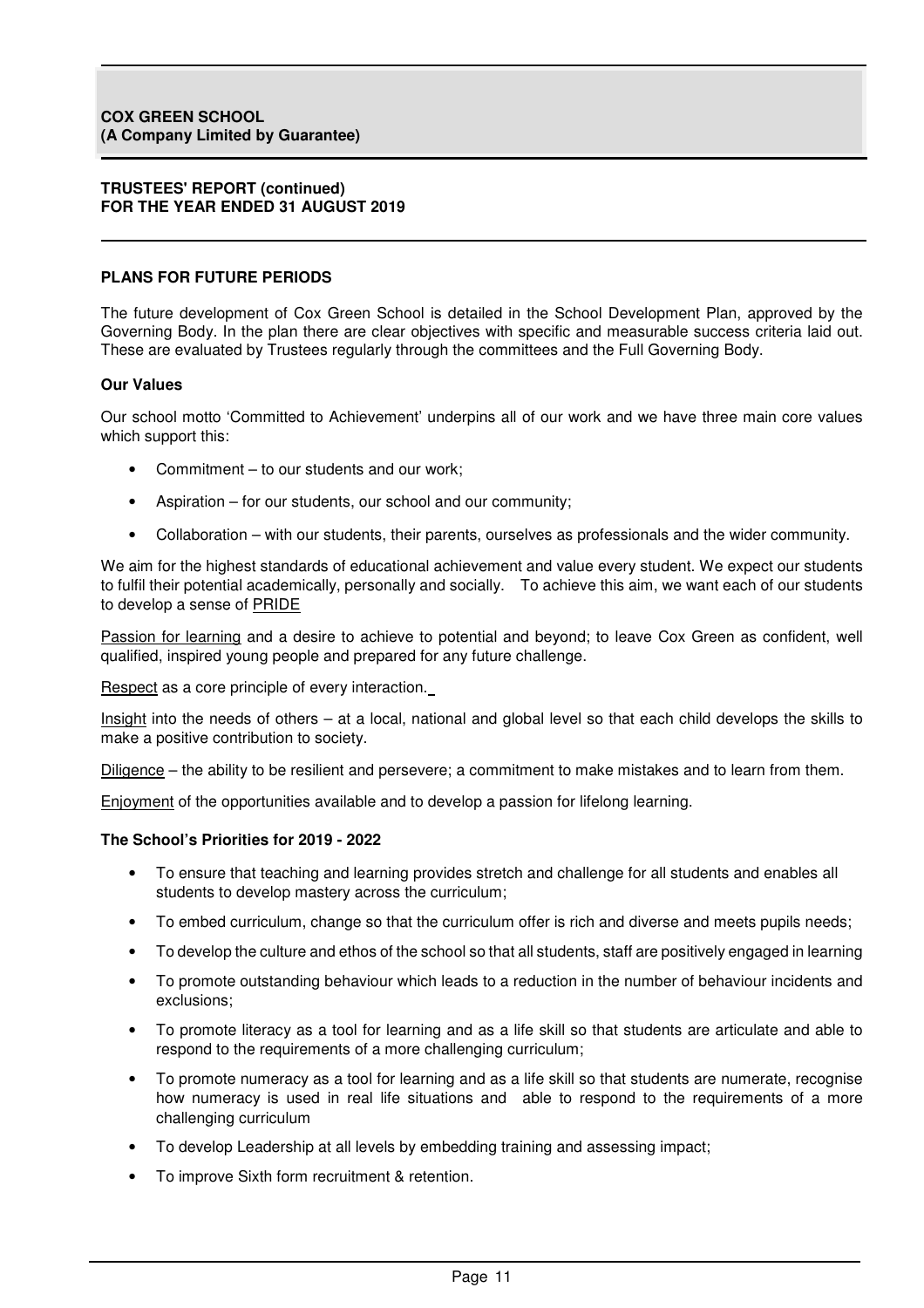## PLANS FOR FUTURE PERIODS

The future development of Cox Green School is detailed in the School Development Plan, approved by the Governing Body. In the plan there are clear objectives with specific and measurable success criteria laid out. These are evaluated by Trustees regularly through the committees and the Full Governing Body.

### Our Values

Our school motto 'Committed to Achievement' underpins all of our work and we have three main core values which support this:

- Commitment – to our students and our work;
- Aspiration – for our students, our school and our community;
- Collaboration – with our students, their parents, ourselves as professionals and the wider community.

We aim for the highest standards of educational achievement and value every student. We expect our students to fulfil their potential academically, personally and socially. To achieve this aim, we want each of our students to develop a sense of PRIDE

Passion for learning and a desire to achieve to potential and beyond; to leave Cox Green as confident, well qualified, inspired young people and prepared for any future challenge.

Respect as a core principle of every interaction.

Insight into the needs of others – at a local, national and global level so that each child develops the skills to make a positive contribution to society.

Diligence – the ability to be resilient and persevere; a commitment to make mistakes and to learn from them.

Enjoyment of the opportunities available and to develop a passion for lifelong learning.

### The School's Priorities for 2019 - 2022

- To ensure that teaching and learning provides stretch and challenge for all students and enables all students to develop mastery across the curriculum;
- To embed curriculum, change so that the curriculum offer is rich and diverse and meets pupils needs;
- To develop the culture and ethos of the school so that all students, staff are positively engaged in learning
- To promote outstanding behaviour which leads to a reduction in the number of behaviour incidents and exclusions;
- To promote literacy as a tool for learning and as a life skill so that students are articulate and able to respond to the requirements of a more challenging curriculum;
- To promote numeracy as a tool for learning and as a life skill so that students are numerate, recognise how numeracy is used in real life situations and able to respond to the requirements of a more challenging curriculum
- To develop Leadership at all levels by embedding training and assessing impact;
- To improve Sixth form recruitment & retention.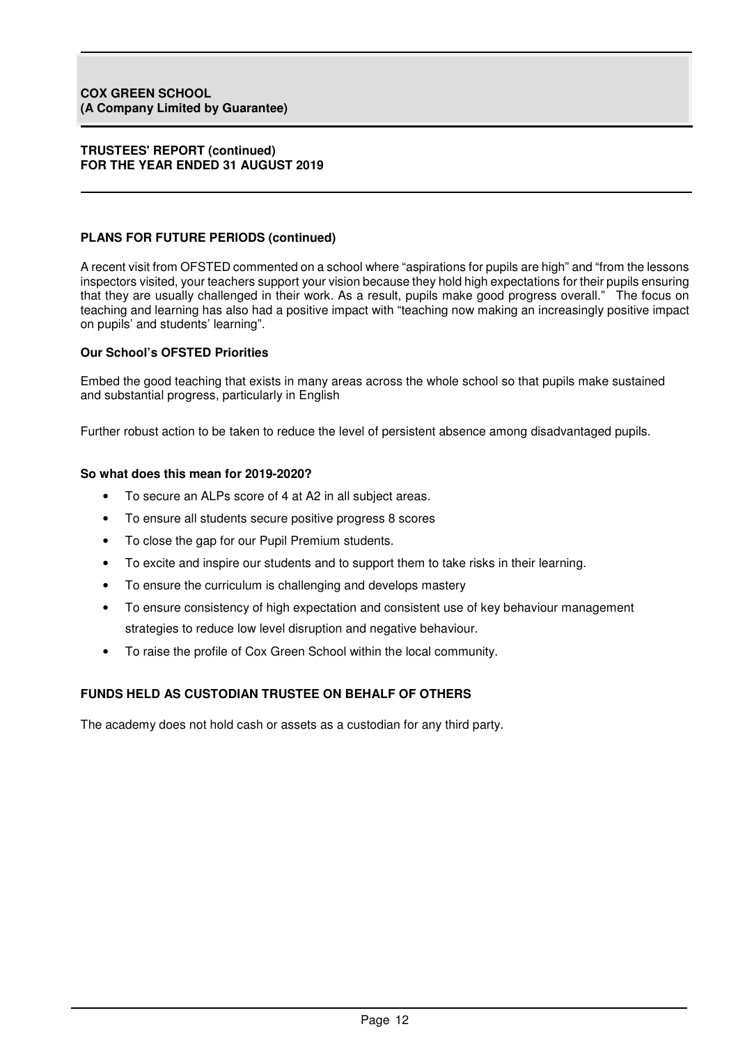## PLANS FOR FUTURE PERIODS (continued)

A recent visit from OFSTED commented on a school where "aspirations for pupils are high" and "from the lessons inspectors visited, your teachers support your vision because they hold high expectations for their pupils ensuring that they are usually challenged in their work. As a result, pupils make good progress overall." The focus on teaching and learning has also had a positive impact with "teaching now making an increasingly positive impact on pupils' and students' learning".

### Our School's OFSTED Priorities

Embed the good teaching that exists in many areas across the whole school so that pupils make sustained and substantial progress, particularly in English

Further robust action to be taken to reduce the level of persistent absence among disadvantaged pupils.

### So what does this mean for 2019-2020?

- To secure an ALPs score of 4 at A2 in all subject areas.
- To ensure all students secure positive progress 8 scores
- To close the gap for our Pupil Premium students.
- To excite and inspire our students and to support them to take risks in their learning.
- To ensure the curriculum is challenging and develops mastery
- To ensure consistency of high expectation and consistent use of key behaviour management strategies to reduce low level disruption and negative behaviour.
- To raise the profile of Cox Green School within the local community.

## FUNDS HELD AS CUSTODIAN TRUSTEE ON BEHALF OF OTHERS

The academy does not hold cash or assets as a custodian for any third party.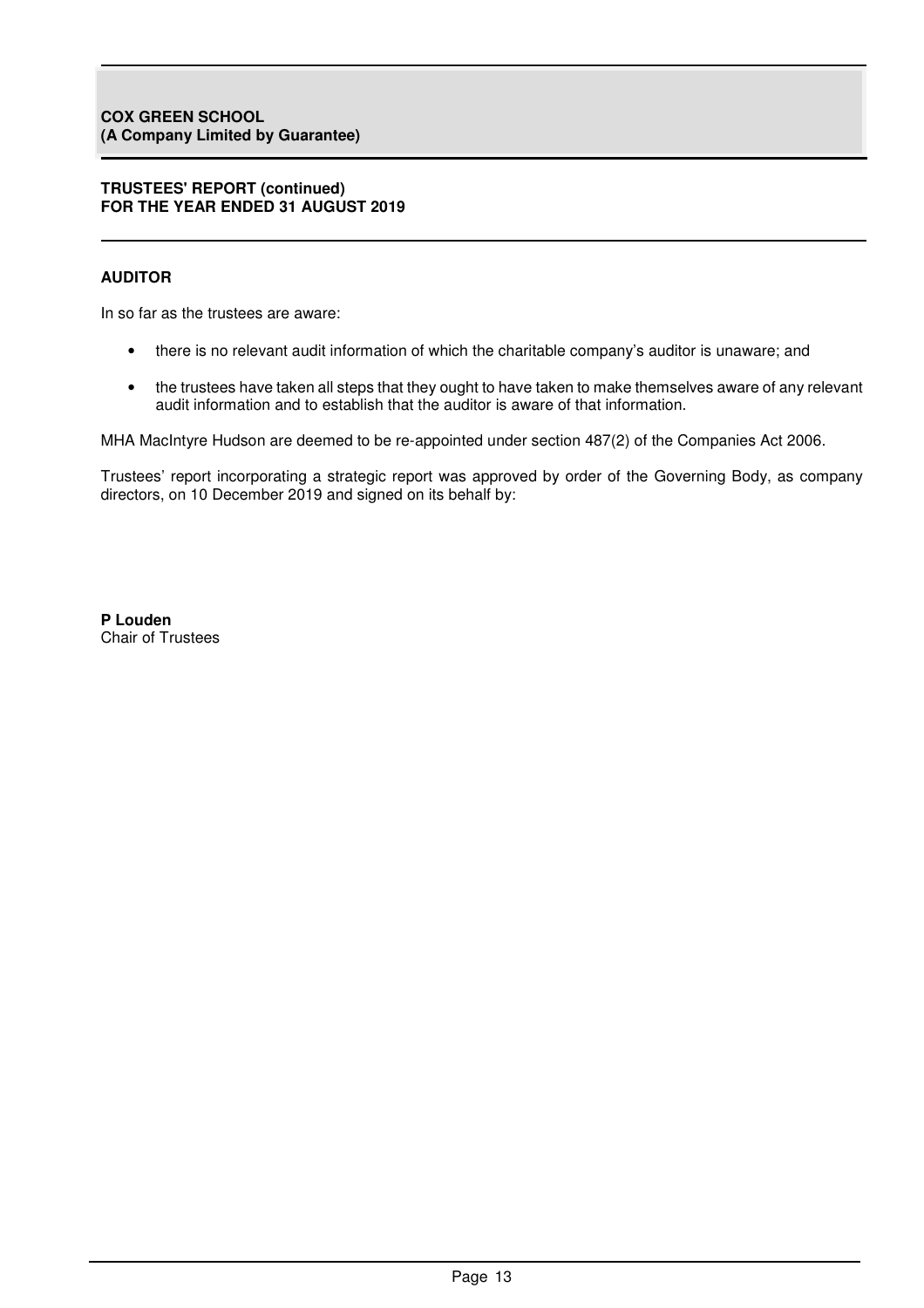## AUDITOR

In so far as the trustees are aware:

- there is no relevant audit information of which the charitable company's auditor is unaware; and
- the trustees have taken all steps that they ought to have taken to make themselves aware of any relevant audit information and to establish that the auditor is aware of that information.

MHA MacIntyre Hudson are deemed to be re-appointed under section 487(2) of the Companies Act 2006.

Trustees' report incorporating a strategic report was approved by order of the Governing Body, as company directors, on 10 December 2019 and signed on its behalf by:

**P Louden**
Chair of Trustees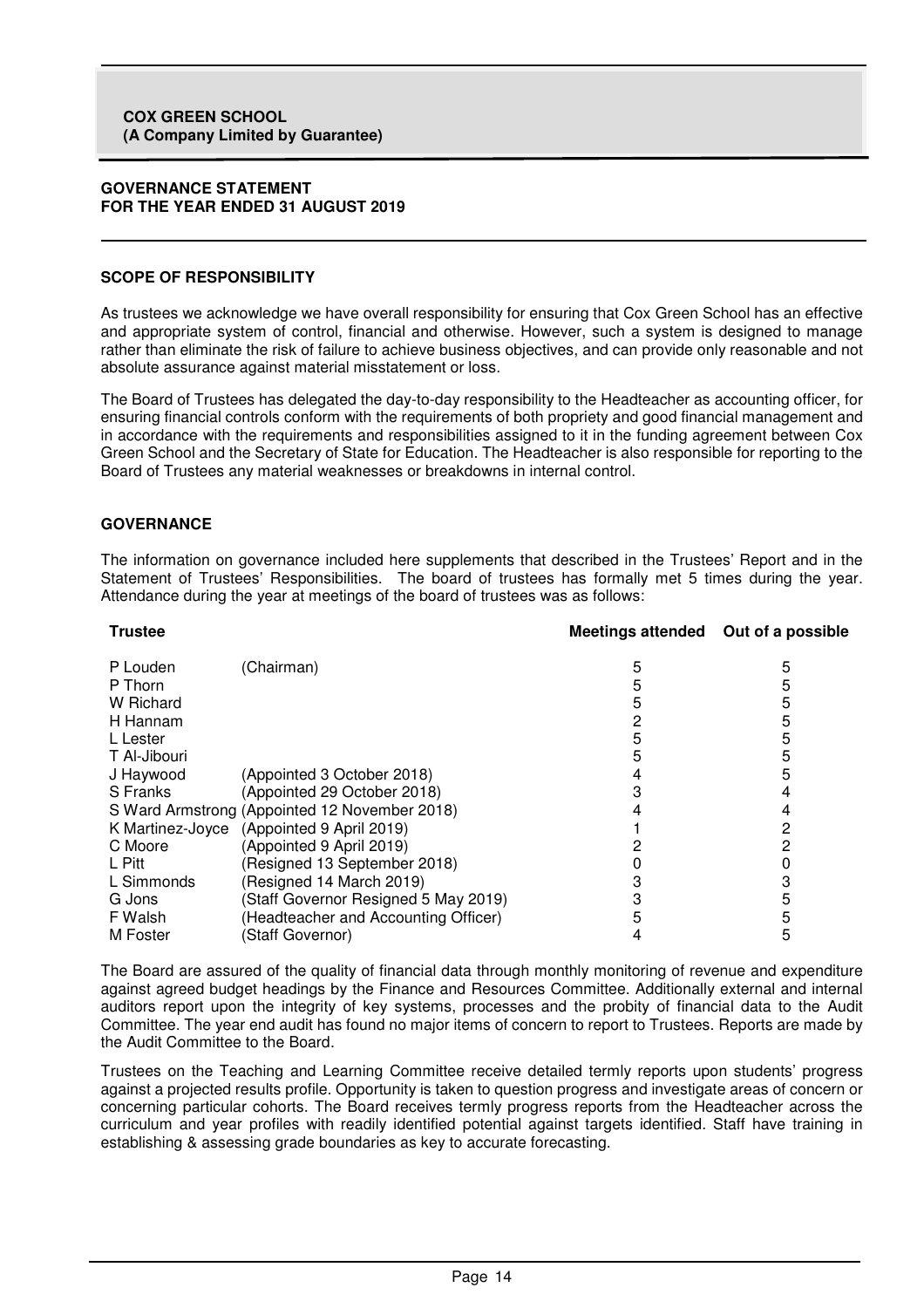**COX GREEN SCHOOL**
**(A Company Limited by Guarantee)**

## GOVERNANCE STATEMENT
## FOR THE YEAR ENDED 31 AUGUST 2019

### SCOPE OF RESPONSIBILITY

As trustees we acknowledge we have overall responsibility for ensuring that Cox Green School has an effective and appropriate system of control, financial and otherwise. However, such a system is designed to manage rather than eliminate the risk of failure to achieve business objectives, and can provide only reasonable and not absolute assurance against material misstatement or loss.

The Board of Trustees has delegated the day-to-day responsibility to the Headteacher as accounting officer, for ensuring financial controls conform with the requirements of both propriety and good financial management and in accordance with the requirements and responsibilities assigned to it in the funding agreement between Cox Green School and the Secretary of State for Education. The Headteacher is also responsible for reporting to the Board of Trustees any material weaknesses or breakdowns in internal control.

### GOVERNANCE

The information on governance included here supplements that described in the Trustees' Report and in the Statement of Trustees' Responsibilities. The board of trustees has formally met 5 times during the year. Attendance during the year at meetings of the board of trustees was as follows:

| Trustee | | Meetings attended | Out of a possible |
|---|---|---|---|
| P Louden | (Chairman) | 5 | 5 |
| P Thorn | | 5 | 5 |
| W Richard | | 5 | 5 |
| H Hannam | | 2 | 5 |
| L Lester | | 5 | 5 |
| T Al-Jibouri | | 5 | 5 |
| J Haywood | (Appointed 3 October 2018) | 4 | 5 |
| S Franks | (Appointed 29 October 2018) | 3 | 4 |
| S Ward Armstrong | (Appointed 12 November 2018) | 4 | 4 |
| K Martinez-Joyce | (Appointed 9 April 2019) | 1 | 2 |
| C Moore | (Appointed 9 April 2019) | 2 | 2 |
| L Pitt | (Resigned 13 September 2018) | 0 | 0 |
| L Simmonds | (Resigned 14 March 2019) | 3 | 3 |
| G Jons | (Staff Governor Resigned 5 May 2019) | 3 | 5 |
| F Walsh | (Headteacher and Accounting Officer) | 5 | 5 |
| M Foster | (Staff Governor) | 4 | 5 |

The Board are assured of the quality of financial data through monthly monitoring of revenue and expenditure against agreed budget headings by the Finance and Resources Committee. Additionally external and internal auditors report upon the integrity of key systems, processes and the probity of financial data to the Audit Committee. The year end audit has found no major items of concern to report to Trustees. Reports are made by the Audit Committee to the Board.

Trustees on the Teaching and Learning Committee receive detailed termly reports upon students' progress against a projected results profile. Opportunity is taken to question progress and investigate areas of concern or concerning particular cohorts. The Board receives termly progress reports from the Headteacher across the curriculum and year profiles with readily identified potential against targets identified. Staff have training in establishing & assessing grade boundaries as key to accurate forecasting.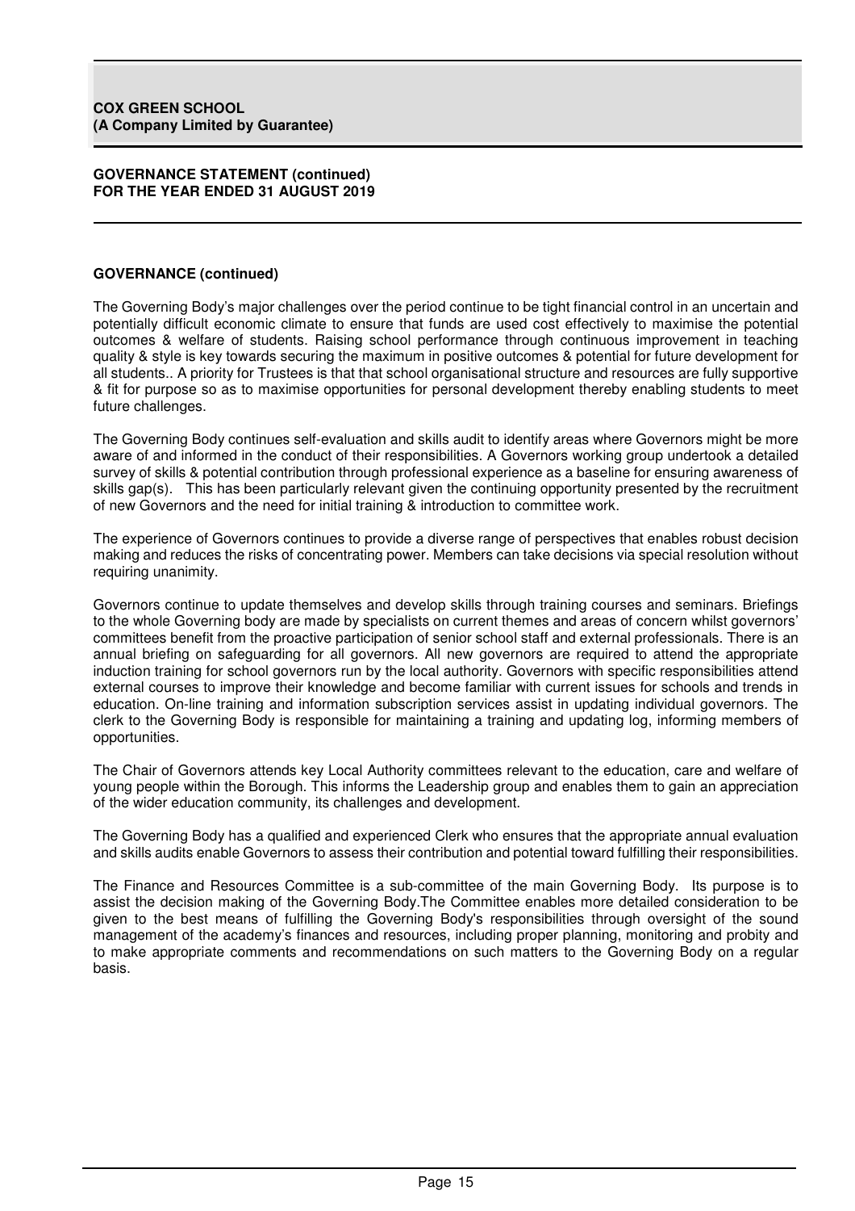## GOVERNANCE (continued)

The Governing Body's major challenges over the period continue to be tight financial control in an uncertain and potentially difficult economic climate to ensure that funds are used cost effectively to maximise the potential outcomes & welfare of students. Raising school performance through continuous improvement in teaching quality & style is key towards securing the maximum in positive outcomes & potential for future development for all students.. A priority for Trustees is that that school organisational structure and resources are fully supportive & fit for purpose so as to maximise opportunities for personal development thereby enabling students to meet future challenges.

The Governing Body continues self-evaluation and skills audit to identify areas where Governors might be more aware of and informed in the conduct of their responsibilities. A Governors working group undertook a detailed survey of skills & potential contribution through professional experience as a baseline for ensuring awareness of skills gap(s). This has been particularly relevant given the continuing opportunity presented by the recruitment of new Governors and the need for initial training & introduction to committee work.

The experience of Governors continues to provide a diverse range of perspectives that enables robust decision making and reduces the risks of concentrating power. Members can take decisions via special resolution without requiring unanimity.

Governors continue to update themselves and develop skills through training courses and seminars. Briefings to the whole Governing body are made by specialists on current themes and areas of concern whilst governors' committees benefit from the proactive participation of senior school staff and external professionals. There is an annual briefing on safeguarding for all governors. All new governors are required to attend the appropriate induction training for school governors run by the local authority. Governors with specific responsibilities attend external courses to improve their knowledge and become familiar with current issues for schools and trends in education. On-line training and information subscription services assist in updating individual governors. The clerk to the Governing Body is responsible for maintaining a training and updating log, informing members of opportunities.

The Chair of Governors attends key Local Authority committees relevant to the education, care and welfare of young people within the Borough. This informs the Leadership group and enables them to gain an appreciation of the wider education community, its challenges and development.

The Governing Body has a qualified and experienced Clerk who ensures that the appropriate annual evaluation and skills audits enable Governors to assess their contribution and potential toward fulfilling their responsibilities.

The Finance and Resources Committee is a sub-committee of the main Governing Body. Its purpose is to assist the decision making of the Governing Body.The Committee enables more detailed consideration to be given to the best means of fulfilling the Governing Body's responsibilities through oversight of the sound management of the academy's finances and resources, including proper planning, monitoring and probity and to make appropriate comments and recommendations on such matters to the Governing Body on a regular basis.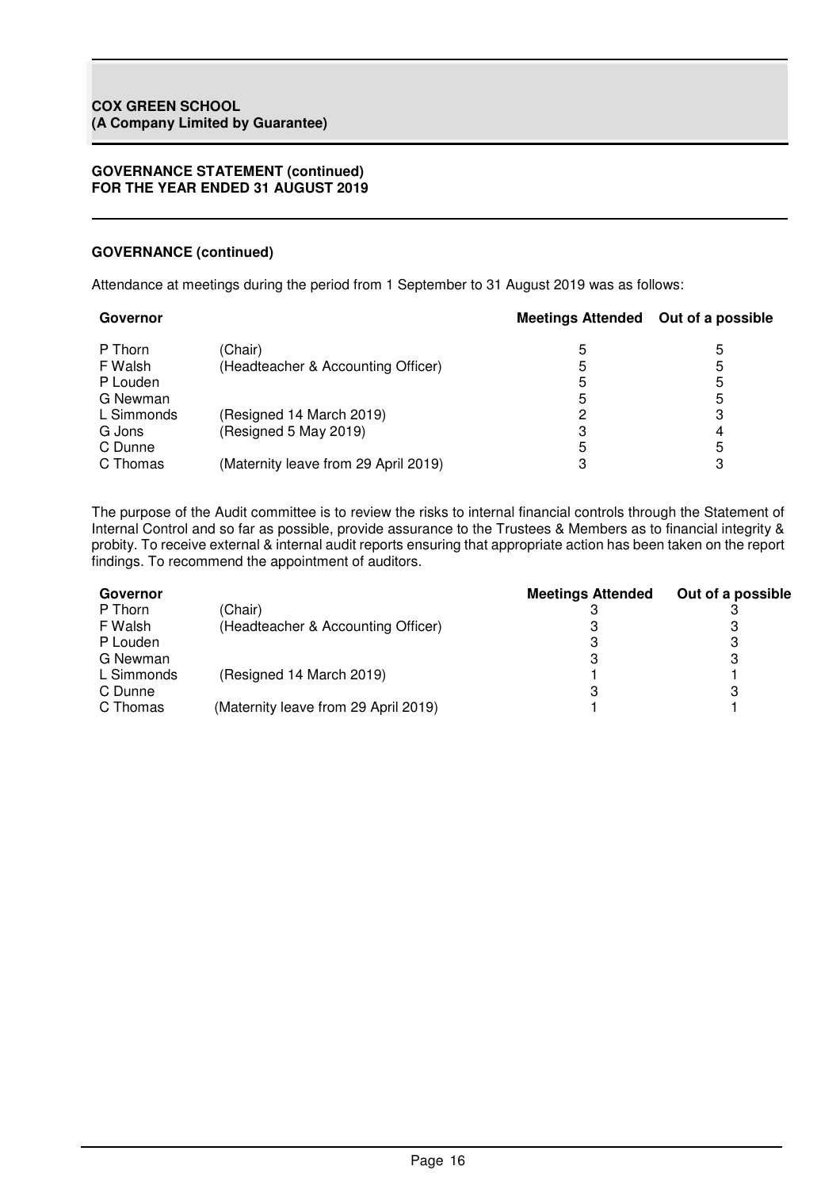**GOVERNANCE STATEMENT (continued)**
**FOR THE YEAR ENDED 31 AUGUST 2019**

**GOVERNANCE (continued)**

Attendance at meetings during the period from 1 September to 31 August 2019 was as follows:

| Governor | | Meetings Attended | Out of a possible |
|---|---|---|---|
| P Thorn | (Chair) | 5 | 5 |
| F Walsh | (Headteacher & Accounting Officer) | 5 | 5 |
| P Louden | | 5 | 5 |
| G Newman | | 5 | 5 |
| L Simmonds | (Resigned 14 March 2019) | 2 | 3 |
| G Jons | (Resigned 5 May 2019) | 3 | 4 |
| C Dunne | | 5 | 5 |
| C Thomas | (Maternity leave from 29 April 2019) | 3 | 3 |

The purpose of the Audit committee is to review the risks to internal financial controls through the Statement of Internal Control and so far as possible, provide assurance to the Trustees & Members as to financial integrity & probity. To receive external & internal audit reports ensuring that appropriate action has been taken on the report findings. To recommend the appointment of auditors.

| Governor | | Meetings Attended | Out of a possible |
|---|---|---|---|
| P Thorn | (Chair) | 3 | 3 |
| F Walsh | (Headteacher & Accounting Officer) | 3 | 3 |
| P Louden | | 3 | 3 |
| G Newman | | 3 | 3 |
| L Simmonds | (Resigned 14 March 2019) | 1 | 1 |
| C Dunne | | 3 | 3 |
| C Thomas | (Maternity leave from 29 April 2019) | 1 | 1 |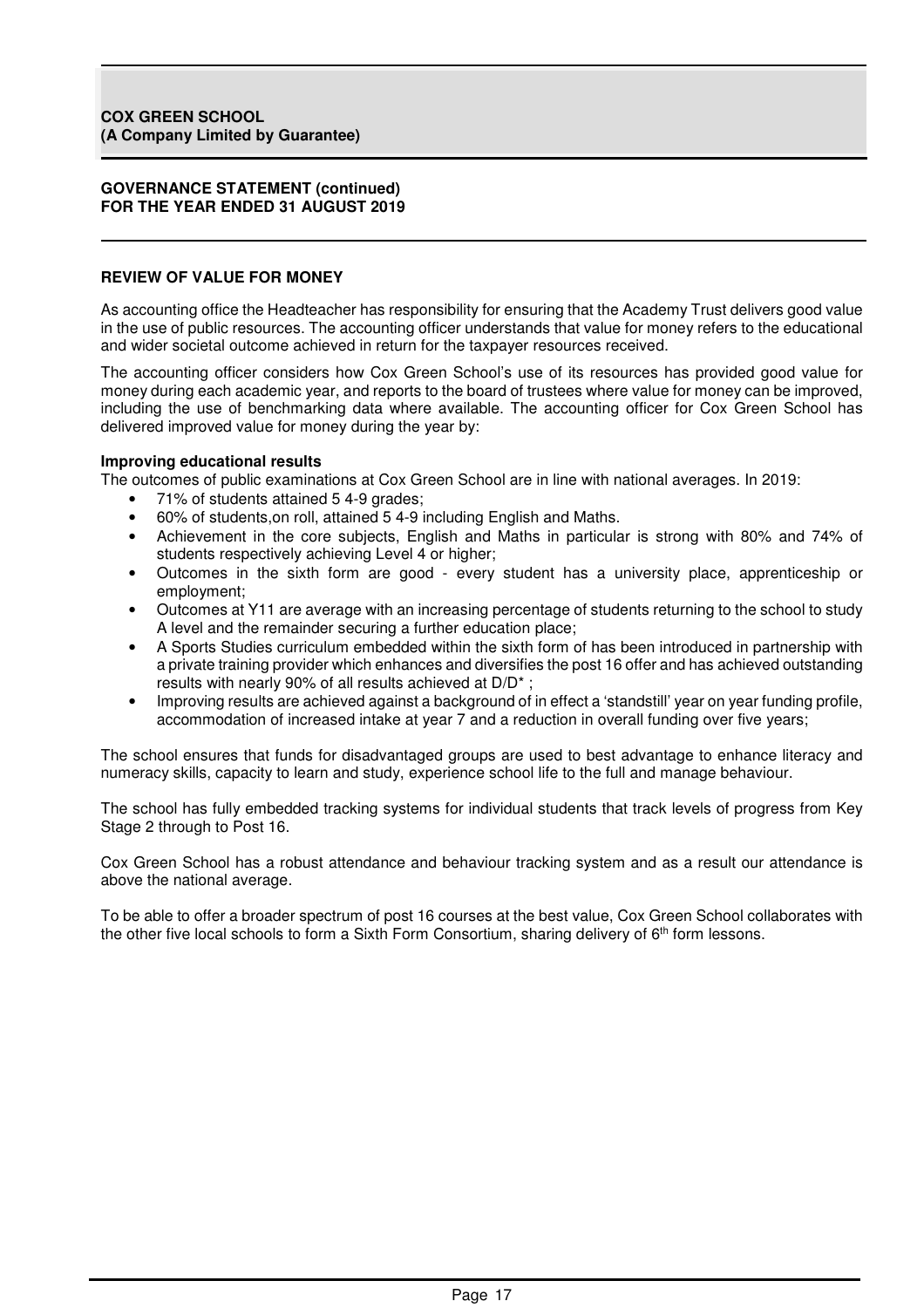**COX GREEN SCHOOL**
**(A Company Limited by Guarantee)**

**GOVERNANCE STATEMENT (continued)**
**FOR THE YEAR ENDED 31 AUGUST 2019**

## REVIEW OF VALUE FOR MONEY

As accounting office the Headteacher has responsibility for ensuring that the Academy Trust delivers good value in the use of public resources. The accounting officer understands that value for money refers to the educational and wider societal outcome achieved in return for the taxpayer resources received.

The accounting officer considers how Cox Green School's use of its resources has provided good value for money during each academic year, and reports to the board of trustees where value for money can be improved, including the use of benchmarking data where available. The accounting officer for Cox Green School has delivered improved value for money during the year by:

**Improving educational results**

The outcomes of public examinations at Cox Green School are in line with national averages. In 2019:

- 71% of students attained 5 4-9 grades;
- 60% of students,on roll, attained 5 4-9 including English and Maths.
- Achievement in the core subjects, English and Maths in particular is strong with 80% and 74% of students respectively achieving Level 4 or higher;
- Outcomes in the sixth form are good - every student has a university place, apprenticeship or employment;
- Outcomes at Y11 are average with an increasing percentage of students returning to the school to study A level and the remainder securing a further education place;
- A Sports Studies curriculum embedded within the sixth form of has been introduced in partnership with a private training provider which enhances and diversifies the post 16 offer and has achieved outstanding results with nearly 90% of all results achieved at D/D* ;
- Improving results are achieved against a background of in effect a 'standstill' year on year funding profile, accommodation of increased intake at year 7 and a reduction in overall funding over five years;

The school ensures that funds for disadvantaged groups are used to best advantage to enhance literacy and numeracy skills, capacity to learn and study, experience school life to the full and manage behaviour.

The school has fully embedded tracking systems for individual students that track levels of progress from Key Stage 2 through to Post 16.

Cox Green School has a robust attendance and behaviour tracking system and as a result our attendance is above the national average.

To be able to offer a broader spectrum of post 16 courses at the best value, Cox Green School collaborates with the other five local schools to form a Sixth Form Consortium, sharing delivery of 6th form lessons.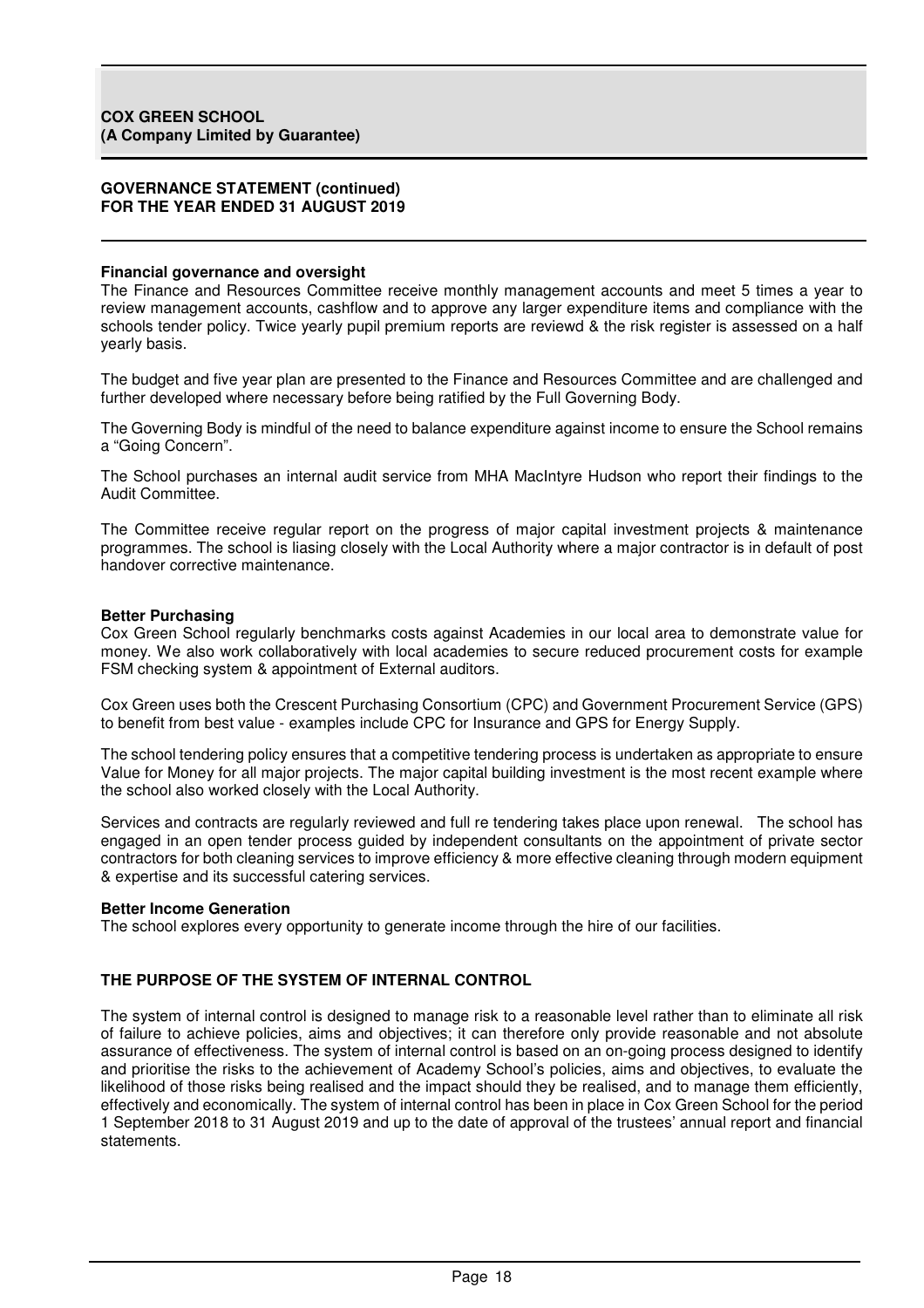**Financial governance and oversight**

The Finance and Resources Committee receive monthly management accounts and meet 5 times a year to review management accounts, cashflow and to approve any larger expenditure items and compliance with the schools tender policy. Twice yearly pupil premium reports are reviewd & the risk register is assessed on a half yearly basis.

The budget and five year plan are presented to the Finance and Resources Committee and are challenged and further developed where necessary before being ratified by the Full Governing Body.

The Governing Body is mindful of the need to balance expenditure against income to ensure the School remains a "Going Concern".

The School purchases an internal audit service from MHA MacIntyre Hudson who report their findings to the Audit Committee.

The Committee receive regular report on the progress of major capital investment projects & maintenance programmes. The school is liasing closely with the Local Authority where a major contractor is in default of post handover corrective maintenance.

**Better Purchasing**

Cox Green School regularly benchmarks costs against Academies in our local area to demonstrate value for money. We also work collaboratively with local academies to secure reduced procurement costs for example FSM checking system & appointment of External auditors.

Cox Green uses both the Crescent Purchasing Consortium (CPC) and Government Procurement Service (GPS) to benefit from best value - examples include CPC for Insurance and GPS for Energy Supply.

The school tendering policy ensures that a competitive tendering process is undertaken as appropriate to ensure Value for Money for all major projects. The major capital building investment is the most recent example where the school also worked closely with the Local Authority.

Services and contracts are regularly reviewed and full re tendering takes place upon renewal. The school has engaged in an open tender process guided by independent consultants on the appointment of private sector contractors for both cleaning services to improve efficiency & more effective cleaning through modern equipment & expertise and its successful catering services.

**Better Income Generation**

The school explores every opportunity to generate income through the hire of our facilities.

## THE PURPOSE OF THE SYSTEM OF INTERNAL CONTROL

The system of internal control is designed to manage risk to a reasonable level rather than to eliminate all risk of failure to achieve policies, aims and objectives; it can therefore only provide reasonable and not absolute assurance of effectiveness. The system of internal control is based on an on-going process designed to identify and prioritise the risks to the achievement of Academy School's policies, aims and objectives, to evaluate the likelihood of those risks being realised and the impact should they be realised, and to manage them efficiently, effectively and economically. The system of internal control has been in place in Cox Green School for the period 1 September 2018 to 31 August 2019 and up to the date of approval of the trustees' annual report and financial statements.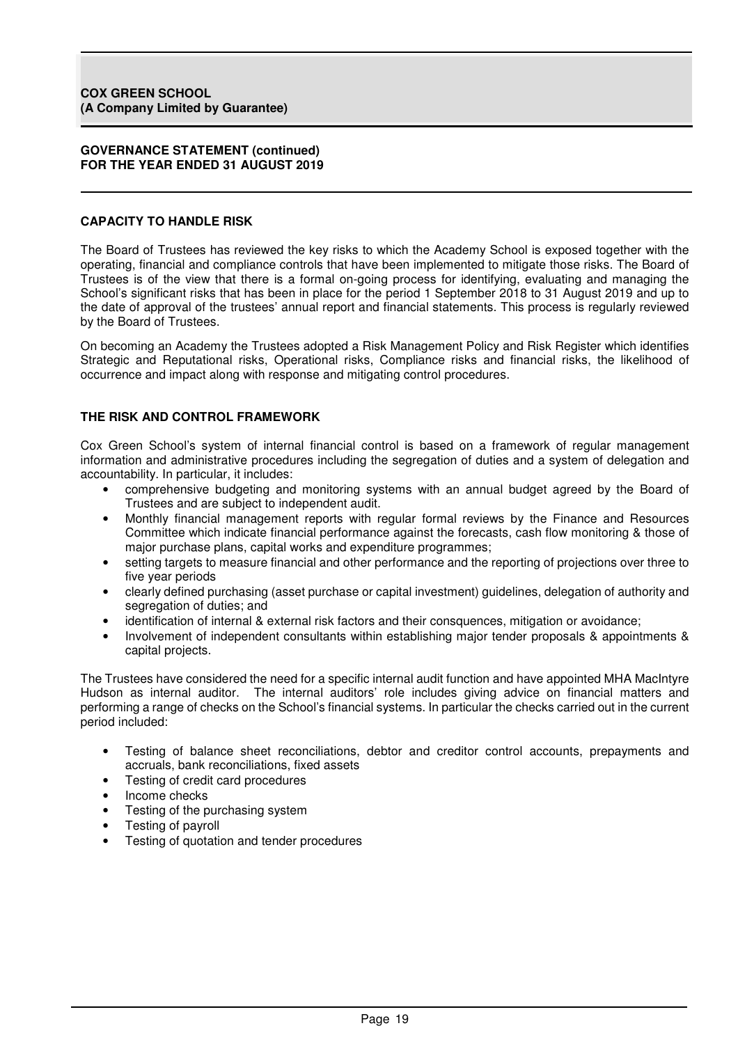## CAPACITY TO HANDLE RISK

The Board of Trustees has reviewed the key risks to which the Academy School is exposed together with the operating, financial and compliance controls that have been implemented to mitigate those risks. The Board of Trustees is of the view that there is a formal on-going process for identifying, evaluating and managing the School's significant risks that has been in place for the period 1 September 2018 to 31 August 2019 and up to the date of approval of the trustees' annual report and financial statements. This process is regularly reviewed by the Board of Trustees.

On becoming an Academy the Trustees adopted a Risk Management Policy and Risk Register which identifies Strategic and Reputational risks, Operational risks, Compliance risks and financial risks, the likelihood of occurrence and impact along with response and mitigating control procedures.

## THE RISK AND CONTROL FRAMEWORK

Cox Green School's system of internal financial control is based on a framework of regular management information and administrative procedures including the segregation of duties and a system of delegation and accountability. In particular, it includes:

- comprehensive budgeting and monitoring systems with an annual budget agreed by the Board of Trustees and are subject to independent audit.
- Monthly financial management reports with regular formal reviews by the Finance and Resources Committee which indicate financial performance against the forecasts, cash flow monitoring & those of major purchase plans, capital works and expenditure programmes;
- setting targets to measure financial and other performance and the reporting of projections over three to five year periods
- clearly defined purchasing (asset purchase or capital investment) guidelines, delegation of authority and segregation of duties; and
- identification of internal & external risk factors and their consquences, mitigation or avoidance;
- Involvement of independent consultants within establishing major tender proposals & appointments & capital projects.

The Trustees have considered the need for a specific internal audit function and have appointed MHA MacIntyre Hudson as internal auditor. The internal auditors' role includes giving advice on financial matters and performing a range of checks on the School's financial systems. In particular the checks carried out in the current period included:

- Testing of balance sheet reconciliations, debtor and creditor control accounts, prepayments and accruals, bank reconciliations, fixed assets
- Testing of credit card procedures
- Income checks
- Testing of the purchasing system
- Testing of payroll
- Testing of quotation and tender procedures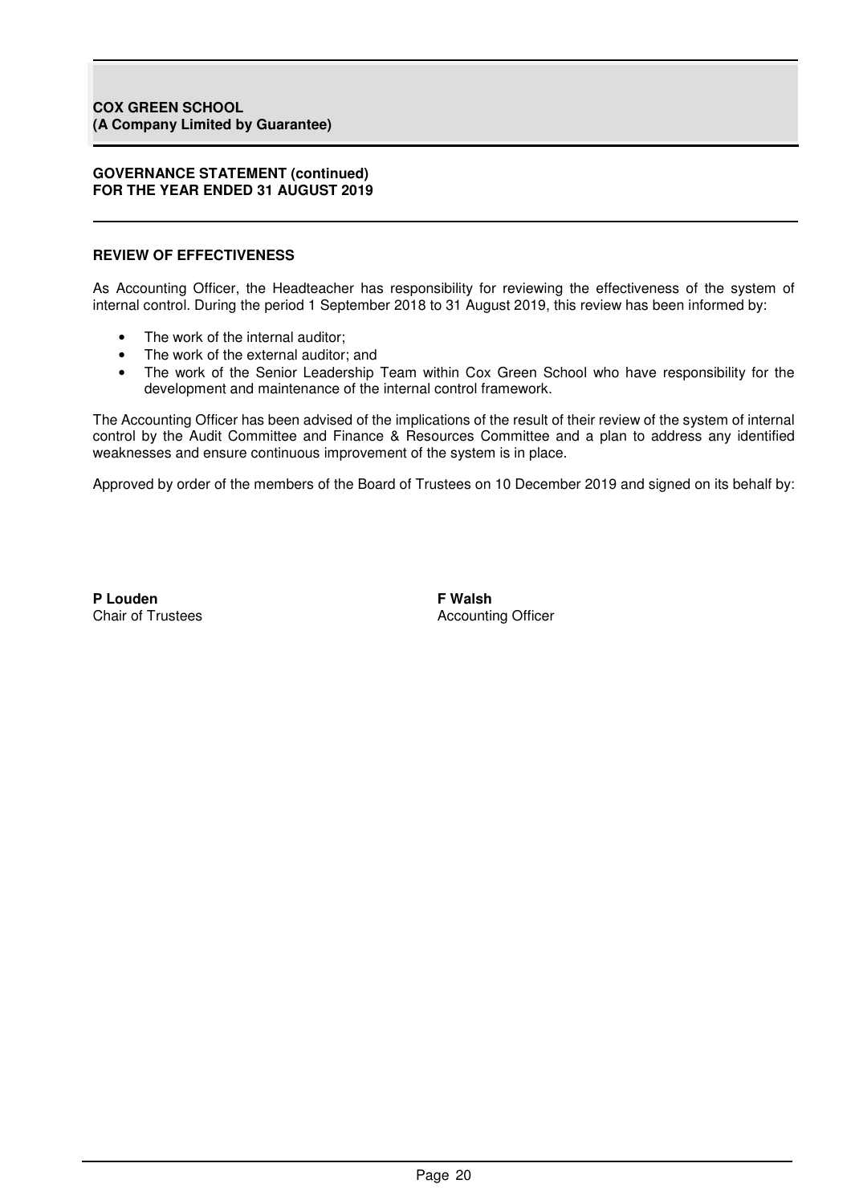## REVIEW OF EFFECTIVENESS

As Accounting Officer, the Headteacher has responsibility for reviewing the effectiveness of the system of internal control. During the period 1 September 2018 to 31 August 2019, this review has been informed by:

- The work of the internal auditor;
- The work of the external auditor; and
- The work of the Senior Leadership Team within Cox Green School who have responsibility for the development and maintenance of the internal control framework.

The Accounting Officer has been advised of the implications of the result of their review of the system of internal control by the Audit Committee and Finance & Resources Committee and a plan to address any identified weaknesses and ensure continuous improvement of the system is in place.

Approved by order of the members of the Board of Trustees on 10 December 2019 and signed on its behalf by:

**P Louden**
Chair of Trustees

**F Walsh**
Accounting Officer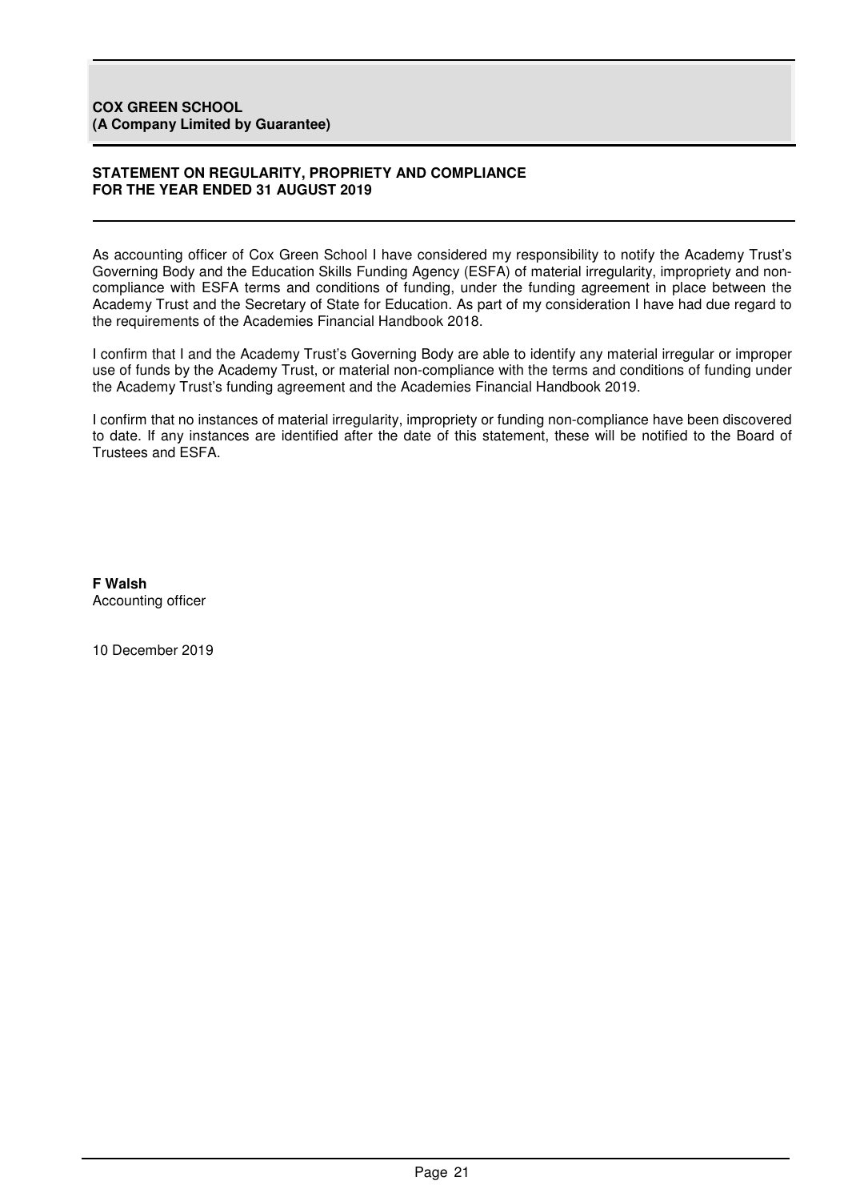**COX GREEN SCHOOL**
**(A Company Limited by Guarantee)**

## STATEMENT ON REGULARITY, PROPRIETY AND COMPLIANCE FOR THE YEAR ENDED 31 AUGUST 2019

As accounting officer of Cox Green School I have considered my responsibility to notify the Academy Trust's Governing Body and the Education Skills Funding Agency (ESFA) of material irregularity, impropriety and non-compliance with ESFA terms and conditions of funding, under the funding agreement in place between the Academy Trust and the Secretary of State for Education. As part of my consideration I have had due regard to the requirements of the Academies Financial Handbook 2018.

I confirm that I and the Academy Trust's Governing Body are able to identify any material irregular or improper use of funds by the Academy Trust, or material non-compliance with the terms and conditions of funding under the Academy Trust's funding agreement and the Academies Financial Handbook 2019.

I confirm that no instances of material irregularity, impropriety or funding non-compliance have been discovered to date. If any instances are identified after the date of this statement, these will be notified to the Board of Trustees and ESFA.

**F Walsh**
Accounting officer

10 December 2019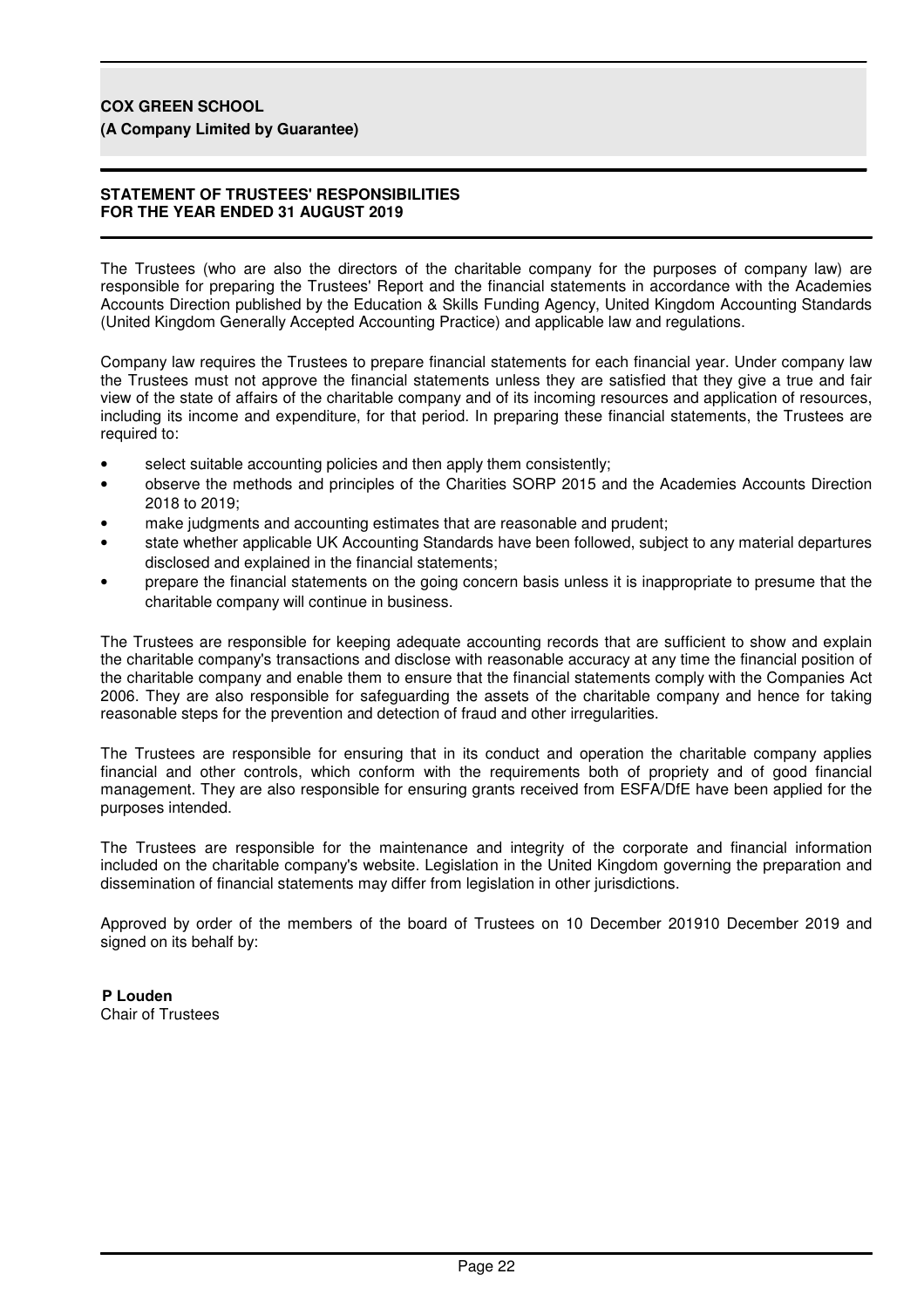**COX GREEN SCHOOL**
**(A Company Limited by Guarantee)**

## STATEMENT OF TRUSTEES' RESPONSIBILITIES
## FOR THE YEAR ENDED 31 AUGUST 2019

The Trustees (who are also the directors of the charitable company for the purposes of company law) are responsible for preparing the Trustees' Report and the financial statements in accordance with the Academies Accounts Direction published by the Education & Skills Funding Agency, United Kingdom Accounting Standards (United Kingdom Generally Accepted Accounting Practice) and applicable law and regulations.

Company law requires the Trustees to prepare financial statements for each financial year. Under company law the Trustees must not approve the financial statements unless they are satisfied that they give a true and fair view of the state of affairs of the charitable company and of its incoming resources and application of resources, including its income and expenditure, for that period. In preparing these financial statements, the Trustees are required to:

- select suitable accounting policies and then apply them consistently;
- observe the methods and principles of the Charities SORP 2015 and the Academies Accounts Direction 2018 to 2019;
- make judgments and accounting estimates that are reasonable and prudent;
- state whether applicable UK Accounting Standards have been followed, subject to any material departures disclosed and explained in the financial statements;
- prepare the financial statements on the going concern basis unless it is inappropriate to presume that the charitable company will continue in business.

The Trustees are responsible for keeping adequate accounting records that are sufficient to show and explain the charitable company's transactions and disclose with reasonable accuracy at any time the financial position of the charitable company and enable them to ensure that the financial statements comply with the Companies Act 2006. They are also responsible for safeguarding the assets of the charitable company and hence for taking reasonable steps for the prevention and detection of fraud and other irregularities.

The Trustees are responsible for ensuring that in its conduct and operation the charitable company applies financial and other controls, which conform with the requirements both of propriety and of good financial management. They are also responsible for ensuring grants received from ESFA/DfE have been applied for the purposes intended.

The Trustees are responsible for the maintenance and integrity of the corporate and financial information included on the charitable company's website. Legislation in the United Kingdom governing the preparation and dissemination of financial statements may differ from legislation in other jurisdictions.

Approved by order of the members of the board of Trustees on 10 December 201910 December 2019 and signed on its behalf by:

**P Louden**
Chair of Trustees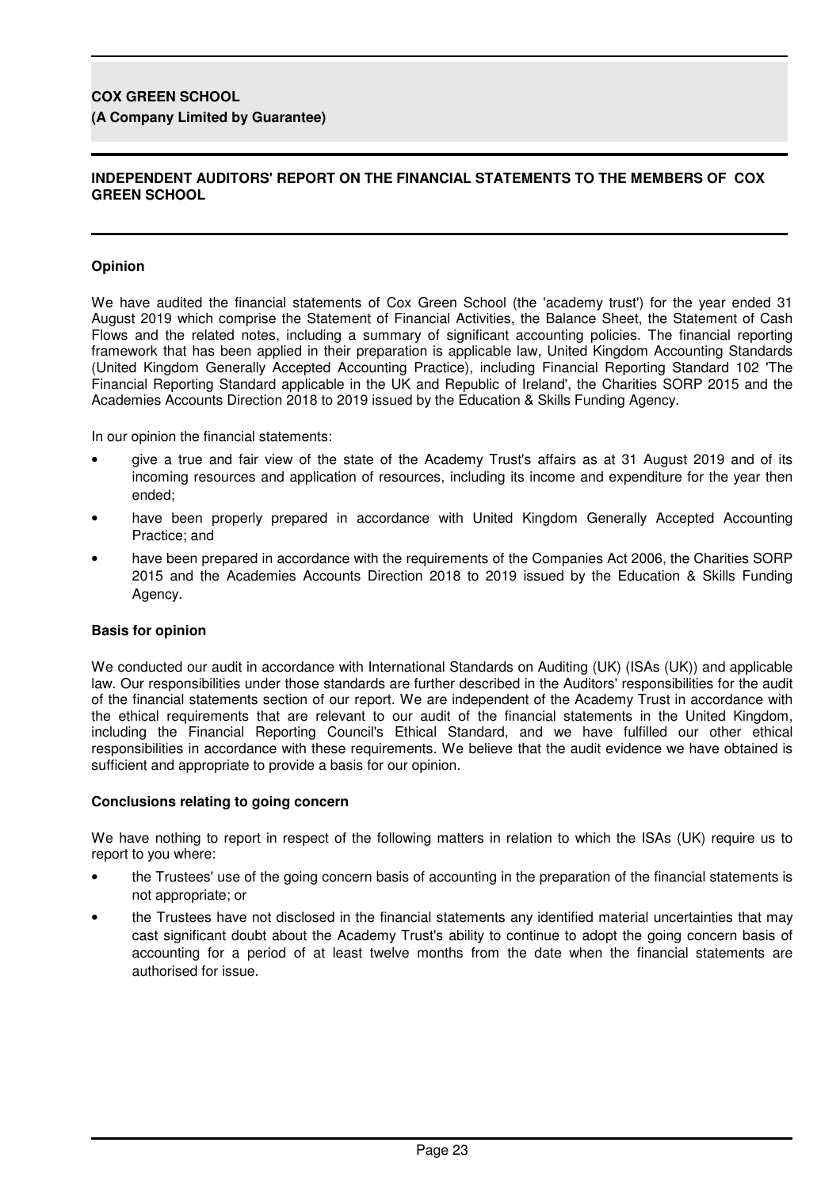## INDEPENDENT AUDITORS' REPORT ON THE FINANCIAL STATEMENTS TO THE MEMBERS OF COX GREEN SCHOOL

### Opinion

We have audited the financial statements of Cox Green School (the 'academy trust') for the year ended 31 August 2019 which comprise the Statement of Financial Activities, the Balance Sheet, the Statement of Cash Flows and the related notes, including a summary of significant accounting policies. The financial reporting framework that has been applied in their preparation is applicable law, United Kingdom Accounting Standards (United Kingdom Generally Accepted Accounting Practice), including Financial Reporting Standard 102 'The Financial Reporting Standard applicable in the UK and Republic of Ireland', the Charities SORP 2015 and the Academies Accounts Direction 2018 to 2019 issued by the Education & Skills Funding Agency.

In our opinion the financial statements:

- give a true and fair view of the state of the Academy Trust's affairs as at 31 August 2019 and of its incoming resources and application of resources, including its income and expenditure for the year then ended;
- have been properly prepared in accordance with United Kingdom Generally Accepted Accounting Practice; and
- have been prepared in accordance with the requirements of the Companies Act 2006, the Charities SORP 2015 and the Academies Accounts Direction 2018 to 2019 issued by the Education & Skills Funding Agency.

### Basis for opinion

We conducted our audit in accordance with International Standards on Auditing (UK) (ISAs (UK)) and applicable law. Our responsibilities under those standards are further described in the Auditors' responsibilities for the audit of the financial statements section of our report. We are independent of the Academy Trust in accordance with the ethical requirements that are relevant to our audit of the financial statements in the United Kingdom, including the Financial Reporting Council's Ethical Standard, and we have fulfilled our other ethical responsibilities in accordance with these requirements. We believe that the audit evidence we have obtained is sufficient and appropriate to provide a basis for our opinion.

### Conclusions relating to going concern

We have nothing to report in respect of the following matters in relation to which the ISAs (UK) require us to report to you where:

- the Trustees' use of the going concern basis of accounting in the preparation of the financial statements is not appropriate; or
- the Trustees have not disclosed in the financial statements any identified material uncertainties that may cast significant doubt about the Academy Trust's ability to continue to adopt the going concern basis of accounting for a period of at least twelve months from the date when the financial statements are authorised for issue.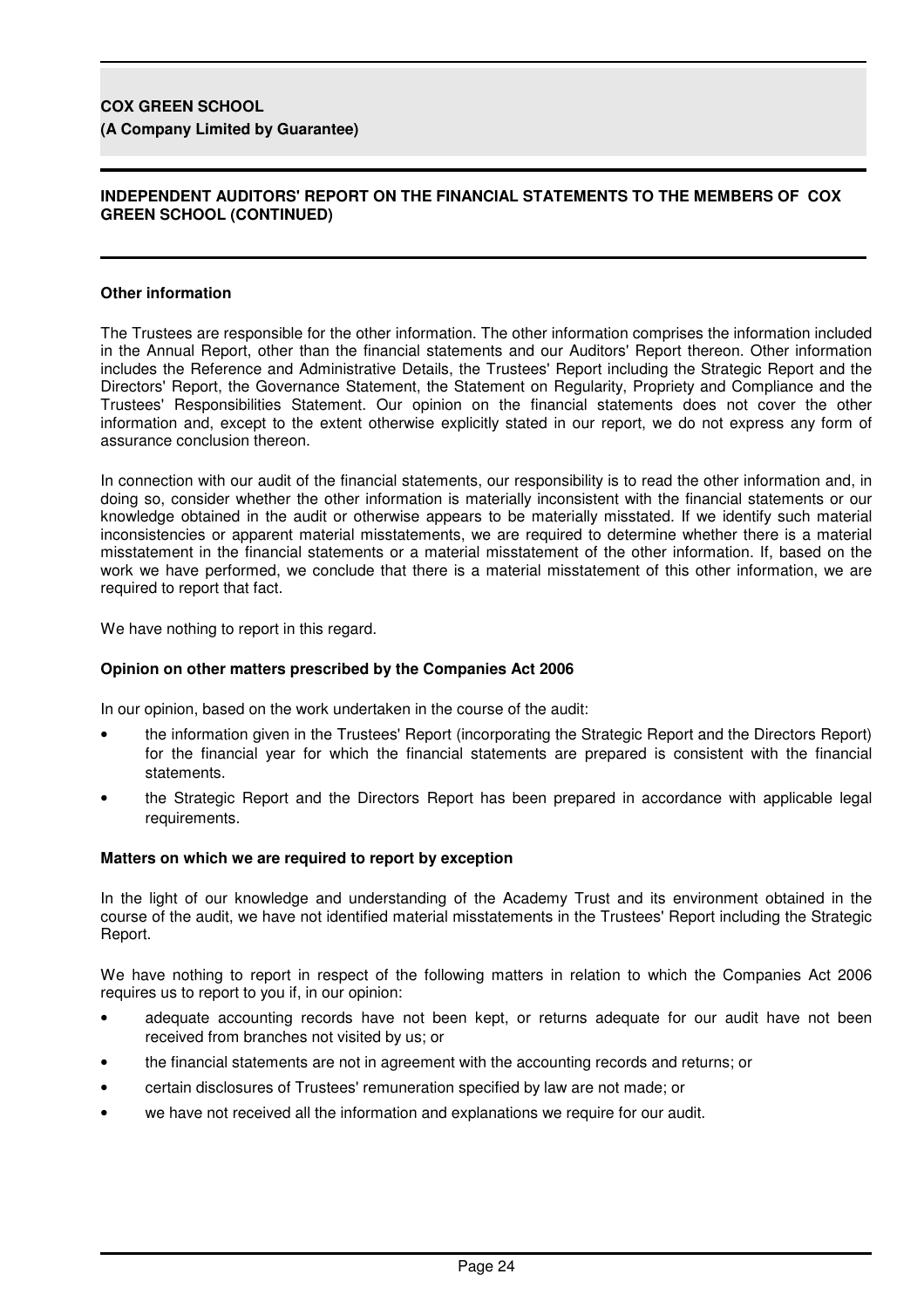## Other information

The Trustees are responsible for the other information. The other information comprises the information included in the Annual Report, other than the financial statements and our Auditors' Report thereon. Other information includes the Reference and Administrative Details, the Trustees' Report including the Strategic Report and the Directors' Report, the Governance Statement, the Statement on Regularity, Propriety and Compliance and the Trustees' Responsibilities Statement. Our opinion on the financial statements does not cover the other information and, except to the extent otherwise explicitly stated in our report, we do not express any form of assurance conclusion thereon.

In connection with our audit of the financial statements, our responsibility is to read the other information and, in doing so, consider whether the other information is materially inconsistent with the financial statements or our knowledge obtained in the audit or otherwise appears to be materially misstated. If we identify such material inconsistencies or apparent material misstatements, we are required to determine whether there is a material misstatement in the financial statements or a material misstatement of the other information. If, based on the work we have performed, we conclude that there is a material misstatement of this other information, we are required to report that fact.

We have nothing to report in this regard.

## Opinion on other matters prescribed by the Companies Act 2006

In our opinion, based on the work undertaken in the course of the audit:

- the information given in the Trustees' Report (incorporating the Strategic Report and the Directors Report) for the financial year for which the financial statements are prepared is consistent with the financial statements.
- the Strategic Report and the Directors Report has been prepared in accordance with applicable legal requirements.

## Matters on which we are required to report by exception

In the light of our knowledge and understanding of the Academy Trust and its environment obtained in the course of the audit, we have not identified material misstatements in the Trustees' Report including the Strategic Report.

We have nothing to report in respect of the following matters in relation to which the Companies Act 2006 requires us to report to you if, in our opinion:

- adequate accounting records have not been kept, or returns adequate for our audit have not been received from branches not visited by us; or
- the financial statements are not in agreement with the accounting records and returns; or
- certain disclosures of Trustees' remuneration specified by law are not made; or
- we have not received all the information and explanations we require for our audit.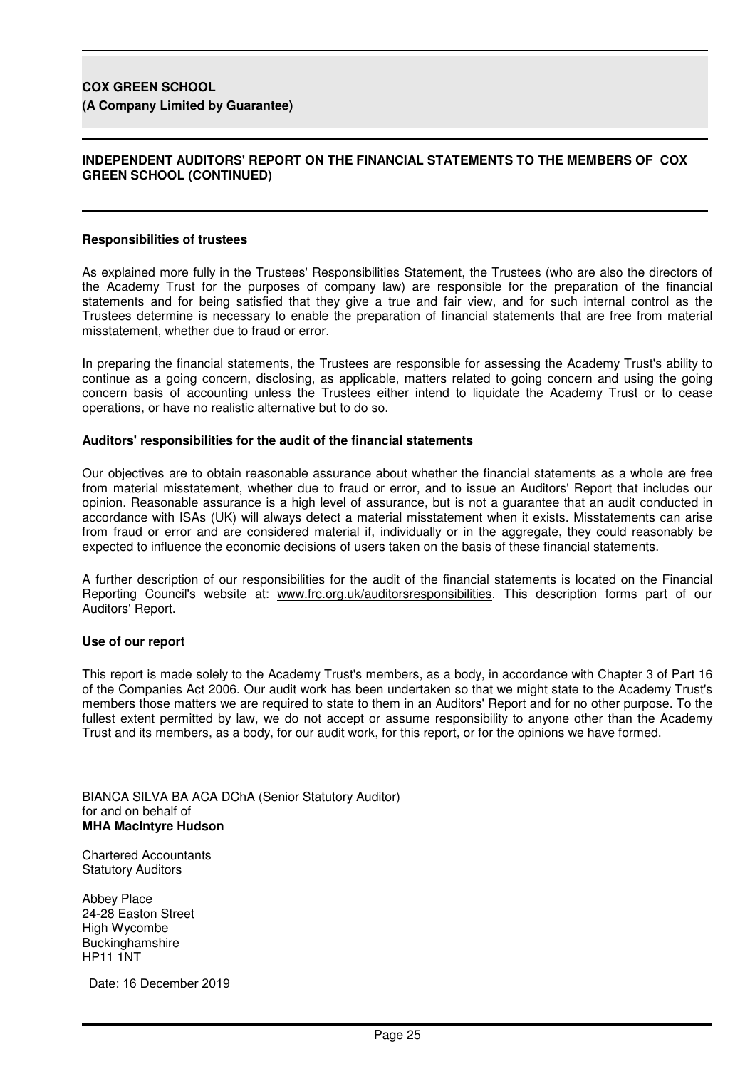## INDEPENDENT AUDITORS' REPORT ON THE FINANCIAL STATEMENTS TO THE MEMBERS OF COX GREEN SCHOOL (CONTINUED)

### Responsibilities of trustees

As explained more fully in the Trustees' Responsibilities Statement, the Trustees (who are also the directors of the Academy Trust for the purposes of company law) are responsible for the preparation of the financial statements and for being satisfied that they give a true and fair view, and for such internal control as the Trustees determine is necessary to enable the preparation of financial statements that are free from material misstatement, whether due to fraud or error.

In preparing the financial statements, the Trustees are responsible for assessing the Academy Trust's ability to continue as a going concern, disclosing, as applicable, matters related to going concern and using the going concern basis of accounting unless the Trustees either intend to liquidate the Academy Trust or to cease operations, or have no realistic alternative but to do so.

### Auditors' responsibilities for the audit of the financial statements

Our objectives are to obtain reasonable assurance about whether the financial statements as a whole are free from material misstatement, whether due to fraud or error, and to issue an Auditors' Report that includes our opinion. Reasonable assurance is a high level of assurance, but is not a guarantee that an audit conducted in accordance with ISAs (UK) will always detect a material misstatement when it exists. Misstatements can arise from fraud or error and are considered material if, individually or in the aggregate, they could reasonably be expected to influence the economic decisions of users taken on the basis of these financial statements.

A further description of our responsibilities for the audit of the financial statements is located on the Financial Reporting Council's website at: www.frc.org.uk/auditorsresponsibilities. This description forms part of our Auditors' Report.

### Use of our report

This report is made solely to the Academy Trust's members, as a body, in accordance with Chapter 3 of Part 16 of the Companies Act 2006. Our audit work has been undertaken so that we might state to the Academy Trust's members those matters we are required to state to them in an Auditors' Report and for no other purpose. To the fullest extent permitted by law, we do not accept or assume responsibility to anyone other than the Academy Trust and its members, as a body, for our audit work, for this report, or for the opinions we have formed.

BIANCA SILVA BA ACA DChA (Senior Statutory Auditor)
for and on behalf of
**MHA MacIntyre Hudson**

Chartered Accountants
Statutory Auditors

Abbey Place
24-28 Easton Street
High Wycombe
Buckinghamshire
HP11 1NT

Date: 16 December 2019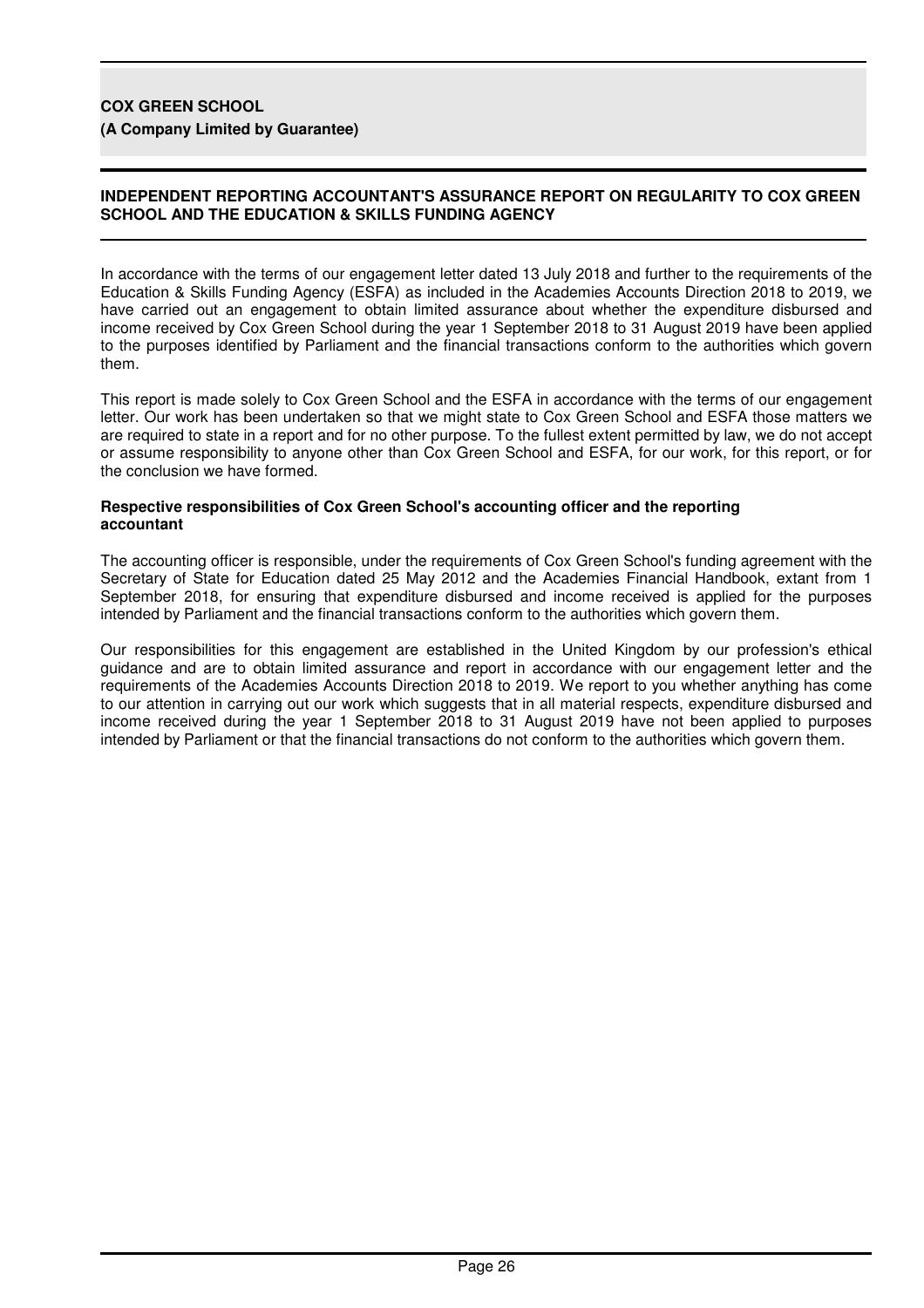## INDEPENDENT REPORTING ACCOUNTANT'S ASSURANCE REPORT ON REGULARITY TO COX GREEN SCHOOL AND THE EDUCATION & SKILLS FUNDING AGENCY

In accordance with the terms of our engagement letter dated 13 July 2018 and further to the requirements of the Education & Skills Funding Agency (ESFA) as included in the Academies Accounts Direction 2018 to 2019, we have carried out an engagement to obtain limited assurance about whether the expenditure disbursed and income received by Cox Green School during the year 1 September 2018 to 31 August 2019 have been applied to the purposes identified by Parliament and the financial transactions conform to the authorities which govern them.

This report is made solely to Cox Green School and the ESFA in accordance with the terms of our engagement letter. Our work has been undertaken so that we might state to Cox Green School and ESFA those matters we are required to state in a report and for no other purpose. To the fullest extent permitted by law, we do not accept or assume responsibility to anyone other than Cox Green School and ESFA, for our work, for this report, or for the conclusion we have formed.

### Respective responsibilities of Cox Green School's accounting officer and the reporting accountant

The accounting officer is responsible, under the requirements of Cox Green School's funding agreement with the Secretary of State for Education dated 25 May 2012 and the Academies Financial Handbook, extant from 1 September 2018, for ensuring that expenditure disbursed and income received is applied for the purposes intended by Parliament and the financial transactions conform to the authorities which govern them.

Our responsibilities for this engagement are established in the United Kingdom by our profession's ethical guidance and are to obtain limited assurance and report in accordance with our engagement letter and the requirements of the Academies Accounts Direction 2018 to 2019. We report to you whether anything has come to our attention in carrying out our work which suggests that in all material respects, expenditure disbursed and income received during the year 1 September 2018 to 31 August 2019 have not been applied to purposes intended by Parliament or that the financial transactions do not conform to the authorities which govern them.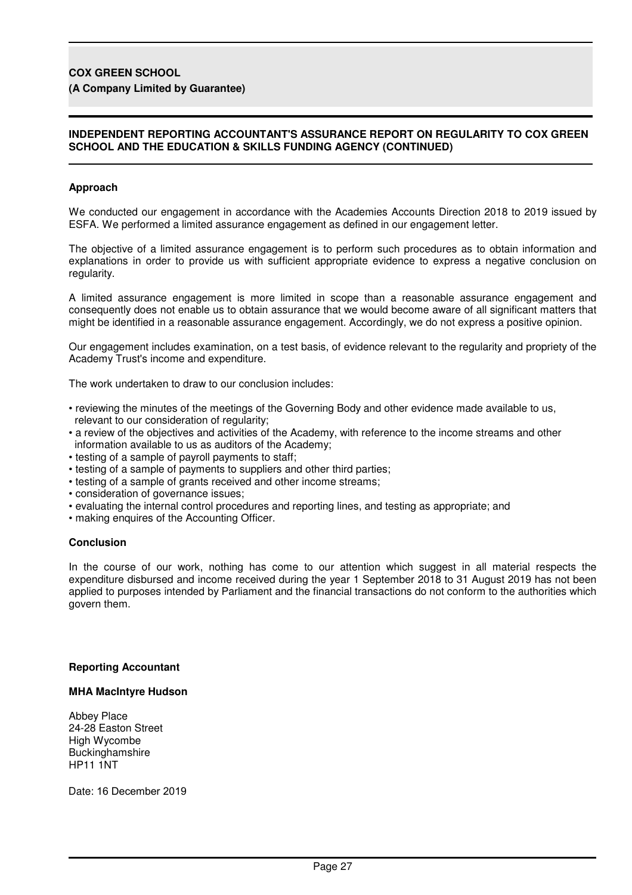**COX GREEN SCHOOL**
**(A Company Limited by Guarantee)**

## INDEPENDENT REPORTING ACCOUNTANT'S ASSURANCE REPORT ON REGULARITY TO COX GREEN SCHOOL AND THE EDUCATION & SKILLS FUNDING AGENCY (CONTINUED)

### Approach

We conducted our engagement in accordance with the Academies Accounts Direction 2018 to 2019 issued by ESFA. We performed a limited assurance engagement as defined in our engagement letter.

The objective of a limited assurance engagement is to perform such procedures as to obtain information and explanations in order to provide us with sufficient appropriate evidence to express a negative conclusion on regularity.

A limited assurance engagement is more limited in scope than a reasonable assurance engagement and consequently does not enable us to obtain assurance that we would become aware of all significant matters that might be identified in a reasonable assurance engagement. Accordingly, we do not express a positive opinion.

Our engagement includes examination, on a test basis, of evidence relevant to the regularity and propriety of the Academy Trust's income and expenditure.

The work undertaken to draw to our conclusion includes:

- reviewing the minutes of the meetings of the Governing Body and other evidence made available to us, relevant to our consideration of regularity;
- a review of the objectives and activities of the Academy, with reference to the income streams and other information available to us as auditors of the Academy;
- testing of a sample of payroll payments to staff;
- testing of a sample of payments to suppliers and other third parties;
- testing of a sample of grants received and other income streams;
- consideration of governance issues;
- evaluating the internal control procedures and reporting lines, and testing as appropriate; and
- making enquires of the Accounting Officer.

### Conclusion

In the course of our work, nothing has come to our attention which suggest in all material respects the expenditure disbursed and income received during the year 1 September 2018 to 31 August 2019 has not been applied to purposes intended by Parliament and the financial transactions do not conform to the authorities which govern them.

**Reporting Accountant**

**MHA MacIntyre Hudson**

Abbey Place
24-28 Easton Street
High Wycombe
Buckinghamshire
HP11 1NT

Date: 16 December 2019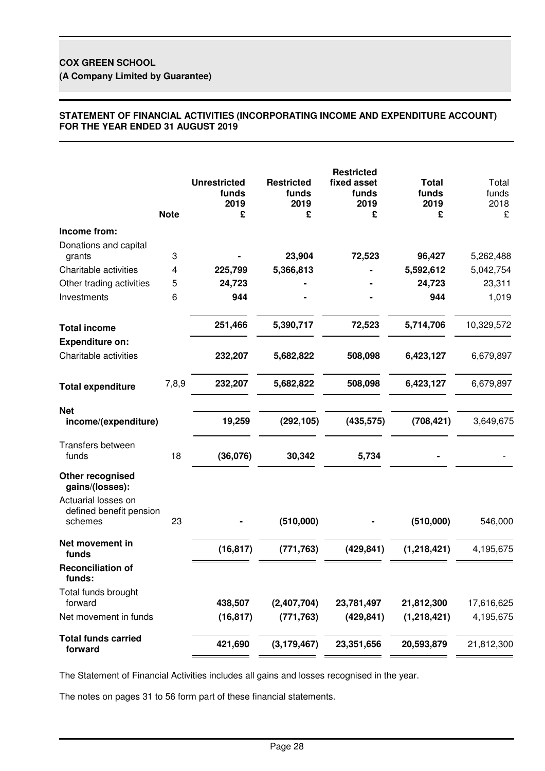**COX GREEN SCHOOL**

**(A Company Limited by Guarantee)**

**STATEMENT OF FINANCIAL ACTIVITIES (INCORPORATING INCOME AND EXPENDITURE ACCOUNT) FOR THE YEAR ENDED 31 AUGUST 2019**

| | Note | Unrestricted funds 2019 £ | Restricted funds 2019 £ | Restricted fixed asset funds 2019 £ | Total funds 2019 £ | Total funds 2018 £ |
|---|---|---|---|---|---|---|
| **Income from:** | | | | | | |
| Donations and capital grants | 3 | - | 23,904 | 72,523 | 96,427 | 5,262,488 |
| Charitable activities | 4 | 225,799 | 5,366,813 | - | 5,592,612 | 5,042,754 |
| Other trading activities | 5 | 24,723 | - | - | 24,723 | 23,311 |
| Investments | 6 | 944 | - | - | 944 | 1,019 |
| **Total income** | | 251,466 | 5,390,717 | 72,523 | 5,714,706 | 10,329,572 |
| **Expenditure on:** | | | | | | |
| Charitable activities | | 232,207 | 5,682,822 | 508,098 | 6,423,127 | 6,679,897 |
| **Total expenditure** | 7,8,9 | 232,207 | 5,682,822 | 508,098 | 6,423,127 | 6,679,897 |
| **Net income/(expenditure)** | | 19,259 | (292,105) | (435,575) | (708,421) | 3,649,675 |
| Transfers between funds | 18 | (36,076) | 30,342 | 5,734 | - | - |
| **Other recognised gains/(losses):** | | | | | | |
| Actuarial losses on defined benefit pension schemes | 23 | - | (510,000) | - | (510,000) | 546,000 |
| **Net movement in funds** | | (16,817) | (771,763) | (429,841) | (1,218,421) | 4,195,675 |
| **Reconciliation of funds:** | | | | | | |
| Total funds brought forward | | 438,507 | (2,407,704) | 23,781,497 | 21,812,300 | 17,616,625 |
| Net movement in funds | | (16,817) | (771,763) | (429,841) | (1,218,421) | 4,195,675 |
| **Total funds carried forward** | | 421,690 | (3,179,467) | 23,351,656 | 20,593,879 | 21,812,300 |

The Statement of Financial Activities includes all gains and losses recognised in the year.

The notes on pages 31 to 56 form part of these financial statements.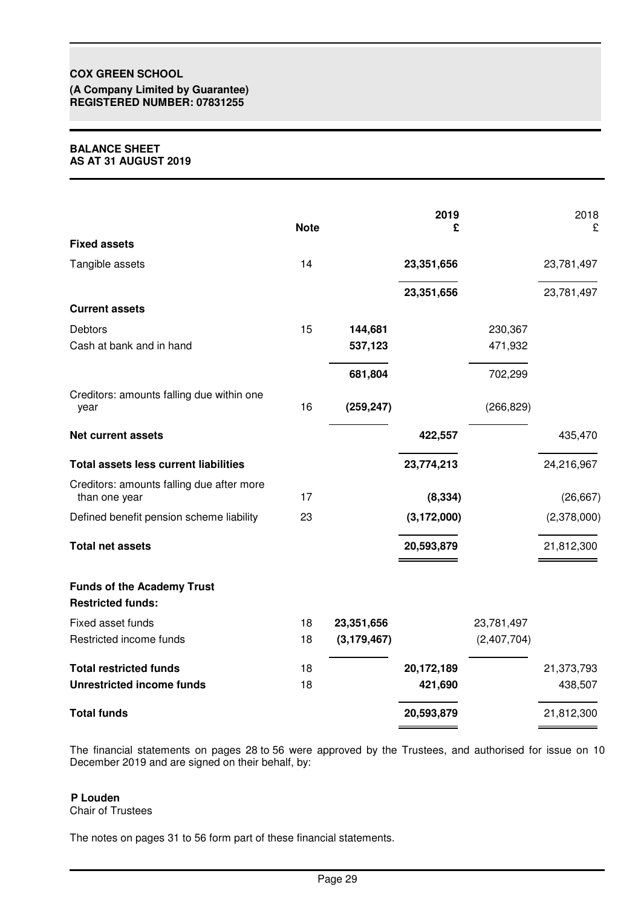**COX GREEN SCHOOL**
**(A Company Limited by Guarantee)**
**REGISTERED NUMBER: 07831255**

**BALANCE SHEET**
**AS AT 31 AUGUST 2019**

| | Note | | 2019 £ | | 2018 £ |
|---|---|---|---|---|---|
| **Fixed assets** | | | | | |
| Tangible assets | 14 | | **23,351,656** | | 23,781,497 |
| | | | **23,351,656** | | 23,781,497 |
| **Current assets** | | | | | |
| Debtors | 15 | **144,681** | | 230,367 | |
| Cash at bank and in hand | | **537,123** | | 471,932 | |
| | | **681,804** | | 702,299 | |
| Creditors: amounts falling due within one year | 16 | **(259,247)** | | (266,829) | |
| **Net current assets** | | | **422,557** | | 435,470 |
| **Total assets less current liabilities** | | | **23,774,213** | | 24,216,967 |
| Creditors: amounts falling due after more than one year | 17 | | **(8,334)** | | (26,667) |
| Defined benefit pension scheme liability | 23 | | **(3,172,000)** | | (2,378,000) |
| **Total net assets** | | | **20,593,879** | | 21,812,300 |
| **Funds of the Academy Trust** | | | | | |
| **Restricted funds:** | | | | | |
| Fixed asset funds | 18 | **23,351,656** | | 23,781,497 | |
| Restricted income funds | 18 | **(3,179,467)** | | (2,407,704) | |
| **Total restricted funds** | 18 | | **20,172,189** | | 21,373,793 |
| **Unrestricted income funds** | 18 | | **421,690** | | 438,507 |
| **Total funds** | | | **20,593,879** | | 21,812,300 |

The financial statements on pages 28 to 56 were approved by the Trustees, and authorised for issue on 10 December 2019 and are signed on their behalf, by:

**P Louden**
Chair of Trustees

The notes on pages 31 to 56 form part of these financial statements.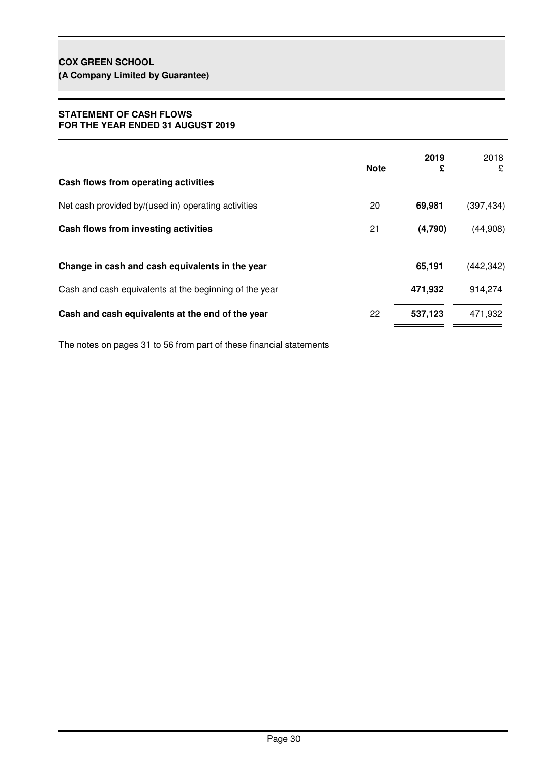**COX GREEN SCHOOL**
**(A Company Limited by Guarantee)**

**STATEMENT OF CASH FLOWS**
**FOR THE YEAR ENDED 31 AUGUST 2019**

| | Note | 2019 £ | 2018 £ |
|---|---|---|---|
| **Cash flows from operating activities** | | | |
| Net cash provided by/(used in) operating activities | 20 | **69,981** | (397,434) |
| **Cash flows from investing activities** | 21 | **(4,790)** | (44,908) |
| **Change in cash and cash equivalents in the year** | | **65,191** | (442,342) |
| Cash and cash equivalents at the beginning of the year | | **471,932** | 914,274 |
| **Cash and cash equivalents at the end of the year** | 22 | **537,123** | 471,932 |

The notes on pages 31 to 56 from part of these financial statements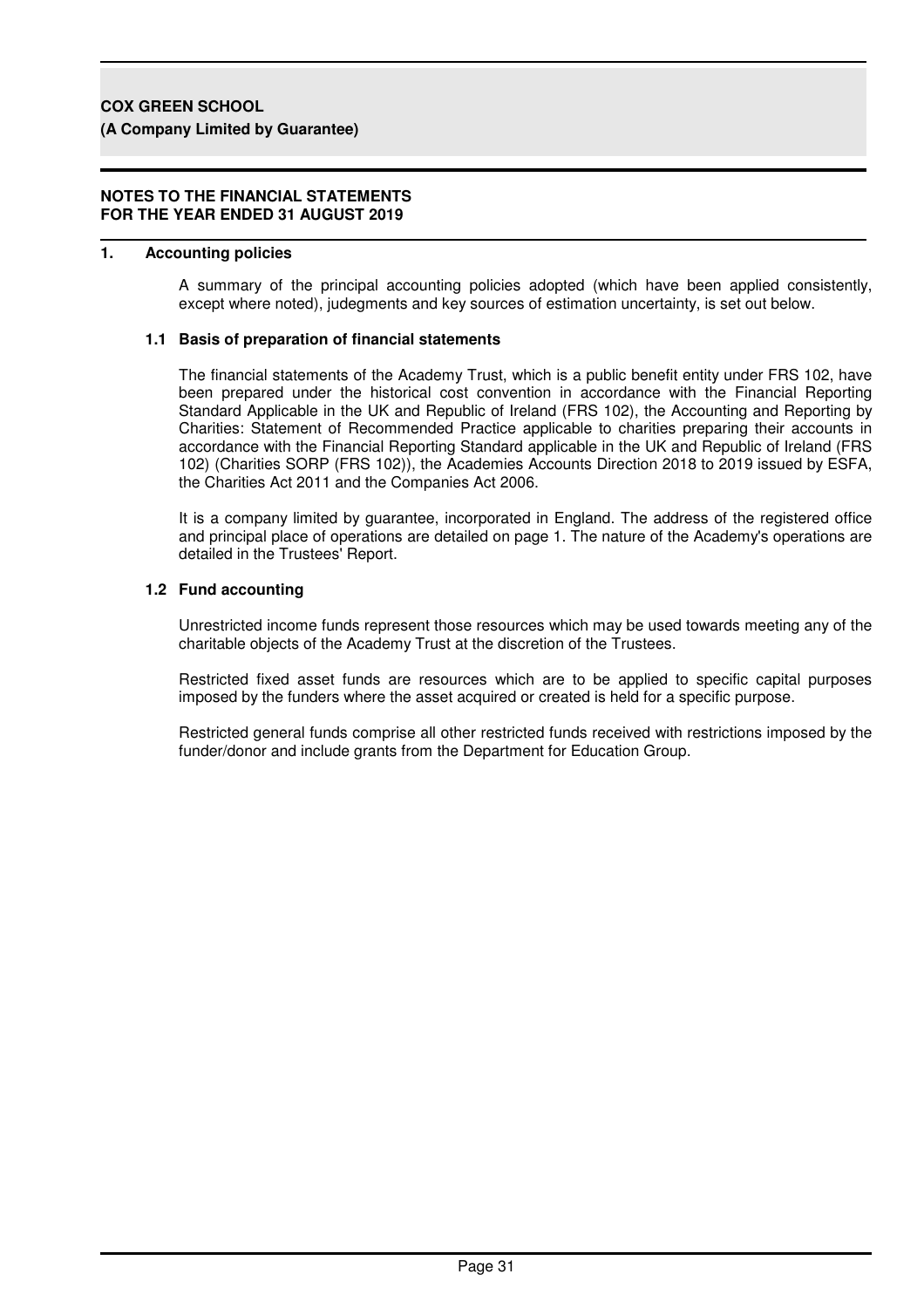## NOTES TO THE FINANCIAL STATEMENTS FOR THE YEAR ENDED 31 AUGUST 2019

### 1. Accounting policies

A summary of the principal accounting policies adopted (which have been applied consistently, except where noted), judgements and key sources of estimation uncertainty, is set out below.

#### 1.1 Basis of preparation of financial statements

The financial statements of the Academy Trust, which is a public benefit entity under FRS 102, have been prepared under the historical cost convention in accordance with the Financial Reporting Standard Applicable in the UK and Republic of Ireland (FRS 102), the Accounting and Reporting by Charities: Statement of Recommended Practice applicable to charities preparing their accounts in accordance with the Financial Reporting Standard applicable in the UK and Republic of Ireland (FRS 102) (Charities SORP (FRS 102)), the Academies Accounts Direction 2018 to 2019 issued by ESFA, the Charities Act 2011 and the Companies Act 2006.

It is a company limited by guarantee, incorporated in England. The address of the registered office and principal place of operations are detailed on page 1. The nature of the Academy's operations are detailed in the Trustees' Report.

#### 1.2 Fund accounting

Unrestricted income funds represent those resources which may be used towards meeting any of the charitable objects of the Academy Trust at the discretion of the Trustees.

Restricted fixed asset funds are resources which are to be applied to specific capital purposes imposed by the funders where the asset acquired or created is held for a specific purpose.

Restricted general funds comprise all other restricted funds received with restrictions imposed by the funder/donor and include grants from the Department for Education Group.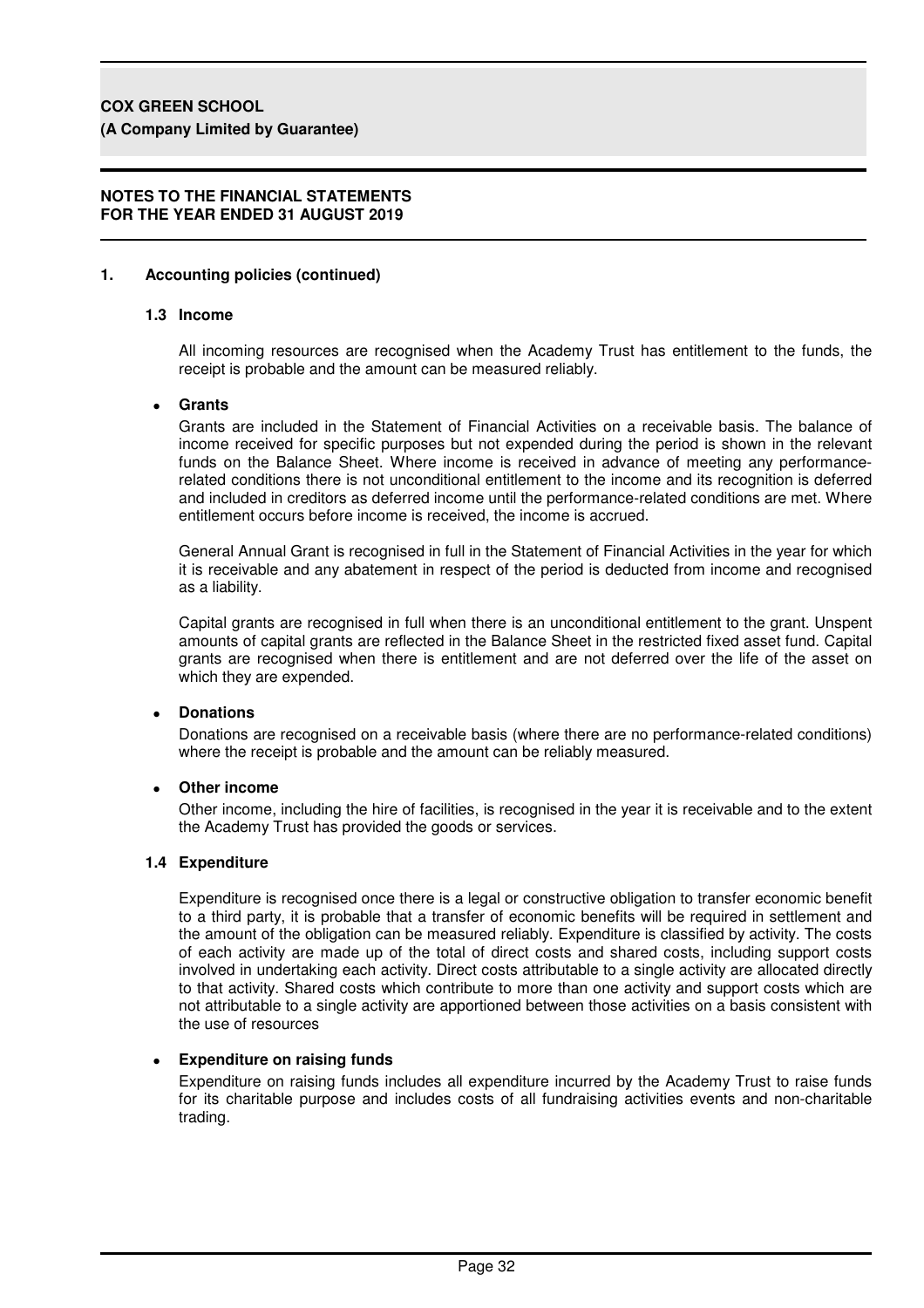**1. Accounting policies (continued)**

**1.3 Income**

All incoming resources are recognised when the Academy Trust has entitlement to the funds, the receipt is probable and the amount can be measured reliably.

- **Grants**

Grants are included in the Statement of Financial Activities on a receivable basis. The balance of income received for specific purposes but not expended during the period is shown in the relevant funds on the Balance Sheet. Where income is received in advance of meeting any performance-related conditions there is not unconditional entitlement to the income and its recognition is deferred and included in creditors as deferred income until the performance-related conditions are met. Where entitlement occurs before income is received, the income is accrued.

General Annual Grant is recognised in full in the Statement of Financial Activities in the year for which it is receivable and any abatement in respect of the period is deducted from income and recognised as a liability.

Capital grants are recognised in full when there is an unconditional entitlement to the grant. Unspent amounts of capital grants are reflected in the Balance Sheet in the restricted fixed asset fund. Capital grants are recognised when there is entitlement and are not deferred over the life of the asset on which they are expended.

- **Donations**

Donations are recognised on a receivable basis (where there are no performance-related conditions) where the receipt is probable and the amount can be reliably measured.

- **Other income**

Other income, including the hire of facilities, is recognised in the year it is receivable and to the extent the Academy Trust has provided the goods or services.

**1.4 Expenditure**

Expenditure is recognised once there is a legal or constructive obligation to transfer economic benefit to a third party, it is probable that a transfer of economic benefits will be required in settlement and the amount of the obligation can be measured reliably. Expenditure is classified by activity. The costs of each activity are made up of the total of direct costs and shared costs, including support costs involved in undertaking each activity. Direct costs attributable to a single activity are allocated directly to that activity. Shared costs which contribute to more than one activity and support costs which are not attributable to a single activity are apportioned between those activities on a basis consistent with the use of resources

- **Expenditure on raising funds**

Expenditure on raising funds includes all expenditure incurred by the Academy Trust to raise funds for its charitable purpose and includes costs of all fundraising activities events and non-charitable trading.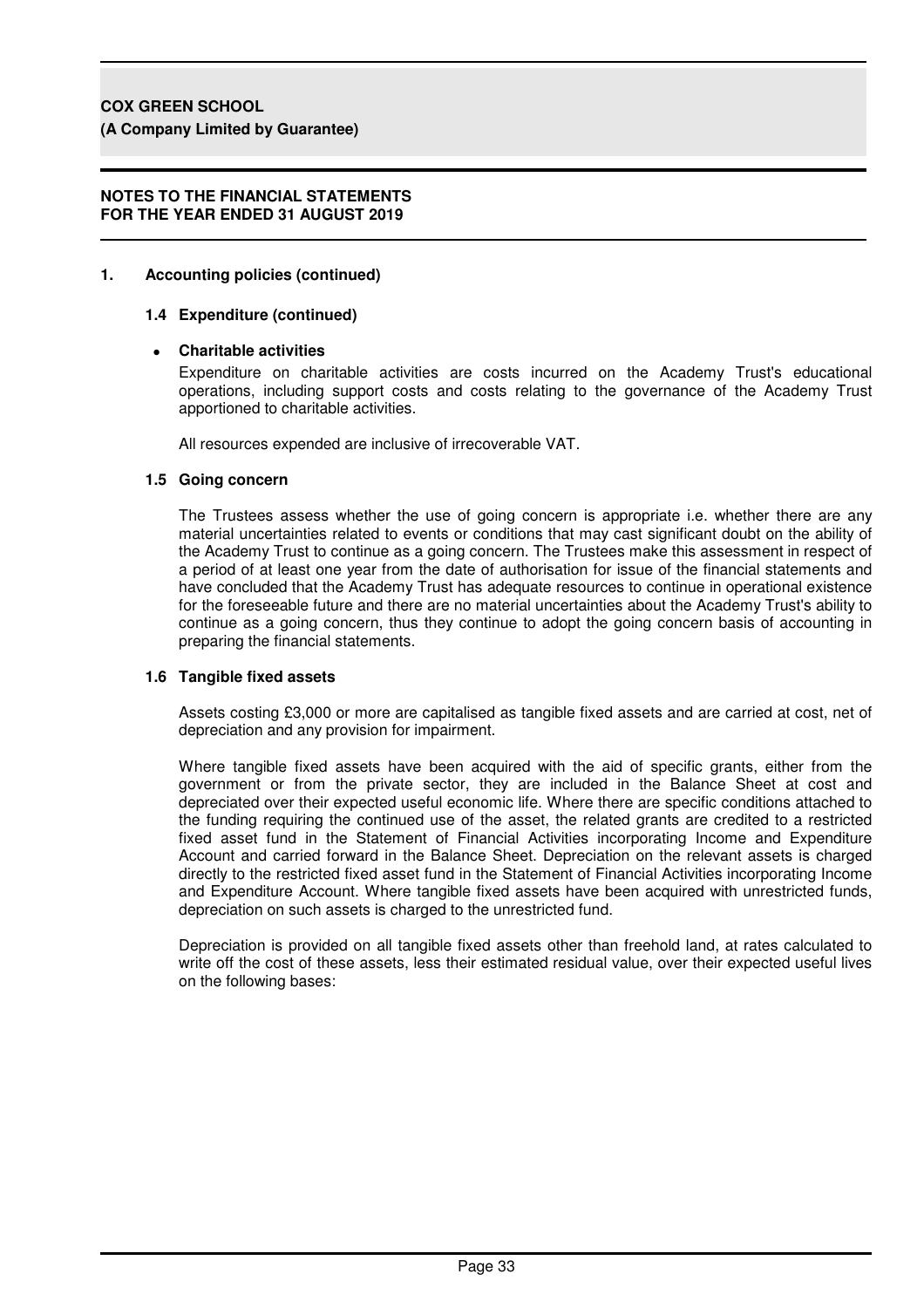## 1. Accounting policies (continued)

### 1.4 Expenditure (continued)

- **Charitable activities**

  Expenditure on charitable activities are costs incurred on the Academy Trust's educational operations, including support costs and costs relating to the governance of the Academy Trust apportioned to charitable activities.

  All resources expended are inclusive of irrecoverable VAT.

### 1.5 Going concern

The Trustees assess whether the use of going concern is appropriate i.e. whether there are any material uncertainties related to events or conditions that may cast significant doubt on the ability of the Academy Trust to continue as a going concern. The Trustees make this assessment in respect of a period of at least one year from the date of authorisation for issue of the financial statements and have concluded that the Academy Trust has adequate resources to continue in operational existence for the foreseeable future and there are no material uncertainties about the Academy Trust's ability to continue as a going concern, thus they continue to adopt the going concern basis of accounting in preparing the financial statements.

### 1.6 Tangible fixed assets

Assets costing £3,000 or more are capitalised as tangible fixed assets and are carried at cost, net of depreciation and any provision for impairment.

Where tangible fixed assets have been acquired with the aid of specific grants, either from the government or from the private sector, they are included in the Balance Sheet at cost and depreciated over their expected useful economic life. Where there are specific conditions attached to the funding requiring the continued use of the asset, the related grants are credited to a restricted fixed asset fund in the Statement of Financial Activities incorporating Income and Expenditure Account and carried forward in the Balance Sheet. Depreciation on the relevant assets is charged directly to the restricted fixed asset fund in the Statement of Financial Activities incorporating Income and Expenditure Account. Where tangible fixed assets have been acquired with unrestricted funds, depreciation on such assets is charged to the unrestricted fund.

Depreciation is provided on all tangible fixed assets other than freehold land, at rates calculated to write off the cost of these assets, less their estimated residual value, over their expected useful lives on the following bases: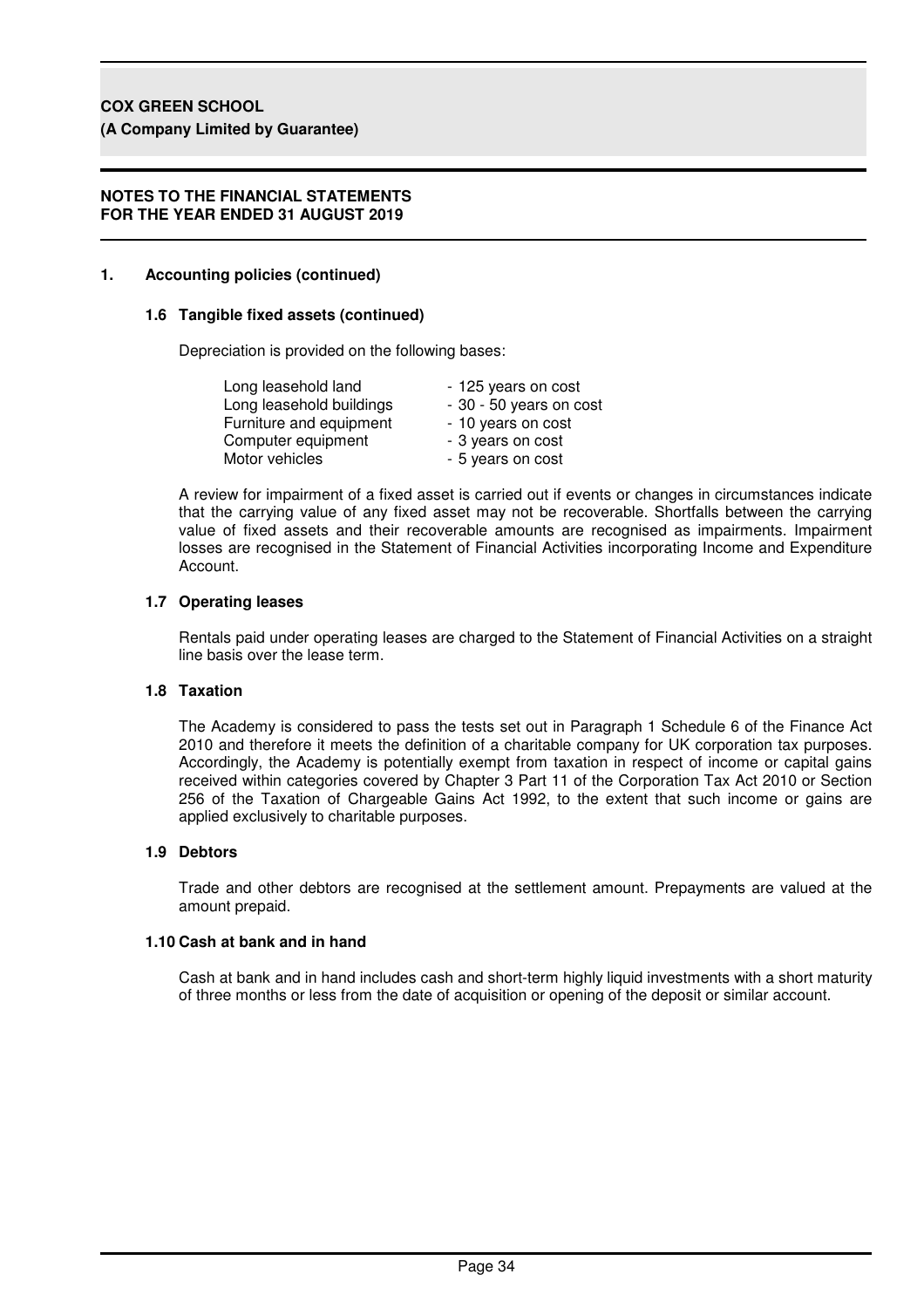**COX GREEN SCHOOL**
**(A Company Limited by Guarantee)**

**NOTES TO THE FINANCIAL STATEMENTS**
**FOR THE YEAR ENDED 31 AUGUST 2019**

## 1. Accounting policies (continued)

### 1.6 Tangible fixed assets (continued)

Depreciation is provided on the following bases:

| | |
|---|---|
| Long leasehold land | - 125 years on cost |
| Long leasehold buildings | - 30 - 50 years on cost |
| Furniture and equipment | - 10 years on cost |
| Computer equipment | - 3 years on cost |
| Motor vehicles | - 5 years on cost |

A review for impairment of a fixed asset is carried out if events or changes in circumstances indicate that the carrying value of any fixed asset may not be recoverable. Shortfalls between the carrying value of fixed assets and their recoverable amounts are recognised as impairments. Impairment losses are recognised in the Statement of Financial Activities incorporating Income and Expenditure Account.

### 1.7 Operating leases

Rentals paid under operating leases are charged to the Statement of Financial Activities on a straight line basis over the lease term.

### 1.8 Taxation

The Academy is considered to pass the tests set out in Paragraph 1 Schedule 6 of the Finance Act 2010 and therefore it meets the definition of a charitable company for UK corporation tax purposes. Accordingly, the Academy is potentially exempt from taxation in respect of income or capital gains received within categories covered by Chapter 3 Part 11 of the Corporation Tax Act 2010 or Section 256 of the Taxation of Chargeable Gains Act 1992, to the extent that such income or gains are applied exclusively to charitable purposes.

### 1.9 Debtors

Trade and other debtors are recognised at the settlement amount. Prepayments are valued at the amount prepaid.

### 1.10 Cash at bank and in hand

Cash at bank and in hand includes cash and short-term highly liquid investments with a short maturity of three months or less from the date of acquisition or opening of the deposit or similar account.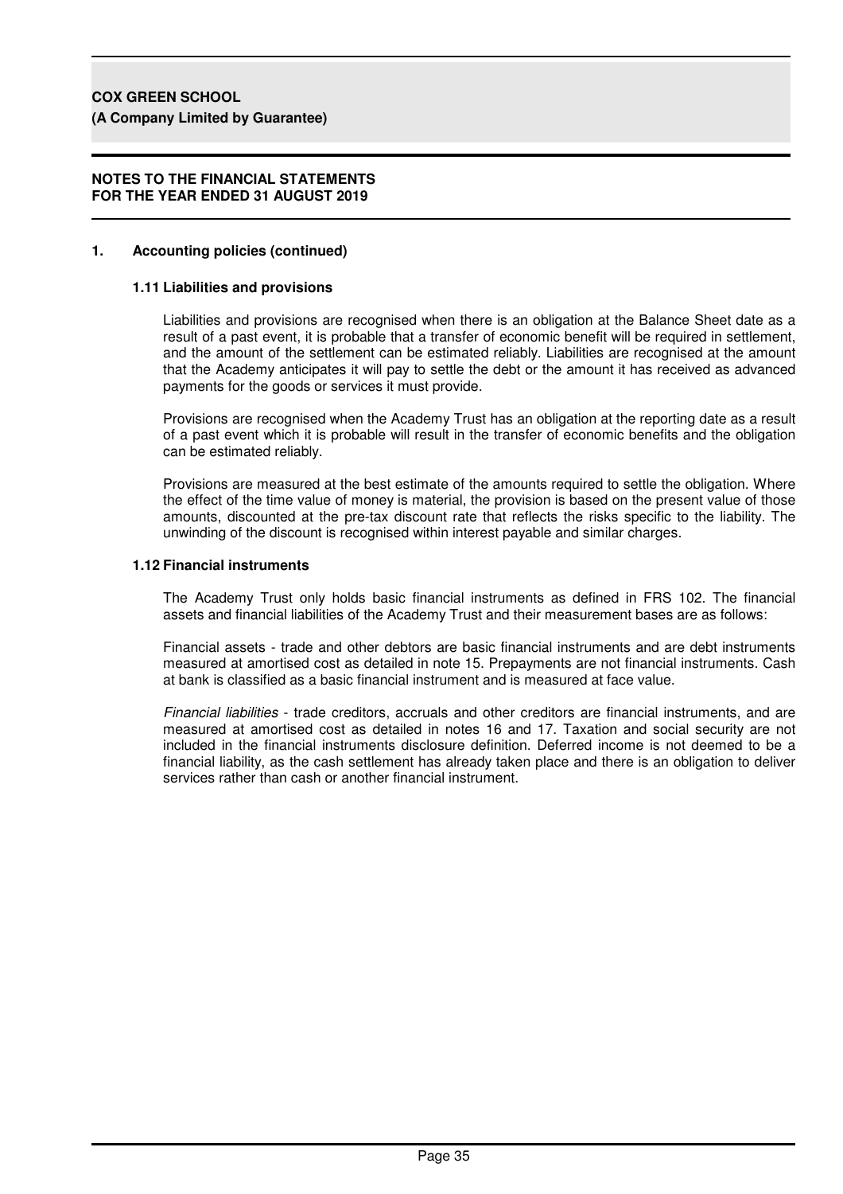## 1. Accounting policies (continued)

### 1.11 Liabilities and provisions

Liabilities and provisions are recognised when there is an obligation at the Balance Sheet date as a result of a past event, it is probable that a transfer of economic benefit will be required in settlement, and the amount of the settlement can be estimated reliably. Liabilities are recognised at the amount that the Academy anticipates it will pay to settle the debt or the amount it has received as advanced payments for the goods or services it must provide.

Provisions are recognised when the Academy Trust has an obligation at the reporting date as a result of a past event which it is probable will result in the transfer of economic benefits and the obligation can be estimated reliably.

Provisions are measured at the best estimate of the amounts required to settle the obligation. Where the effect of the time value of money is material, the provision is based on the present value of those amounts, discounted at the pre-tax discount rate that reflects the risks specific to the liability. The unwinding of the discount is recognised within interest payable and similar charges.

### 1.12 Financial instruments

The Academy Trust only holds basic financial instruments as defined in FRS 102. The financial assets and financial liabilities of the Academy Trust and their measurement bases are as follows:

Financial assets - trade and other debtors are basic financial instruments and are debt instruments measured at amortised cost as detailed in note 15. Prepayments are not financial instruments. Cash at bank is classified as a basic financial instrument and is measured at face value.

*Financial liabilities* - trade creditors, accruals and other creditors are financial instruments, and are measured at amortised cost as detailed in notes 16 and 17. Taxation and social security are not included in the financial instruments disclosure definition. Deferred income is not deemed to be a financial liability, as the cash settlement has already taken place and there is an obligation to deliver services rather than cash or another financial instrument.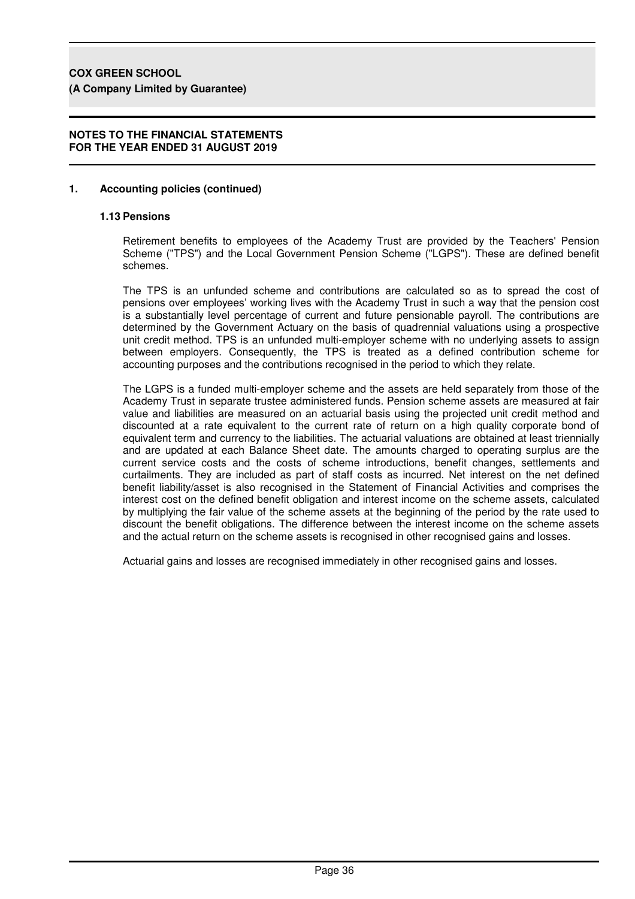## 1. Accounting policies (continued)

### 1.13 Pensions

Retirement benefits to employees of the Academy Trust are provided by the Teachers' Pension Scheme ("TPS") and the Local Government Pension Scheme ("LGPS"). These are defined benefit schemes.

The TPS is an unfunded scheme and contributions are calculated so as to spread the cost of pensions over employees' working lives with the Academy Trust in such a way that the pension cost is a substantially level percentage of current and future pensionable payroll. The contributions are determined by the Government Actuary on the basis of quadrennial valuations using a prospective unit credit method. TPS is an unfunded multi-employer scheme with no underlying assets to assign between employers. Consequently, the TPS is treated as a defined contribution scheme for accounting purposes and the contributions recognised in the period to which they relate.

The LGPS is a funded multi-employer scheme and the assets are held separately from those of the Academy Trust in separate trustee administered funds. Pension scheme assets are measured at fair value and liabilities are measured on an actuarial basis using the projected unit credit method and discounted at a rate equivalent to the current rate of return on a high quality corporate bond of equivalent term and currency to the liabilities. The actuarial valuations are obtained at least triennially and are updated at each Balance Sheet date. The amounts charged to operating surplus are the current service costs and the costs of scheme introductions, benefit changes, settlements and curtailments. They are included as part of staff costs as incurred. Net interest on the net defined benefit liability/asset is also recognised in the Statement of Financial Activities and comprises the interest cost on the defined benefit obligation and interest income on the scheme assets, calculated by multiplying the fair value of the scheme assets at the beginning of the period by the rate used to discount the benefit obligations. The difference between the interest income on the scheme assets and the actual return on the scheme assets is recognised in other recognised gains and losses.

Actuarial gains and losses are recognised immediately in other recognised gains and losses.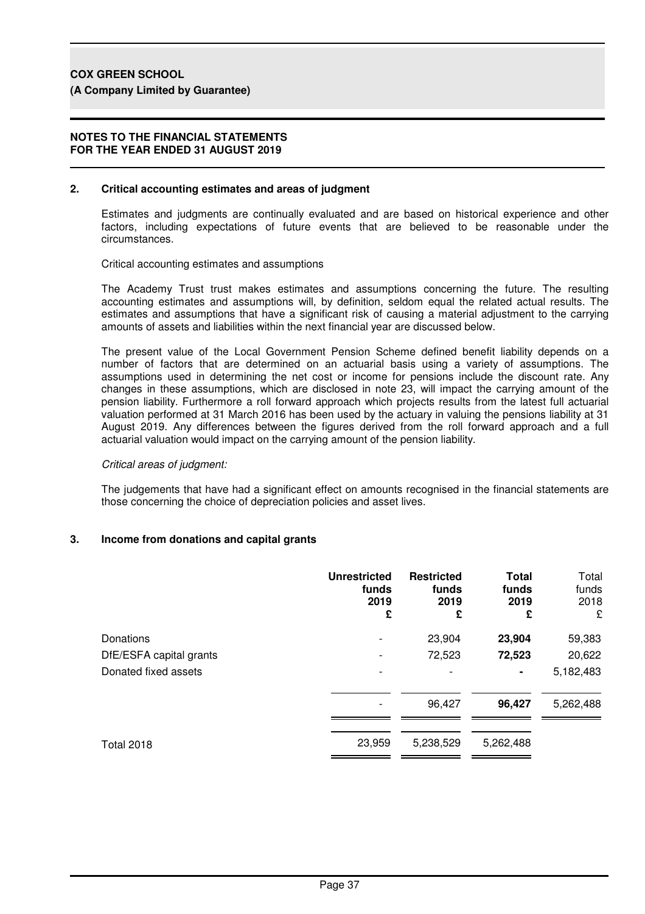**COX GREEN SCHOOL**
**(A Company Limited by Guarantee)**

**NOTES TO THE FINANCIAL STATEMENTS**
**FOR THE YEAR ENDED 31 AUGUST 2019**

## 2. Critical accounting estimates and areas of judgment

Estimates and judgments are continually evaluated and are based on historical experience and other factors, including expectations of future events that are believed to be reasonable under the circumstances.

Critical accounting estimates and assumptions

The Academy Trust trust makes estimates and assumptions concerning the future. The resulting accounting estimates and assumptions will, by definition, seldom equal the related actual results. The estimates and assumptions that have a significant risk of causing a material adjustment to the carrying amounts of assets and liabilities within the next financial year are discussed below.

The present value of the Local Government Pension Scheme defined benefit liability depends on a number of factors that are determined on an actuarial basis using a variety of assumptions. The assumptions used in determining the net cost or income for pensions include the discount rate. Any changes in these assumptions, which are disclosed in note 23, will impact the carrying amount of the pension liability. Furthermore a roll forward approach which projects results from the latest full actuarial valuation performed at 31 March 2016 has been used by the actuary in valuing the pensions liability at 31 August 2019. Any differences between the figures derived from the roll forward approach and a full actuarial valuation would impact on the carrying amount of the pension liability.

*Critical areas of judgment:*

The judgements that have had a significant effect on amounts recognised in the financial statements are those concerning the choice of depreciation policies and asset lives.

## 3. Income from donations and capital grants

| | **Unrestricted funds 2019 £** | **Restricted funds 2019 £** | **Total funds 2019 £** | Total funds 2018 £ |
|---|---|---|---|---|
| Donations | - | 23,904 | **23,904** | 59,383 |
| DfE/ESFA capital grants | - | 72,523 | **72,523** | 20,622 |
| Donated fixed assets | - | - | **-** | 5,182,483 |
| | - | 96,427 | **96,427** | 5,262,488 |
| Total 2018 | 23,959 | 5,238,529 | 5,262,488 | |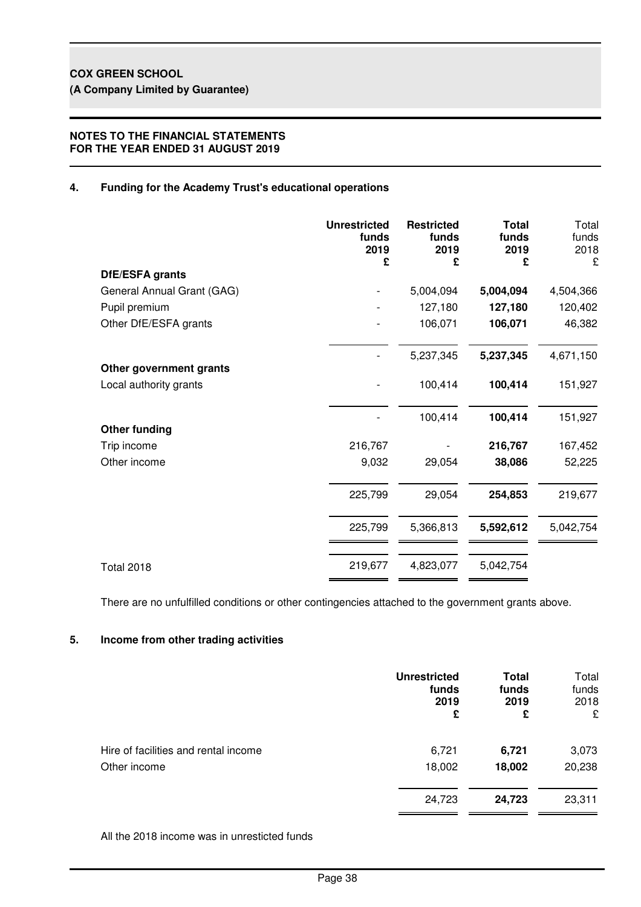**COX GREEN SCHOOL**
**(A Company Limited by Guarantee)**

**NOTES TO THE FINANCIAL STATEMENTS**
**FOR THE YEAR ENDED 31 AUGUST 2019**

## 4. Funding for the Academy Trust's educational operations

| | **Unrestricted funds 2019 £** | **Restricted funds 2019 £** | **Total funds 2019 £** | Total funds 2018 £ |
|---|---|---|---|---|
| **DfE/ESFA grants** | | | | |
| General Annual Grant (GAG) | - | 5,004,094 | **5,004,094** | 4,504,366 |
| Pupil premium | - | 127,180 | **127,180** | 120,402 |
| Other DfE/ESFA grants | - | 106,071 | **106,071** | 46,382 |
| | - | 5,237,345 | **5,237,345** | 4,671,150 |
| **Other government grants** | | | | |
| Local authority grants | - | 100,414 | **100,414** | 151,927 |
| | - | 100,414 | **100,414** | 151,927 |
| **Other funding** | | | | |
| Trip income | 216,767 | - | **216,767** | 167,452 |
| Other income | 9,032 | 29,054 | **38,086** | 52,225 |
| | 225,799 | 29,054 | **254,853** | 219,677 |
| | 225,799 | 5,366,813 | **5,592,612** | 5,042,754 |
| Total 2018 | 219,677 | 4,823,077 | 5,042,754 | |

There are no unfulfilled conditions or other contingencies attached to the government grants above.

## 5. Income from other trading activities

| | **Unrestricted funds 2019 £** | **Total funds 2019 £** | Total funds 2018 £ |
|---|---|---|---|
| Hire of facilities and rental income | 6,721 | **6,721** | 3,073 |
| Other income | 18,002 | **18,002** | 20,238 |
| | 24,723 | **24,723** | 23,311 |

All the 2018 income was in unresticted funds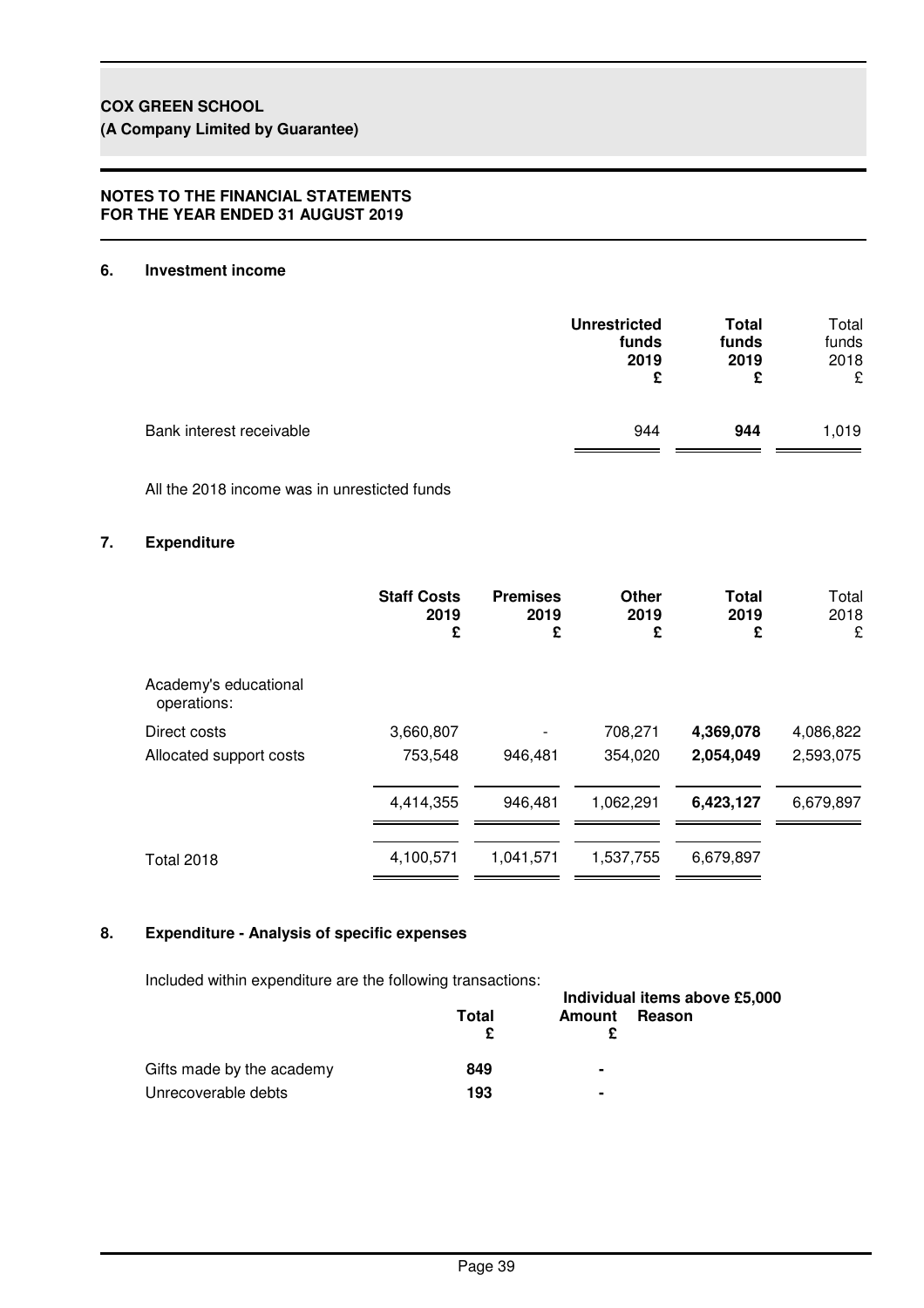**COX GREEN SCHOOL**
**(A Company Limited by Guarantee)**

**NOTES TO THE FINANCIAL STATEMENTS**
**FOR THE YEAR ENDED 31 AUGUST 2019**

## 6. Investment income

| | **Unrestricted funds 2019 £** | **Total funds 2019 £** | Total funds 2018 £ |
|---|---|---|---|
| Bank interest receivable | 944 | **944** | 1,019 |

All the 2018 income was in unresticted funds

## 7. Expenditure

| | **Staff Costs 2019 £** | **Premises 2019 £** | **Other 2019 £** | **Total 2019 £** | Total 2018 £ |
|---|---|---|---|---|---|
| Academy's educational operations: | | | | | |
| Direct costs | 3,660,807 | - | 708,271 | **4,369,078** | 4,086,822 |
| Allocated support costs | 753,548 | 946,481 | 354,020 | **2,054,049** | 2,593,075 |
| | 4,414,355 | 946,481 | 1,062,291 | **6,423,127** | 6,679,897 |
| Total 2018 | 4,100,571 | 1,041,571 | 1,537,755 | 6,679,897 | |

## 8. Expenditure - Analysis of specific expenses

Included within expenditure are the following transactions:

| | **Total £** | **Individual items above £5,000 Amount £** | **Reason** |
|---|---|---|---|
| Gifts made by the academy | **849** | - | |
| Unrecoverable debts | **193** | - | |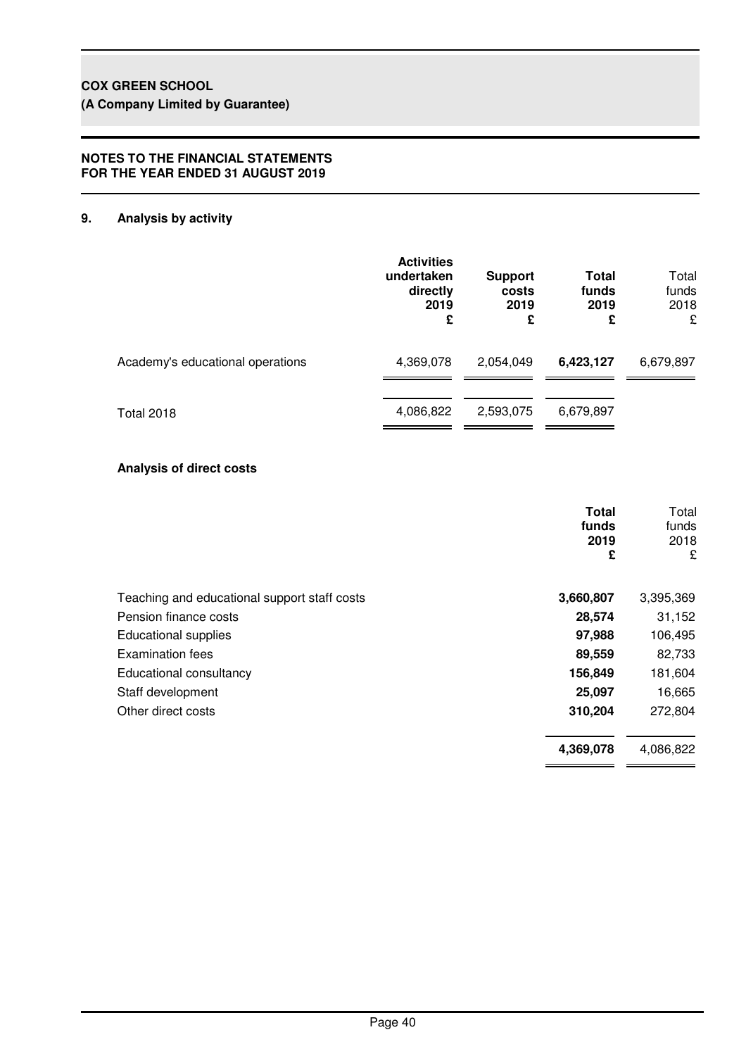**COX GREEN SCHOOL**
**(A Company Limited by Guarantee)**

**NOTES TO THE FINANCIAL STATEMENTS**
**FOR THE YEAR ENDED 31 AUGUST 2019**

## 9. Analysis by activity

| | Activities undertaken directly 2019 £ | Support costs 2019 £ | Total funds 2019 £ | Total funds 2018 £ |
|---|---|---|---|---|
| Academy's educational operations | 4,369,078 | 2,054,049 | **6,423,127** | 6,679,897 |
| Total 2018 | 4,086,822 | 2,593,075 | 6,679,897 | |

### Analysis of direct costs

| | Total funds 2019 £ | Total funds 2018 £ |
|---|---|---|
| Teaching and educational support staff costs | **3,660,807** | 3,395,369 |
| Pension finance costs | **28,574** | 31,152 |
| Educational supplies | **97,988** | 106,495 |
| Examination fees | **89,559** | 82,733 |
| Educational consultancy | **156,849** | 181,604 |
| Staff development | **25,097** | 16,665 |
| Other direct costs | **310,204** | 272,804 |
| | **4,369,078** | 4,086,822 |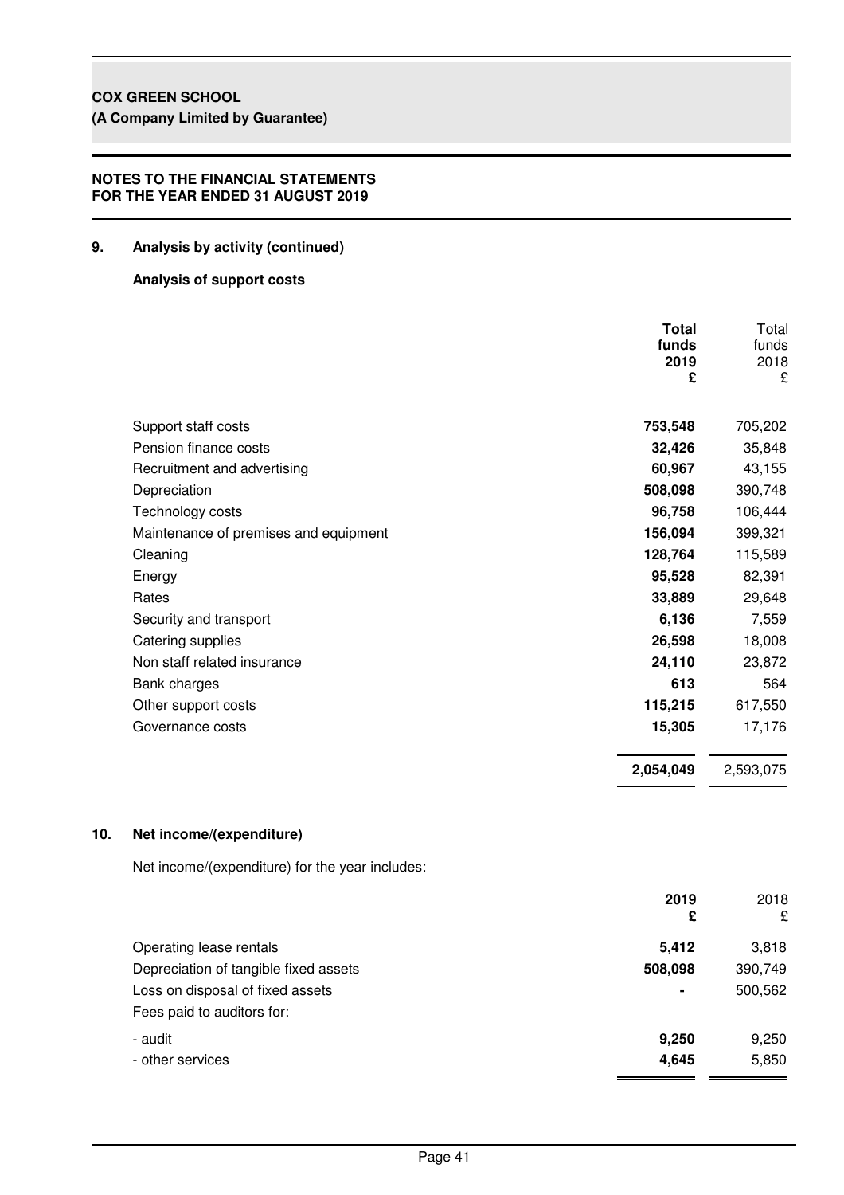**COX GREEN SCHOOL**
**(A Company Limited by Guarantee)**

**NOTES TO THE FINANCIAL STATEMENTS**
**FOR THE YEAR ENDED 31 AUGUST 2019**

## 9. Analysis by activity (continued)

### Analysis of support costs

| | **Total funds 2019 £** | Total funds 2018 £ |
|---|---|---|
| Support staff costs | **753,548** | 705,202 |
| Pension finance costs | **32,426** | 35,848 |
| Recruitment and advertising | **60,967** | 43,155 |
| Depreciation | **508,098** | 390,748 |
| Technology costs | **96,758** | 106,444 |
| Maintenance of premises and equipment | **156,094** | 399,321 |
| Cleaning | **128,764** | 115,589 |
| Energy | **95,528** | 82,391 |
| Rates | **33,889** | 29,648 |
| Security and transport | **6,136** | 7,559 |
| Catering supplies | **26,598** | 18,008 |
| Non staff related insurance | **24,110** | 23,872 |
| Bank charges | **613** | 564 |
| Other support costs | **115,215** | 617,550 |
| Governance costs | **15,305** | 17,176 |
| | **2,054,049** | 2,593,075 |

## 10. Net income/(expenditure)

Net income/(expenditure) for the year includes:

| | **2019 £** | 2018 £ |
|---|---|---|
| Operating lease rentals | **5,412** | 3,818 |
| Depreciation of tangible fixed assets | **508,098** | 390,749 |
| Loss on disposal of fixed assets | **-** | 500,562 |
| Fees paid to auditors for: | | |
| - audit | **9,250** | 9,250 |
| - other services | **4,645** | 5,850 |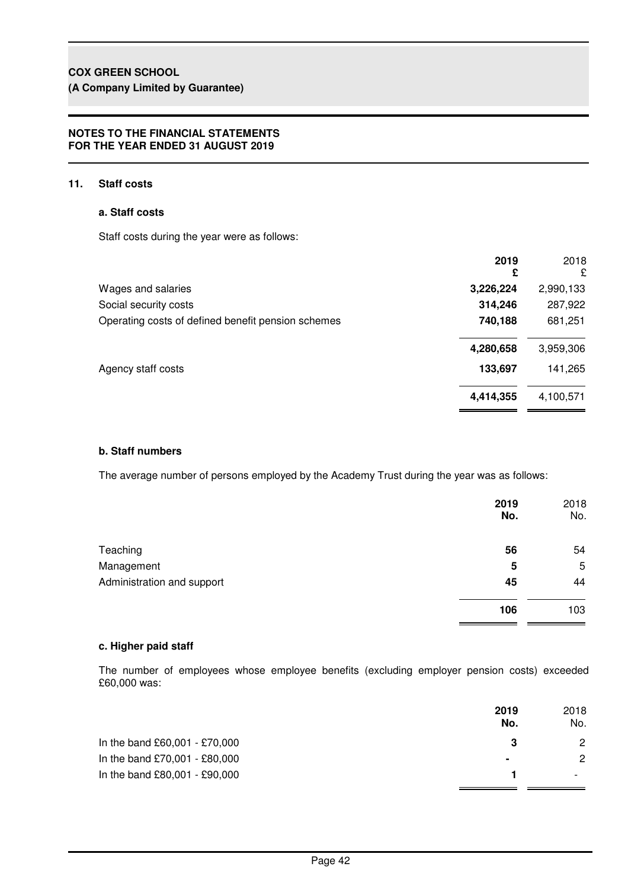**COX GREEN SCHOOL**
**(A Company Limited by Guarantee)**

**NOTES TO THE FINANCIAL STATEMENTS**
**FOR THE YEAR ENDED 31 AUGUST 2019**

## 11. Staff costs

### a. Staff costs

Staff costs during the year were as follows:

| | 2019 £ | 2018 £ |
|---|---|---|
| Wages and salaries | **3,226,224** | 2,990,133 |
| Social security costs | **314,246** | 287,922 |
| Operating costs of defined benefit pension schemes | **740,188** | 681,251 |
| | **4,280,658** | 3,959,306 |
| Agency staff costs | **133,697** | 141,265 |
| | **4,414,355** | 4,100,571 |

### b. Staff numbers

The average number of persons employed by the Academy Trust during the year was as follows:

| | 2019 No. | 2018 No. |
|---|---|---|
| Teaching | **56** | 54 |
| Management | **5** | 5 |
| Administration and support | **45** | 44 |
| | **106** | 103 |

### c. Higher paid staff

The number of employees whose employee benefits (excluding employer pension costs) exceeded £60,000 was:

| | 2019 No. | 2018 No. |
|---|---|---|
| In the band £60,001 - £70,000 | **3** | 2 |
| In the band £70,001 - £80,000 | **-** | 2 |
| In the band £80,001 - £90,000 | **1** | - |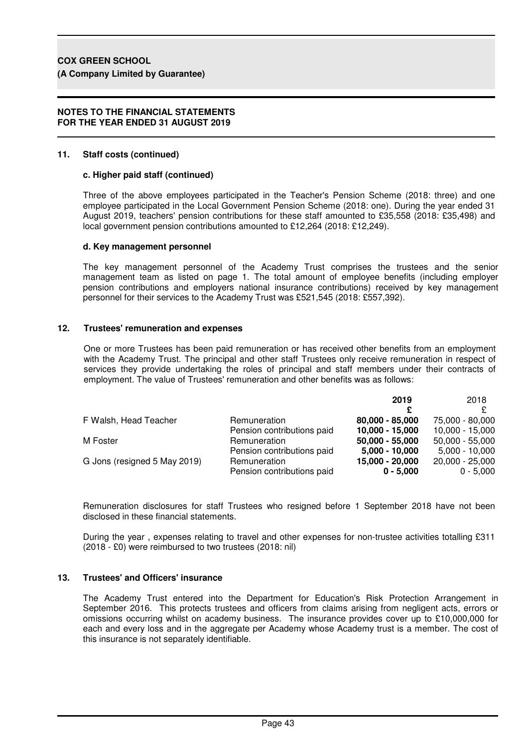**COX GREEN SCHOOL**
**(A Company Limited by Guarantee)**

**NOTES TO THE FINANCIAL STATEMENTS**
**FOR THE YEAR ENDED 31 AUGUST 2019**

### 11. Staff costs (continued)

#### c. Higher paid staff (continued)

Three of the above employees participated in the Teacher's Pension Scheme (2018: three) and one employee participated in the Local Government Pension Scheme (2018: one). During the year ended 31 August 2019, teachers' pension contributions for these staff amounted to £35,558 (2018: £35,498) and local government pension contributions amounted to £12,264 (2018: £12,249).

#### d. Key management personnel

The key management personnel of the Academy Trust comprises the trustees and the senior management team as listed on page 1. The total amount of employee benefits (including employer pension contributions and employers national insurance contributions) received by key management personnel for their services to the Academy Trust was £521,545 (2018: £557,392).

### 12. Trustees' remuneration and expenses

One or more Trustees has been paid remuneration or has received other benefits from an employment with the Academy Trust. The principal and other staff Trustees only receive remuneration in respect of services they provide undertaking the roles of principal and staff members under their contracts of employment. The value of Trustees' remuneration and other benefits was as follows:

| | | **2019** | 2018 |
|---|---|---|---|
| | | **£** | £ |
| F Walsh, Head Teacher | Remuneration | **80,000 - 85,000** | 75,000 - 80,000 |
| | Pension contributions paid | **10,000 - 15,000** | 10,000 - 15,000 |
| M Foster | Remuneration | **50,000 - 55,000** | 50,000 - 55,000 |
| | Pension contributions paid | **5,000 - 10,000** | 5,000 - 10,000 |
| G Jons (resigned 5 May 2019) | Remuneration | **15,000 - 20,000** | 20,000 - 25,000 |
| | Pension contributions paid | **0 - 5,000** | 0 - 5,000 |

Remuneration disclosures for staff Trustees who resigned before 1 September 2018 have not been disclosed in these financial statements.

During the year , expenses relating to travel and other expenses for non-trustee activities totalling £311 (2018 - £0) were reimbursed to two trustees (2018: nil)

### 13. Trustees' and Officers' insurance

The Academy Trust entered into the Department for Education's Risk Protection Arrangement in September 2016. This protects trustees and officers from claims arising from negligent acts, errors or omissions occurring whilst on academy business. The insurance provides cover up to £10,000,000 for each and every loss and in the aggregate per Academy whose Academy trust is a member. The cost of this insurance is not separately identifiable.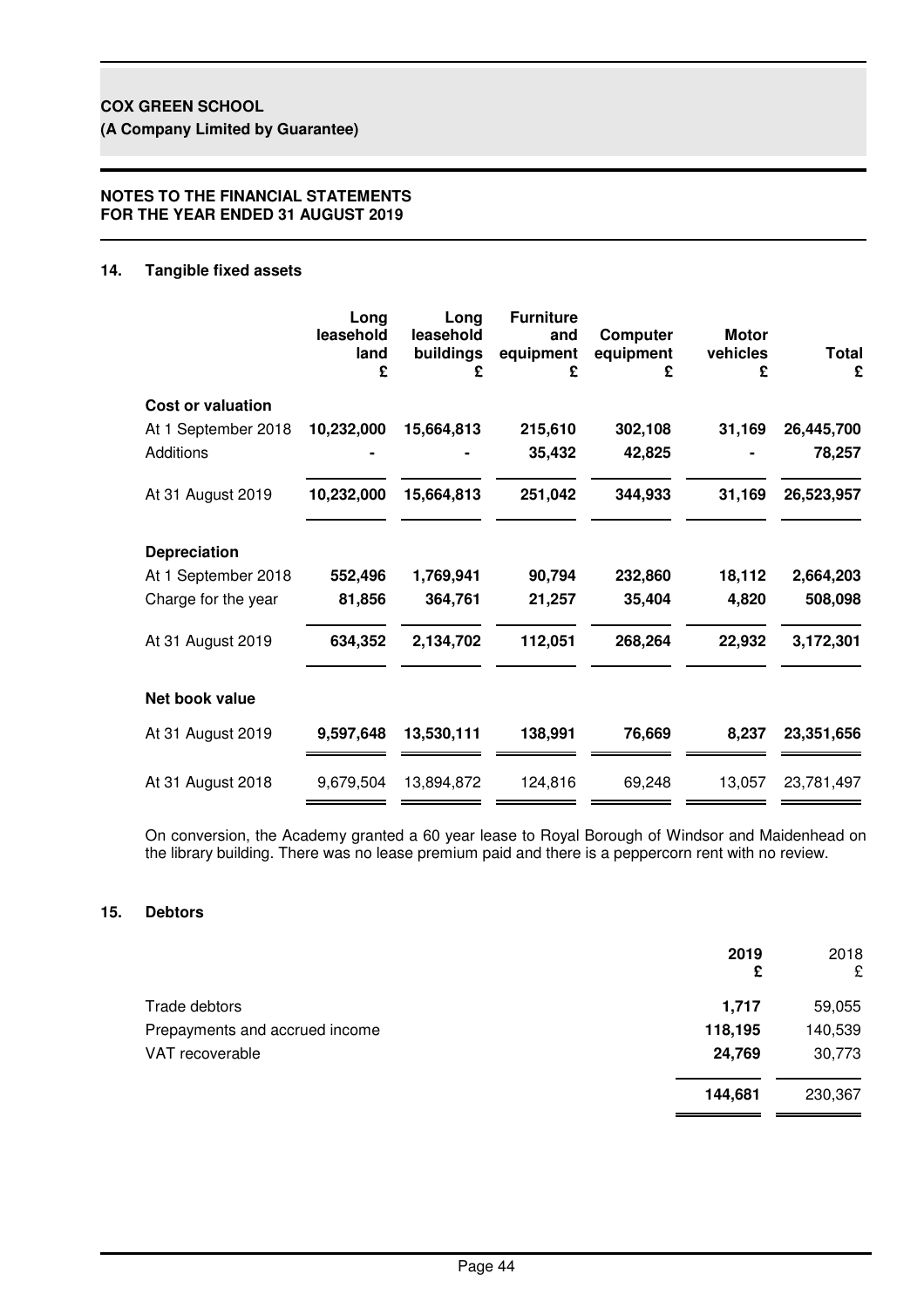# COX GREEN SCHOOL

**(A Company Limited by Guarantee)**

**NOTES TO THE FINANCIAL STATEMENTS**
**FOR THE YEAR ENDED 31 AUGUST 2019**

## 14. Tangible fixed assets

| | Long leasehold land £ | Long leasehold buildings £ | Furniture and equipment £ | Computer equipment £ | Motor vehicles £ | Total £ |
|---|---|---|---|---|---|---|
| **Cost or valuation** | | | | | | |
| At 1 September 2018 | **10,232,000** | **15,664,813** | **215,610** | **302,108** | **31,169** | **26,445,700** |
| Additions | **-** | **-** | **35,432** | **42,825** | **-** | **78,257** |
| At 31 August 2019 | **10,232,000** | **15,664,813** | **251,042** | **344,933** | **31,169** | **26,523,957** |
| **Depreciation** | | | | | | |
| At 1 September 2018 | **552,496** | **1,769,941** | **90,794** | **232,860** | **18,112** | **2,664,203** |
| Charge for the year | **81,856** | **364,761** | **21,257** | **35,404** | **4,820** | **508,098** |
| At 31 August 2019 | **634,352** | **2,134,702** | **112,051** | **268,264** | **22,932** | **3,172,301** |
| **Net book value** | | | | | | |
| At 31 August 2019 | **9,597,648** | **13,530,111** | **138,991** | **76,669** | **8,237** | **23,351,656** |
| At 31 August 2018 | 9,679,504 | 13,894,872 | 124,816 | 69,248 | 13,057 | 23,781,497 |

On conversion, the Academy granted a 60 year lease to Royal Borough of Windsor and Maidenhead on the library building. There was no lease premium paid and there is a peppercorn rent with no review.

## 15. Debtors

| | 2019 £ | 2018 £ |
|---|---|---|
| Trade debtors | **1,717** | 59,055 |
| Prepayments and accrued income | **118,195** | 140,539 |
| VAT recoverable | **24,769** | 30,773 |
| | **144,681** | 230,367 |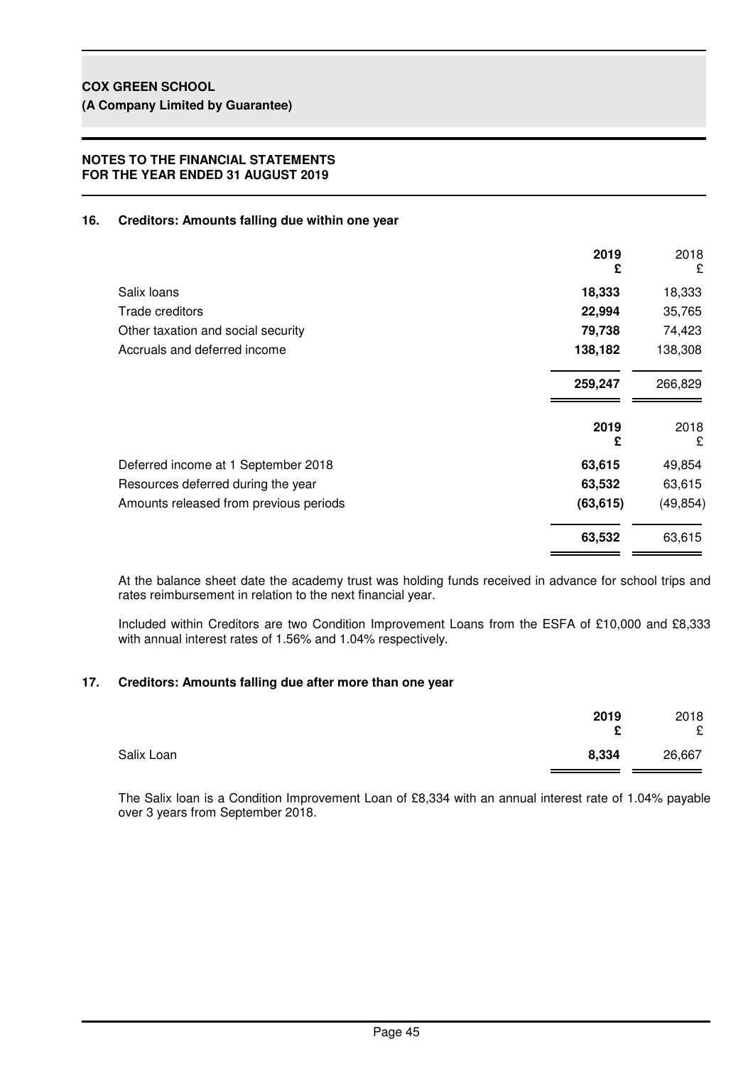**COX GREEN SCHOOL**
**(A Company Limited by Guarantee)**

**NOTES TO THE FINANCIAL STATEMENTS**
**FOR THE YEAR ENDED 31 AUGUST 2019**

## 16. Creditors: Amounts falling due within one year

| | 2019 £ | 2018 £ |
|---|---|---|
| Salix loans | **18,333** | 18,333 |
| Trade creditors | **22,994** | 35,765 |
| Other taxation and social security | **79,738** | 74,423 |
| Accruals and deferred income | **138,182** | 138,308 |
| | **259,247** | 266,829 |

| | 2019 £ | 2018 £ |
|---|---|---|
| Deferred income at 1 September 2018 | **63,615** | 49,854 |
| Resources deferred during the year | **63,532** | 63,615 |
| Amounts released from previous periods | **(63,615)** | (49,854) |
| | **63,532** | 63,615 |

At the balance sheet date the academy trust was holding funds received in advance for school trips and rates reimbursement in relation to the next financial year.

Included within Creditors are two Condition Improvement Loans from the ESFA of £10,000 and £8,333 with annual interest rates of 1.56% and 1.04% respectively.

## 17. Creditors: Amounts falling due after more than one year

| | 2019 £ | 2018 £ |
|---|---|---|
| Salix Loan | **8,334** | 26,667 |

The Salix loan is a Condition Improvement Loan of £8,334 with an annual interest rate of 1.04% payable over 3 years from September 2018.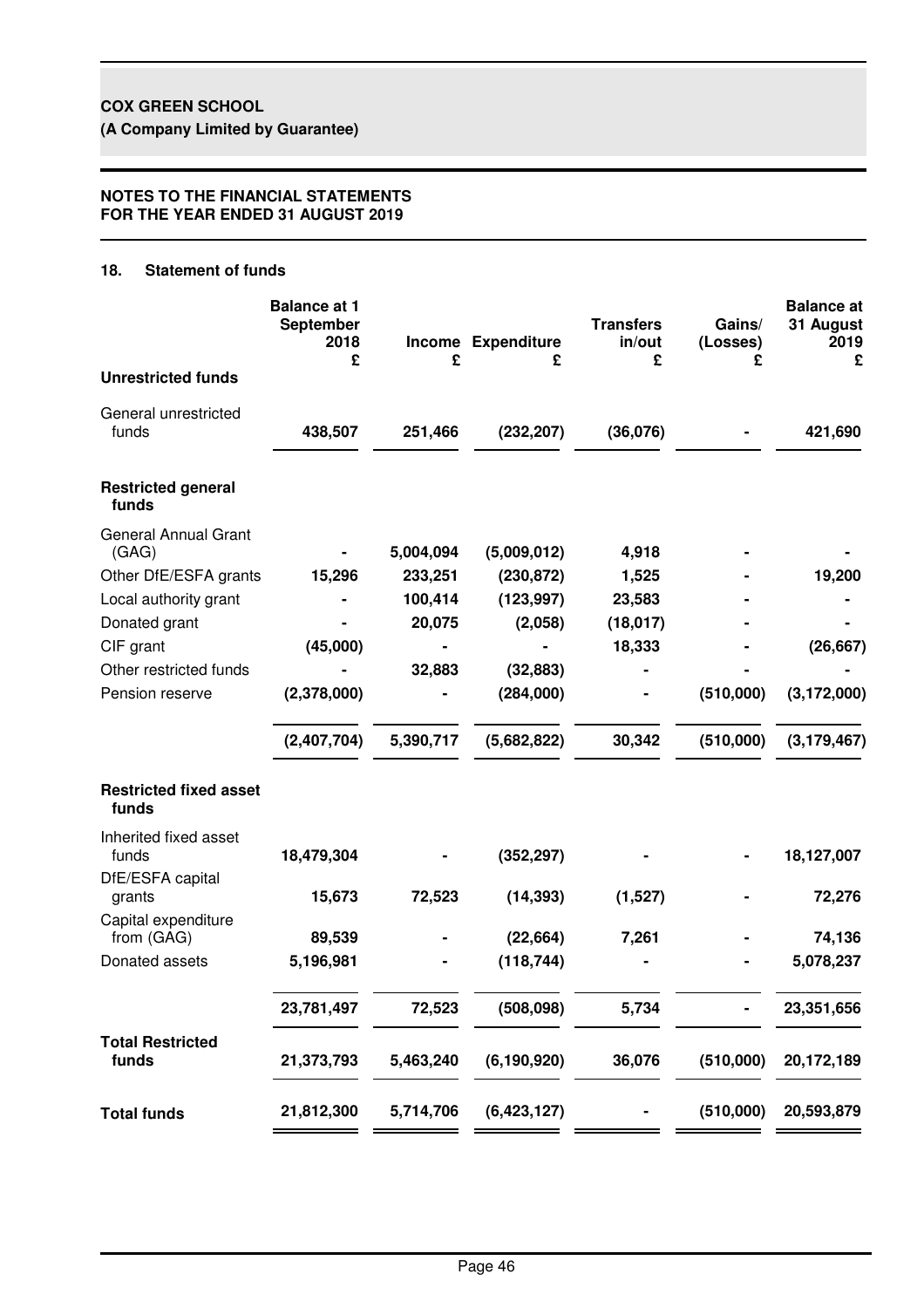## 18. Statement of funds

| | Balance at 1 September 2018 £ | Income £ | Expenditure £ | Transfers in/out £ | Gains/ (Losses) £ | Balance at 31 August 2019 £ |
|---|---|---|---|---|---|---|
| **Unrestricted funds** | | | | | | |
| General unrestricted funds | **438,507** | **251,466** | **(232,207)** | **(36,076)** | **-** | **421,690** |
| **Restricted general funds** | | | | | | |
| General Annual Grant (GAG) | - | 5,004,094 | (5,009,012) | 4,918 | - | - |
| Other DfE/ESFA grants | 15,296 | 233,251 | (230,872) | 1,525 | - | 19,200 |
| Local authority grant | - | 100,414 | (123,997) | 23,583 | - | - |
| Donated grant | - | 20,075 | (2,058) | (18,017) | - | - |
| CIF grant | (45,000) | - | - | 18,333 | - | (26,667) |
| Other restricted funds | - | 32,883 | (32,883) | - | - | - |
| Pension reserve | (2,378,000) | - | (284,000) | - | (510,000) | (3,172,000) |
| | **(2,407,704)** | **5,390,717** | **(5,682,822)** | **30,342** | **(510,000)** | **(3,179,467)** |
| **Restricted fixed asset funds** | | | | | | |
| Inherited fixed asset funds | 18,479,304 | - | (352,297) | - | - | 18,127,007 |
| DfE/ESFA capital grants | 15,673 | 72,523 | (14,393) | (1,527) | - | 72,276 |
| Capital expenditure from (GAG) | 89,539 | - | (22,664) | 7,261 | - | 74,136 |
| Donated assets | 5,196,981 | - | (118,744) | - | - | 5,078,237 |
| | **23,781,497** | **72,523** | **(508,098)** | **5,734** | **-** | **23,351,656** |
| **Total Restricted funds** | **21,373,793** | **5,463,240** | **(6,190,920)** | **36,076** | **(510,000)** | **20,172,189** |
| **Total funds** | **21,812,300** | **5,714,706** | **(6,423,127)** | **-** | **(510,000)** | **20,593,879** |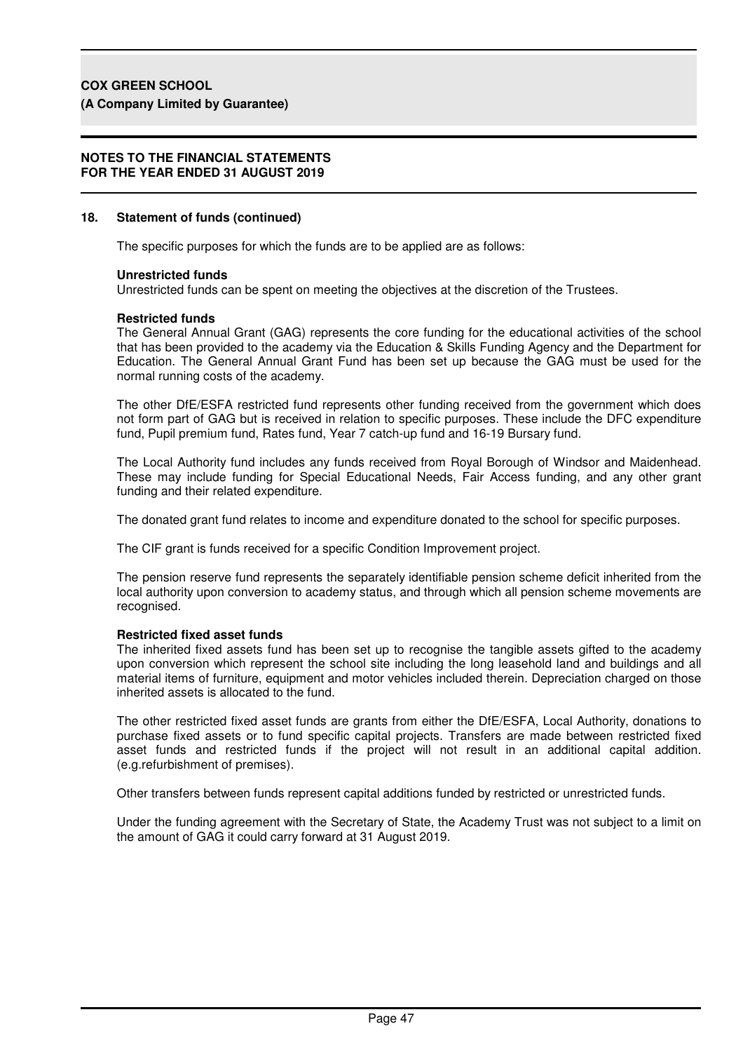## 18. Statement of funds (continued)

The specific purposes for which the funds are to be applied are as follows:

**Unrestricted funds**
Unrestricted funds can be spent on meeting the objectives at the discretion of the Trustees.

**Restricted funds**
The General Annual Grant (GAG) represents the core funding for the educational activities of the school that has been provided to the academy via the Education & Skills Funding Agency and the Department for Education. The General Annual Grant Fund has been set up because the GAG must be used for the normal running costs of the academy.

The other DfE/ESFA restricted fund represents other funding received from the government which does not form part of GAG but is received in relation to specific purposes. These include the DFC expenditure fund, Pupil premium fund, Rates fund, Year 7 catch-up fund and 16-19 Bursary fund.

The Local Authority fund includes any funds received from Royal Borough of Windsor and Maidenhead. These may include funding for Special Educational Needs, Fair Access funding, and any other grant funding and their related expenditure.

The donated grant fund relates to income and expenditure donated to the school for specific purposes.

The CIF grant is funds received for a specific Condition Improvement project.

The pension reserve fund represents the separately identifiable pension scheme deficit inherited from the local authority upon conversion to academy status, and through which all pension scheme movements are recognised.

**Restricted fixed asset funds**
The inherited fixed assets fund has been set up to recognise the tangible assets gifted to the academy upon conversion which represent the school site including the long leasehold land and buildings and all material items of furniture, equipment and motor vehicles included therein. Depreciation charged on those inherited assets is allocated to the fund.

The other restricted fixed asset funds are grants from either the DfE/ESFA, Local Authority, donations to purchase fixed assets or to fund specific capital projects. Transfers are made between restricted fixed asset funds and restricted funds if the project will not result in an additional capital addition. (e.g.refurbishment of premises).

Other transfers between funds represent capital additions funded by restricted or unrestricted funds.

Under the funding agreement with the Secretary of State, the Academy Trust was not subject to a limit on the amount of GAG it could carry forward at 31 August 2019.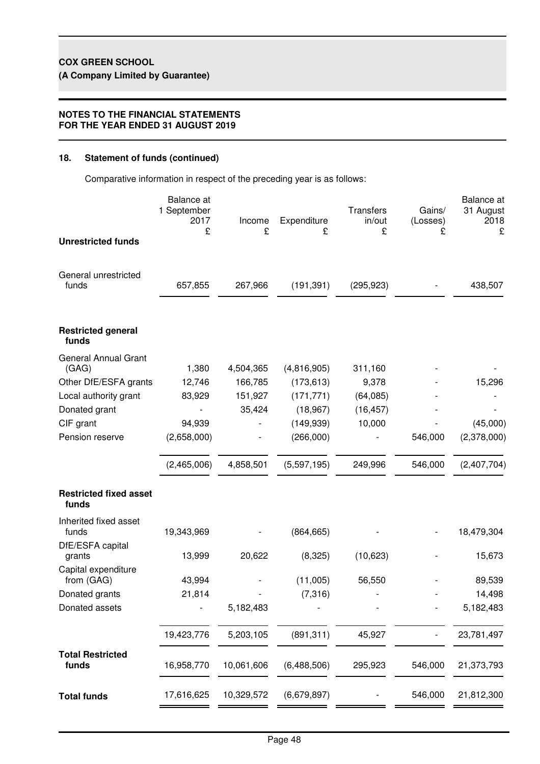## 18. Statement of funds (continued)

Comparative information in respect of the preceding year is as follows:

| | Balance at 1 September 2017 £ | Income £ | Expenditure £ | Transfers in/out £ | Gains/ (Losses) £ | Balance at 31 August 2018 £ |
|---|---|---|---|---|---|---|
| **Unrestricted funds** | | | | | | |
| General unrestricted funds | 657,855 | 267,966 | (191,391) | (295,923) | - | 438,507 |
| **Restricted general funds** | | | | | | |
| General Annual Grant (GAG) | 1,380 | 4,504,365 | (4,816,905) | 311,160 | - | - |
| Other DfE/ESFA grants | 12,746 | 166,785 | (173,613) | 9,378 | - | 15,296 |
| Local authority grant | 83,929 | 151,927 | (171,771) | (64,085) | - | - |
| Donated grant | - | 35,424 | (18,967) | (16,457) | - | - |
| CIF grant | 94,939 | - | (149,939) | 10,000 | - | (45,000) |
| Pension reserve | (2,658,000) | - | (266,000) | - | 546,000 | (2,378,000) |
| | (2,465,006) | 4,858,501 | (5,597,195) | 249,996 | 546,000 | (2,407,704) |
| **Restricted fixed asset funds** | | | | | | |
| Inherited fixed asset funds | 19,343,969 | - | (864,665) | - | - | 18,479,304 |
| DfE/ESFA capital grants | 13,999 | 20,622 | (8,325) | (10,623) | - | 15,673 |
| Capital expenditure from (GAG) | 43,994 | - | (11,005) | 56,550 | - | 89,539 |
| Donated grants | 21,814 | - | (7,316) | - | - | 14,498 |
| Donated assets | - | 5,182,483 | - | - | - | 5,182,483 |
| | 19,423,776 | 5,203,105 | (891,311) | 45,927 | - | 23,781,497 |
| **Total Restricted funds** | 16,958,770 | 10,061,606 | (6,488,506) | 295,923 | 546,000 | 21,373,793 |
| **Total funds** | 17,616,625 | 10,329,572 | (6,679,897) | - | 546,000 | 21,812,300 |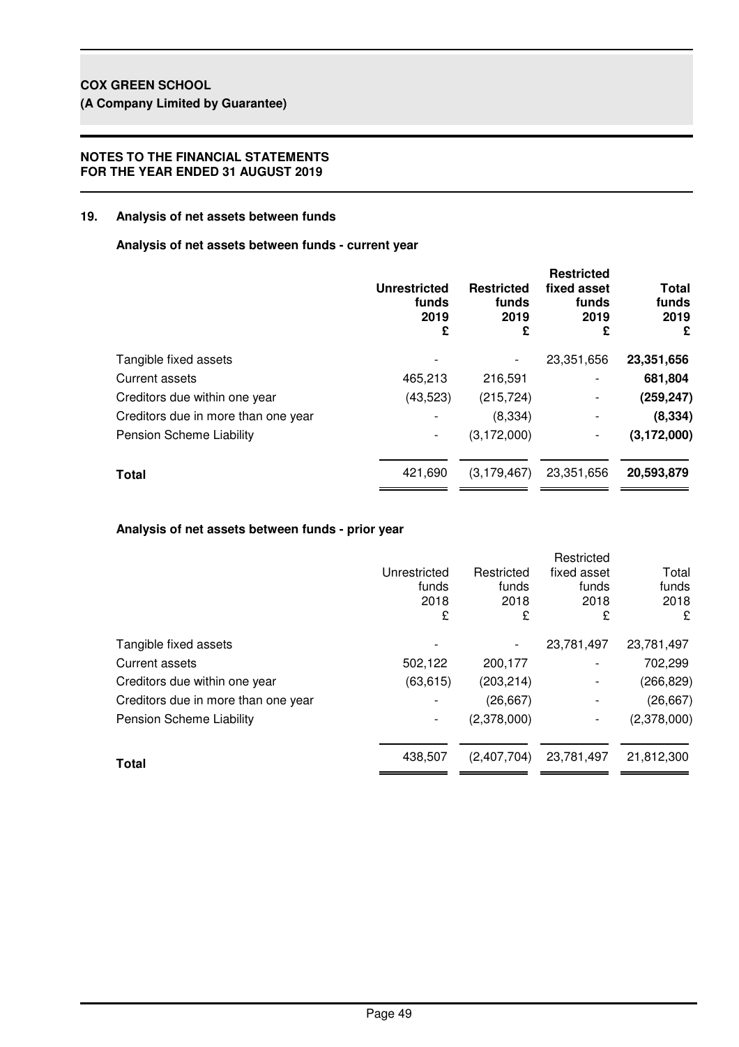**COX GREEN SCHOOL**
**(A Company Limited by Guarantee)**

**NOTES TO THE FINANCIAL STATEMENTS**
**FOR THE YEAR ENDED 31 AUGUST 2019**

## 19. Analysis of net assets between funds

### Analysis of net assets between funds - current year

| | **Unrestricted funds 2019 £** | **Restricted funds 2019 £** | **Restricted fixed asset funds 2019 £** | **Total funds 2019 £** |
|---|---|---|---|---|
| Tangible fixed assets | - | - | 23,351,656 | **23,351,656** |
| Current assets | 465,213 | 216,591 | - | **681,804** |
| Creditors due within one year | (43,523) | (215,724) | - | **(259,247)** |
| Creditors due in more than one year | - | (8,334) | - | **(8,334)** |
| Pension Scheme Liability | - | (3,172,000) | - | **(3,172,000)** |
| **Total** | 421,690 | (3,179,467) | 23,351,656 | **20,593,879** |

### Analysis of net assets between funds - prior year

| | Unrestricted funds 2018 £ | Restricted funds 2018 £ | Restricted fixed asset funds 2018 £ | Total funds 2018 £ |
|---|---|---|---|---|
| Tangible fixed assets | - | - | 23,781,497 | 23,781,497 |
| Current assets | 502,122 | 200,177 | - | 702,299 |
| Creditors due within one year | (63,615) | (203,214) | - | (266,829) |
| Creditors due in more than one year | - | (26,667) | - | (26,667) |
| Pension Scheme Liability | - | (2,378,000) | - | (2,378,000) |
| **Total** | 438,507 | (2,407,704) | 23,781,497 | 21,812,300 |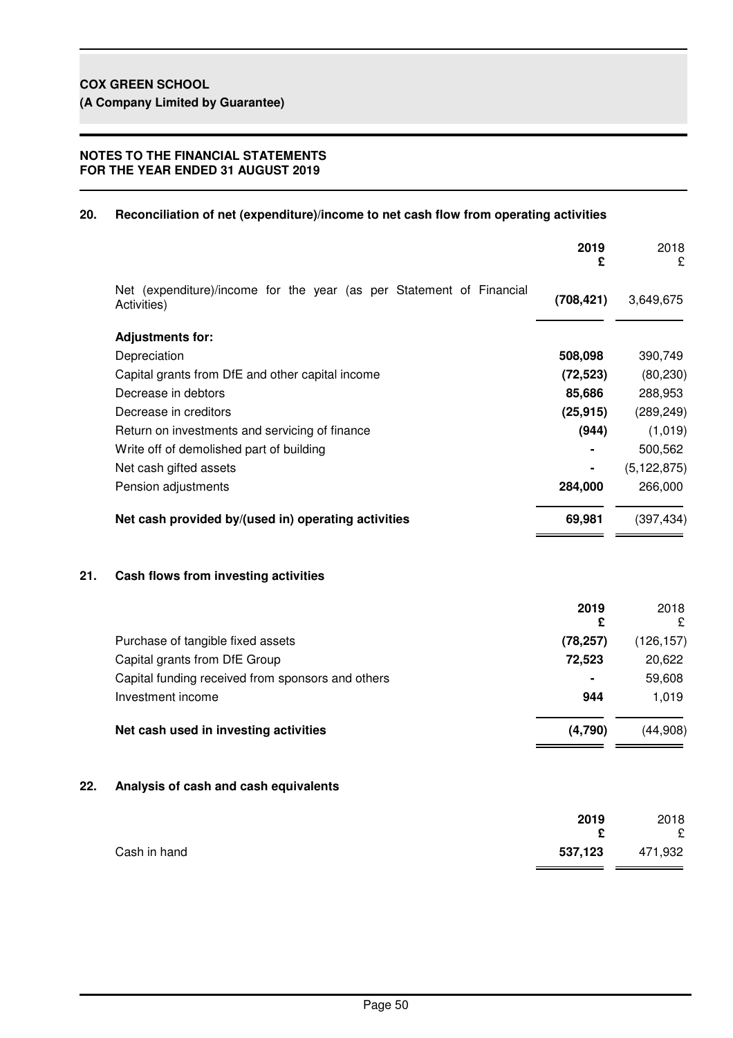**COX GREEN SCHOOL**
**(A Company Limited by Guarantee)**

**NOTES TO THE FINANCIAL STATEMENTS**
**FOR THE YEAR ENDED 31 AUGUST 2019**

## 20. Reconciliation of net (expenditure)/income to net cash flow from operating activities

| | **2019 £** | 2018 £ |
|---|---|---|
| Net (expenditure)/income for the year (as per Statement of Financial Activities) | **(708,421)** | 3,649,675 |
| **Adjustments for:** | | |
| Depreciation | **508,098** | 390,749 |
| Capital grants from DfE and other capital income | **(72,523)** | (80,230) |
| Decrease in debtors | **85,686** | 288,953 |
| Decrease in creditors | **(25,915)** | (289,249) |
| Return on investments and servicing of finance | **(944)** | (1,019) |
| Write off of demolished part of building | **-** | 500,562 |
| Net cash gifted assets | **-** | (5,122,875) |
| Pension adjustments | **284,000** | 266,000 |
| **Net cash provided by/(used in) operating activities** | **69,981** | (397,434) |

## 21. Cash flows from investing activities

| | **2019 £** | 2018 £ |
|---|---|---|
| Purchase of tangible fixed assets | **(78,257)** | (126,157) |
| Capital grants from DfE Group | **72,523** | 20,622 |
| Capital funding received from sponsors and others | **-** | 59,608 |
| Investment income | **944** | 1,019 |
| **Net cash used in investing activities** | **(4,790)** | (44,908) |

## 22. Analysis of cash and cash equivalents

| | **2019 £** | 2018 £ |
|---|---|---|
| Cash in hand | **537,123** | 471,932 |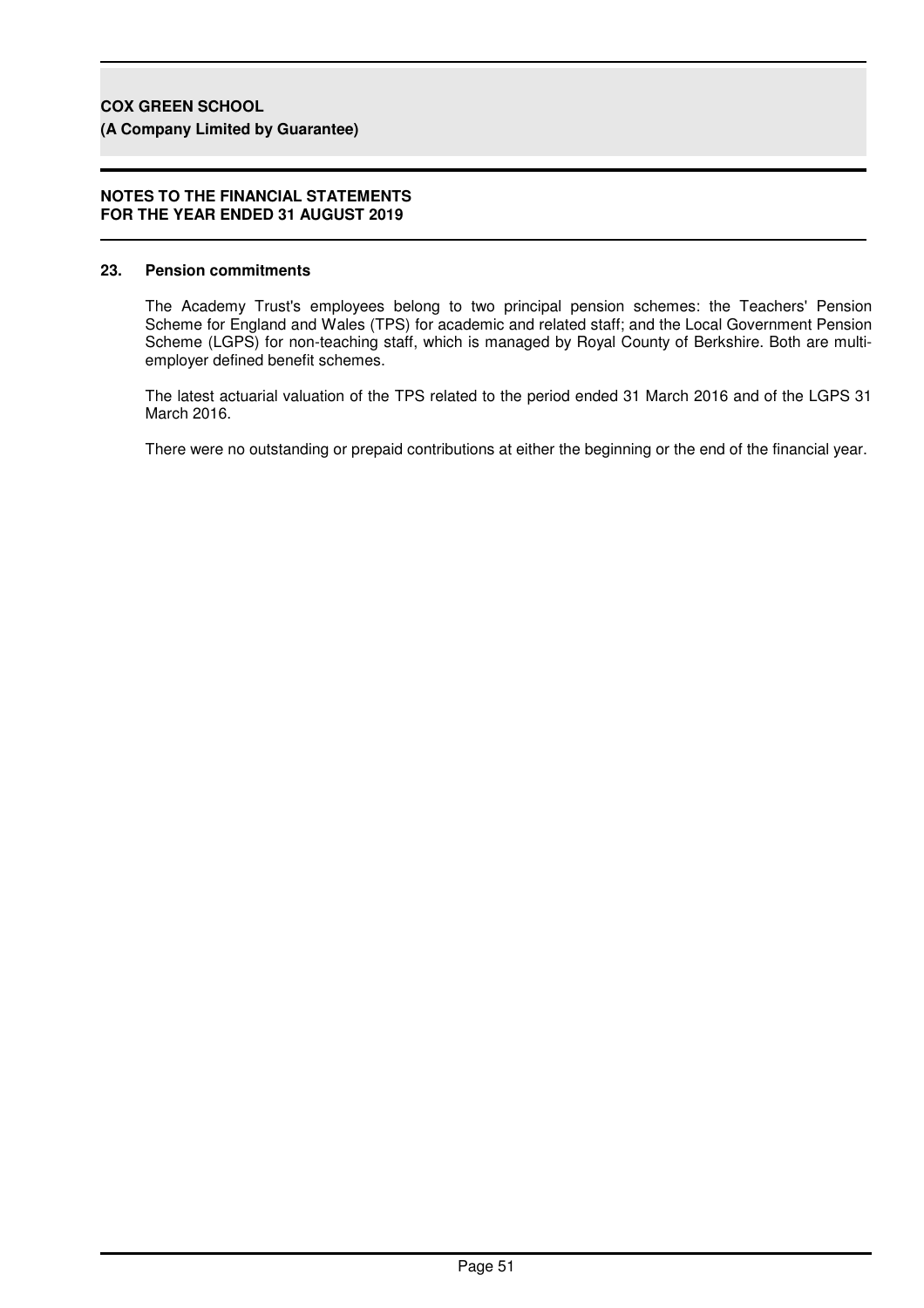## 23. Pension commitments

The Academy Trust's employees belong to two principal pension schemes: the Teachers' Pension Scheme for England and Wales (TPS) for academic and related staff; and the Local Government Pension Scheme (LGPS) for non-teaching staff, which is managed by Royal County of Berkshire. Both are multi-employer defined benefit schemes.

The latest actuarial valuation of the TPS related to the period ended 31 March 2016 and of the LGPS 31 March 2016.

There were no outstanding or prepaid contributions at either the beginning or the end of the financial year.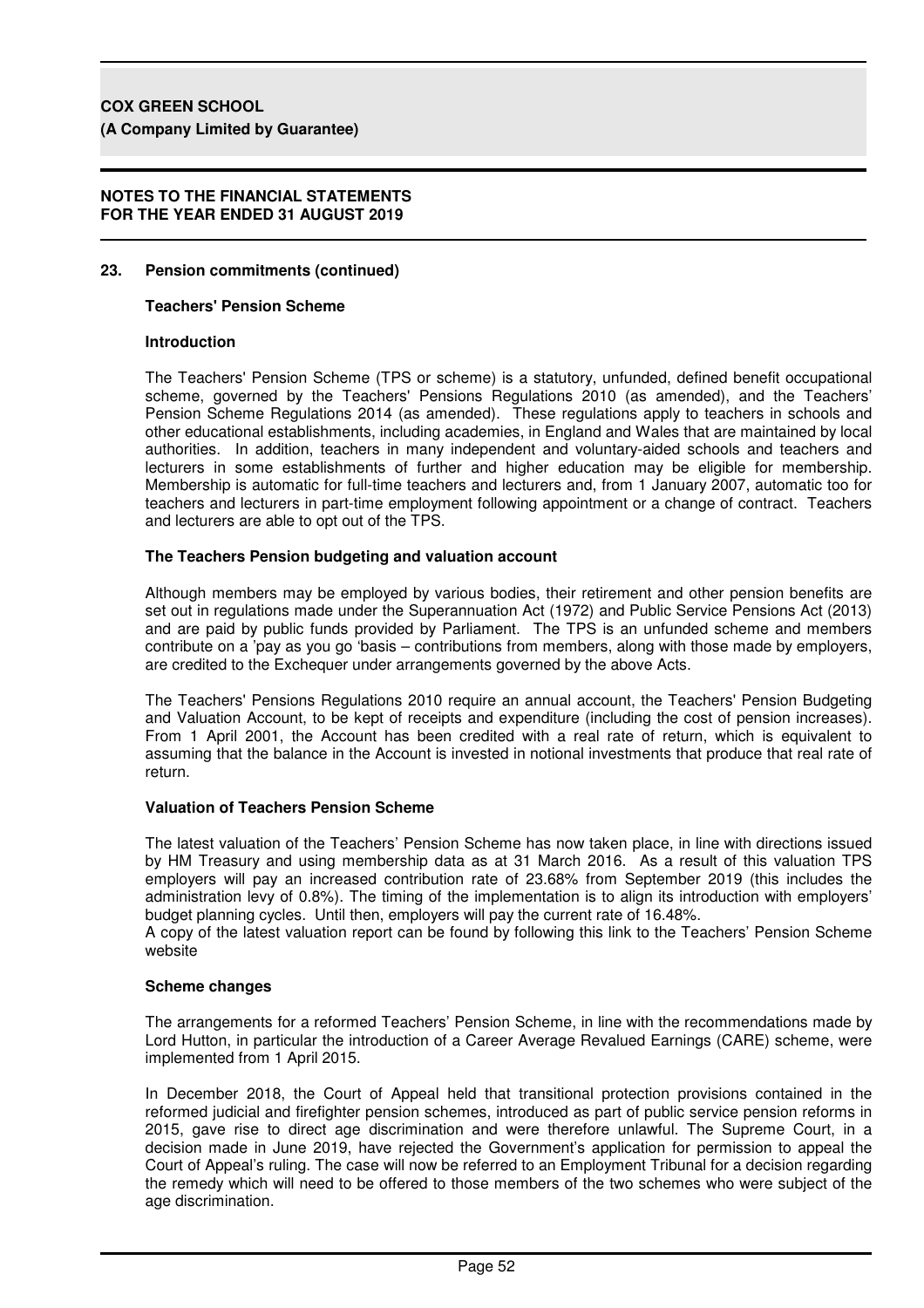## 23. Pension commitments (continued)

### Teachers' Pension Scheme

#### Introduction

The Teachers' Pension Scheme (TPS or scheme) is a statutory, unfunded, defined benefit occupational scheme, governed by the Teachers' Pensions Regulations 2010 (as amended), and the Teachers' Pension Scheme Regulations 2014 (as amended). These regulations apply to teachers in schools and other educational establishments, including academies, in England and Wales that are maintained by local authorities. In addition, teachers in many independent and voluntary-aided schools and teachers and lecturers in some establishments of further and higher education may be eligible for membership. Membership is automatic for full-time teachers and lecturers and, from 1 January 2007, automatic too for teachers and lecturers in part-time employment following appointment or a change of contract. Teachers and lecturers are able to opt out of the TPS.

#### The Teachers Pension budgeting and valuation account

Although members may be employed by various bodies, their retirement and other pension benefits are set out in regulations made under the Superannuation Act (1972) and Public Service Pensions Act (2013) and are paid by public funds provided by Parliament. The TPS is an unfunded scheme and members contribute on a 'pay as you go 'basis – contributions from members, along with those made by employers, are credited to the Exchequer under arrangements governed by the above Acts.

The Teachers' Pensions Regulations 2010 require an annual account, the Teachers' Pension Budgeting and Valuation Account, to be kept of receipts and expenditure (including the cost of pension increases). From 1 April 2001, the Account has been credited with a real rate of return, which is equivalent to assuming that the balance in the Account is invested in notional investments that produce that real rate of return.

#### Valuation of Teachers Pension Scheme

The latest valuation of the Teachers' Pension Scheme has now taken place, in line with directions issued by HM Treasury and using membership data as at 31 March 2016. As a result of this valuation TPS employers will pay an increased contribution rate of 23.68% from September 2019 (this includes the administration levy of 0.8%). The timing of the implementation is to align its introduction with employers' budget planning cycles. Until then, employers will pay the current rate of 16.48%.
A copy of the latest valuation report can be found by following this link to the Teachers' Pension Scheme website

#### Scheme changes

The arrangements for a reformed Teachers' Pension Scheme, in line with the recommendations made by Lord Hutton, in particular the introduction of a Career Average Revalued Earnings (CARE) scheme, were implemented from 1 April 2015.

In December 2018, the Court of Appeal held that transitional protection provisions contained in the reformed judicial and firefighter pension schemes, introduced as part of public service pension reforms in 2015, gave rise to direct age discrimination and were therefore unlawful. The Supreme Court, in a decision made in June 2019, have rejected the Government's application for permission to appeal the Court of Appeal's ruling. The case will now be referred to an Employment Tribunal for a decision regarding the remedy which will need to be offered to those members of the two schemes who were subject of the age discrimination.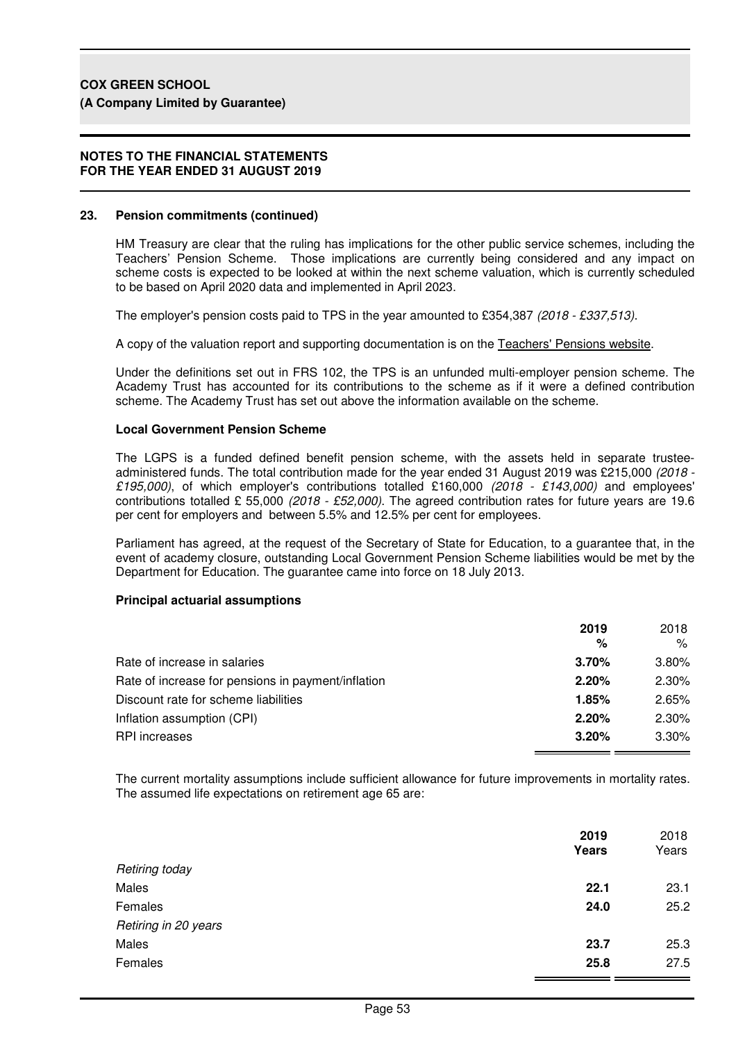**COX GREEN SCHOOL**
**(A Company Limited by Guarantee)**

**NOTES TO THE FINANCIAL STATEMENTS**
**FOR THE YEAR ENDED 31 AUGUST 2019**

### 23. Pension commitments (continued)

HM Treasury are clear that the ruling has implications for the other public service schemes, including the Teachers' Pension Scheme. Those implications are currently being considered and any impact on scheme costs is expected to be looked at within the next scheme valuation, which is currently scheduled to be based on April 2020 data and implemented in April 2023.

The employer's pension costs paid to TPS in the year amounted to £354,387 *(2018 - £337,513)*.

A copy of the valuation report and supporting documentation is on the Teachers' Pensions website.

Under the definitions set out in FRS 102, the TPS is an unfunded multi-employer pension scheme. The Academy Trust has accounted for its contributions to the scheme as if it were a defined contribution scheme. The Academy Trust has set out above the information available on the scheme.

**Local Government Pension Scheme**

The LGPS is a funded defined benefit pension scheme, with the assets held in separate trustee-administered funds. The total contribution made for the year ended 31 August 2019 was £215,000 *(2018 - £195,000)*, of which employer's contributions totalled £160,000 *(2018 - £143,000)* and employees' contributions totalled £ 55,000 *(2018 - £52,000)*. The agreed contribution rates for future years are 19.6 per cent for employers and between 5.5% and 12.5% per cent for employees.

Parliament has agreed, at the request of the Secretary of State for Education, to a guarantee that, in the event of academy closure, outstanding Local Government Pension Scheme liabilities would be met by the Department for Education. The guarantee came into force on 18 July 2013.

**Principal actuarial assumptions**

| | **2019** | 2018 |
|---|---|---|
| | **%** | % |
| Rate of increase in salaries | **3.70%** | 3.80% |
| Rate of increase for pensions in payment/inflation | **2.20%** | 2.30% |
| Discount rate for scheme liabilities | **1.85%** | 2.65% |
| Inflation assumption (CPI) | **2.20%** | 2.30% |
| RPI increases | **3.20%** | 3.30% |

The current mortality assumptions include sufficient allowance for future improvements in mortality rates. The assumed life expectations on retirement age 65 are:

| | **2019** | 2018 |
|---|---|---|
| | **Years** | Years |
| *Retiring today* | | |
| Males | **22.1** | 23.1 |
| Females | **24.0** | 25.2 |
| *Retiring in 20 years* | | |
| Males | **23.7** | 25.3 |
| Females | **25.8** | 27.5 |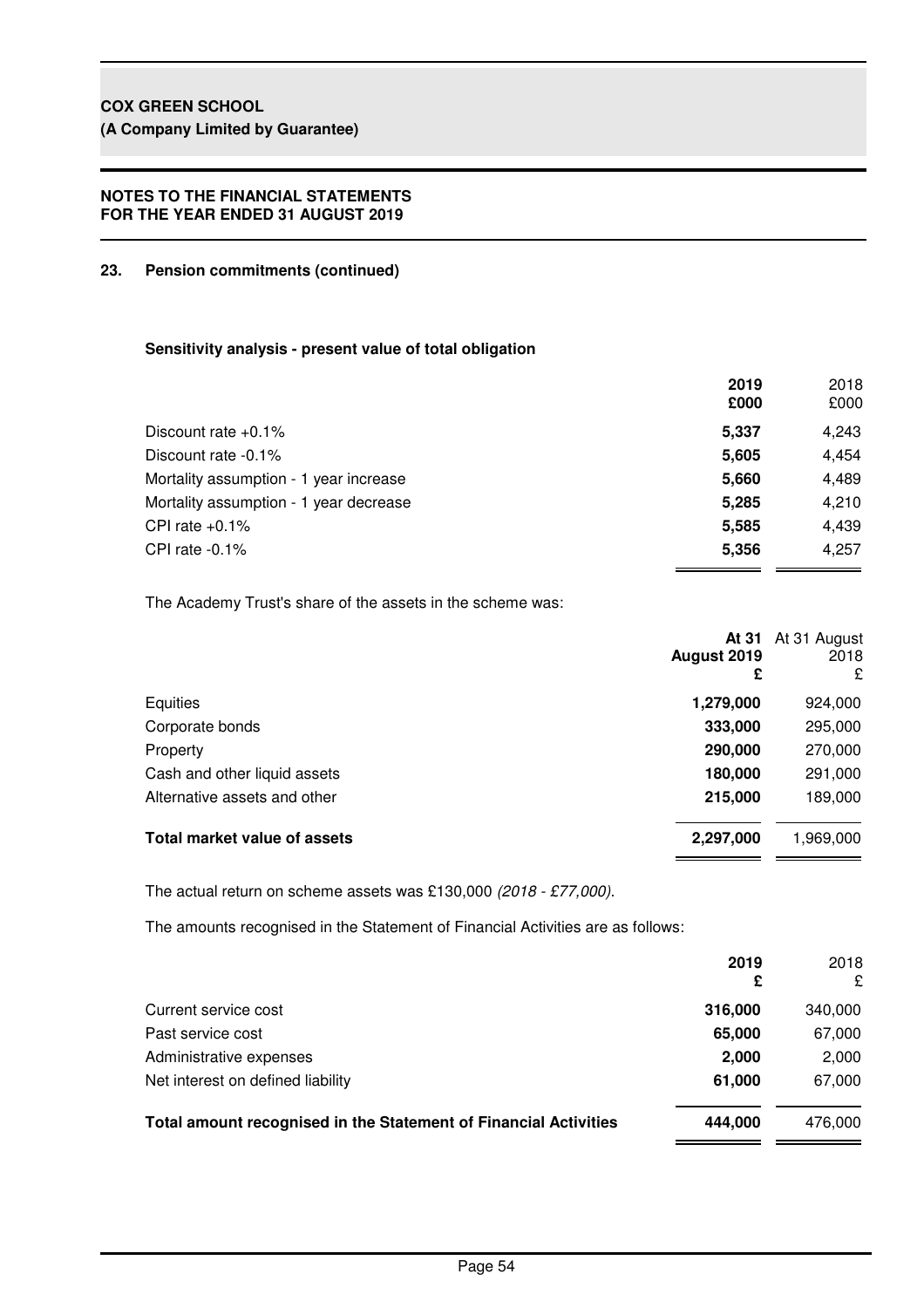## 23. Pension commitments (continued)

### Sensitivity analysis - present value of total obligation

| | 2019 £000 | 2018 £000 |
|---|---|---|
| Discount rate +0.1% | **5,337** | 4,243 |
| Discount rate -0.1% | **5,605** | 4,454 |
| Mortality assumption - 1 year increase | **5,660** | 4,489 |
| Mortality assumption - 1 year decrease | **5,285** | 4,210 |
| CPI rate +0.1% | **5,585** | 4,439 |
| CPI rate -0.1% | **5,356** | 4,257 |

The Academy Trust's share of the assets in the scheme was:

| | At 31 August 2019 £ | At 31 August 2018 £ |
|---|---|---|
| Equities | **1,279,000** | 924,000 |
| Corporate bonds | **333,000** | 295,000 |
| Property | **290,000** | 270,000 |
| Cash and other liquid assets | **180,000** | 291,000 |
| Alternative assets and other | **215,000** | 189,000 |
| **Total market value of assets** | **2,297,000** | 1,969,000 |

The actual return on scheme assets was £130,000 *(2018 - £77,000)*.

The amounts recognised in the Statement of Financial Activities are as follows:

| | 2019 £ | 2018 £ |
|---|---|---|
| Current service cost | **316,000** | 340,000 |
| Past service cost | **65,000** | 67,000 |
| Administrative expenses | **2,000** | 2,000 |
| Net interest on defined liability | **61,000** | 67,000 |
| **Total amount recognised in the Statement of Financial Activities** | **444,000** | 476,000 |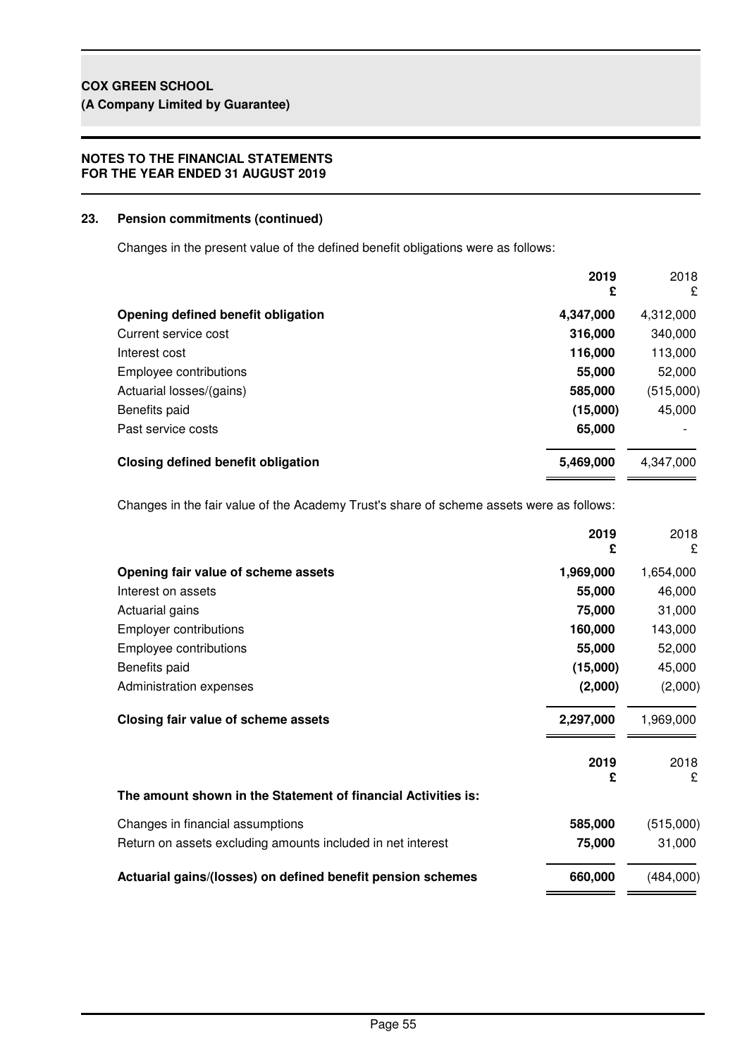**COX GREEN SCHOOL**
**(A Company Limited by Guarantee)**

**NOTES TO THE FINANCIAL STATEMENTS**
**FOR THE YEAR ENDED 31 AUGUST 2019**

## 23. Pension commitments (continued)

Changes in the present value of the defined benefit obligations were as follows:

| | 2019 £ | 2018 £ |
|---|---|---|
| **Opening defined benefit obligation** | **4,347,000** | 4,312,000 |
| Current service cost | **316,000** | 340,000 |
| Interest cost | **116,000** | 113,000 |
| Employee contributions | **55,000** | 52,000 |
| Actuarial losses/(gains) | **585,000** | (515,000) |
| Benefits paid | **(15,000)** | 45,000 |
| Past service costs | **65,000** | - |
| **Closing defined benefit obligation** | **5,469,000** | 4,347,000 |

Changes in the fair value of the Academy Trust's share of scheme assets were as follows:

| | 2019 £ | 2018 £ |
|---|---|---|
| **Opening fair value of scheme assets** | **1,969,000** | 1,654,000 |
| Interest on assets | **55,000** | 46,000 |
| Actuarial gains | **75,000** | 31,000 |
| Employer contributions | **160,000** | 143,000 |
| Employee contributions | **55,000** | 52,000 |
| Benefits paid | **(15,000)** | 45,000 |
| Administration expenses | **(2,000)** | (2,000) |
| **Closing fair value of scheme assets** | **2,297,000** | 1,969,000 |

| | 2019 £ | 2018 £ |
|---|---|---|
| **The amount shown in the Statement of financial Activities is:** | | |
| Changes in financial assumptions | **585,000** | (515,000) |
| Return on assets excluding amounts included in net interest | **75,000** | 31,000 |
| **Actuarial gains/(losses) on defined benefit pension schemes** | **660,000** | (484,000) |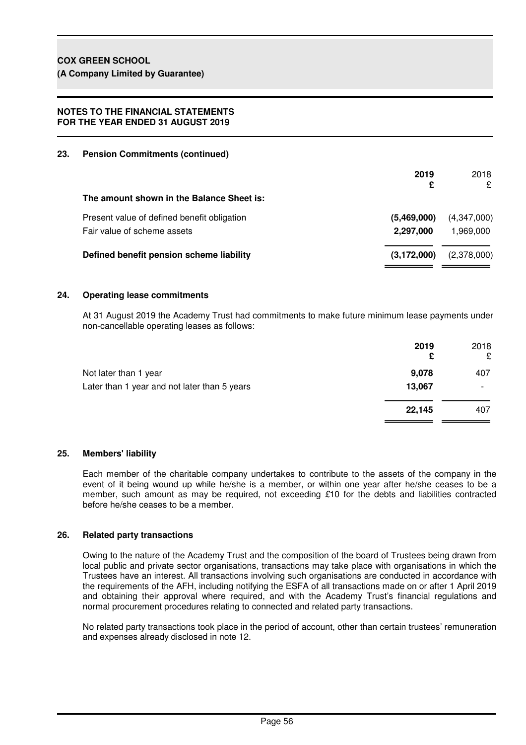## 23. Pension Commitments (continued)

| | 2019 £ | 2018 £ |
|---|---|---|
| **The amount shown in the Balance Sheet is:** | | |
| Present value of defined benefit obligation | **(5,469,000)** | (4,347,000) |
| Fair value of scheme assets | **2,297,000** | 1,969,000 |
| **Defined benefit pension scheme liability** | **(3,172,000)** | (2,378,000) |

## 24. Operating lease commitments

At 31 August 2019 the Academy Trust had commitments to make future minimum lease payments under non-cancellable operating leases as follows:

| | 2019 £ | 2018 £ |
|---|---|---|
| Not later than 1 year | **9,078** | 407 |
| Later than 1 year and not later than 5 years | **13,067** | - |
| | **22,145** | 407 |

## 25. Members' liability

Each member of the charitable company undertakes to contribute to the assets of the company in the event of it being wound up while he/she is a member, or within one year after he/she ceases to be a member, such amount as may be required, not exceeding £10 for the debts and liabilities contracted before he/she ceases to be a member.

## 26. Related party transactions

Owing to the nature of the Academy Trust and the composition of the board of Trustees being drawn from local public and private sector organisations, transactions may take place with organisations in which the Trustees have an interest. All transactions involving such organisations are conducted in accordance with the requirements of the AFH, including notifying the ESFA of all transactions made on or after 1 April 2019 and obtaining their approval where required, and with the Academy Trust's financial regulations and normal procurement procedures relating to connected and related party transactions.

No related party transactions took place in the period of account, other than certain trustees' remuneration and expenses already disclosed in note 12.